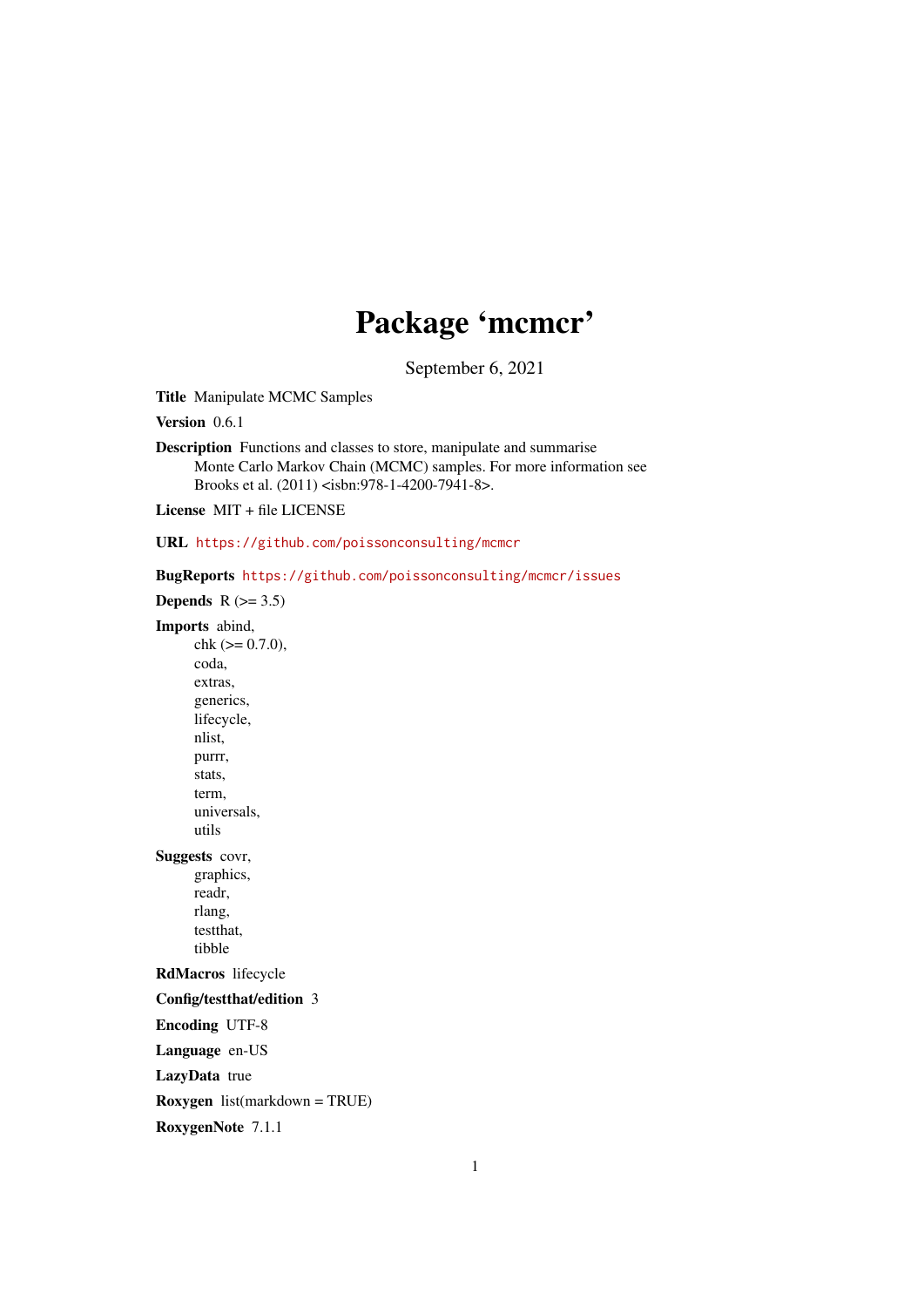# Package 'mcmcr'

September 6, 2021

**Title** Manipulate MCMC Samples

**Version** 0.6.1

**Description** Functions and classes to store, manipulate and summarise Monte Carlo Markov Chain (MCMC) samples. For more information see Brooks et al. (2011) <isbn:978-1-4200-7941-8>.

**License** MIT + file LICENSE

**URL** https://github.com/poissonconsulting/mcmcr

**BugReports** https://github.com/poissonconsulting/mcmcr/issues

**Depends** R (>= 3.5)

**Imports** abind,
chk (>= 0.7.0),
coda,
extras,
generics,
lifecycle,
nlist,
purrr,
stats,
term,
universals,
utils

**Suggests** covr,
graphics,
readr,
rlang,
testthat,
tibble

**RdMacros** lifecycle

**Config/testthat/edition** 3

**Encoding** UTF-8

**Language** en-US

**LazyData** true

**Roxygen** list(markdown = TRUE)

**RoxygenNote** 7.1.1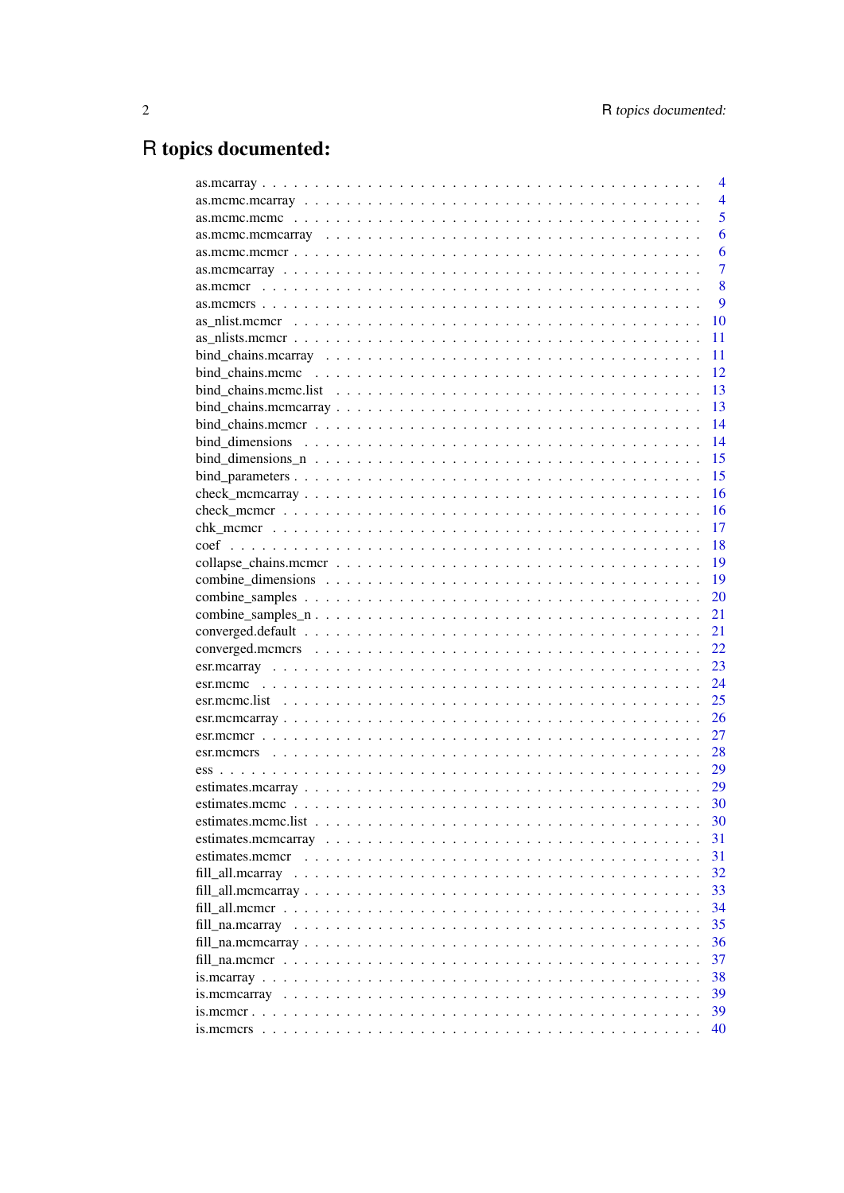# R topics documented:

as.mcarray . . . . . . . . . . . . . . . . . . . . . . . . . . . . . . . . . . . . . . . . 4
as.mcmc.mcarray . . . . . . . . . . . . . . . . . . . . . . . . . . . . . . . . . . . . . 4
as.mcmc.mcmc . . . . . . . . . . . . . . . . . . . . . . . . . . . . . . . . . . . . . . 5
as.mcmc.mcmcarray . . . . . . . . . . . . . . . . . . . . . . . . . . . . . . . . . . . 6
as.mcmc.mcmcr . . . . . . . . . . . . . . . . . . . . . . . . . . . . . . . . . . . . . 6
as.mcmcarray . . . . . . . . . . . . . . . . . . . . . . . . . . . . . . . . . . . . . . 7
as.mcmcr . . . . . . . . . . . . . . . . . . . . . . . . . . . . . . . . . . . . . . . . 8
as.mcmcrs . . . . . . . . . . . . . . . . . . . . . . . . . . . . . . . . . . . . . . . . 9
as_nlist.mcmcr . . . . . . . . . . . . . . . . . . . . . . . . . . . . . . . . . . . . . 10
as_nlists.mcmcr . . . . . . . . . . . . . . . . . . . . . . . . . . . . . . . . . . . . 11
bind_chains.mcarray . . . . . . . . . . . . . . . . . . . . . . . . . . . . . . . . . . 11
bind_chains.mcmc . . . . . . . . . . . . . . . . . . . . . . . . . . . . . . . . . . . 12
bind_chains.mcmc.list . . . . . . . . . . . . . . . . . . . . . . . . . . . . . . . . . 13
bind_chains.mcmcarray . . . . . . . . . . . . . . . . . . . . . . . . . . . . . . . . 13
bind_chains.mcmcr . . . . . . . . . . . . . . . . . . . . . . . . . . . . . . . . . . 14
bind_dimensions . . . . . . . . . . . . . . . . . . . . . . . . . . . . . . . . . . . . 14
bind_dimensions_n . . . . . . . . . . . . . . . . . . . . . . . . . . . . . . . . . . 15
bind_parameters . . . . . . . . . . . . . . . . . . . . . . . . . . . . . . . . . . . . 15
check_mcmcarray . . . . . . . . . . . . . . . . . . . . . . . . . . . . . . . . . . . 16
check_mcmcr . . . . . . . . . . . . . . . . . . . . . . . . . . . . . . . . . . . . . . 16
chk_mcmcr . . . . . . . . . . . . . . . . . . . . . . . . . . . . . . . . . . . . . . . 17
coef . . . . . . . . . . . . . . . . . . . . . . . . . . . . . . . . . . . . . . . . . . . 18
collapse_chains.mcmcr . . . . . . . . . . . . . . . . . . . . . . . . . . . . . . . . 19
combine_dimensions . . . . . . . . . . . . . . . . . . . . . . . . . . . . . . . . . 19
combine_samples . . . . . . . . . . . . . . . . . . . . . . . . . . . . . . . . . . . 20
combine_samples_n . . . . . . . . . . . . . . . . . . . . . . . . . . . . . . . . . 21
converged.default . . . . . . . . . . . . . . . . . . . . . . . . . . . . . . . . . . . 21
converged.mcmcrs . . . . . . . . . . . . . . . . . . . . . . . . . . . . . . . . . . 22
esr.mcarray . . . . . . . . . . . . . . . . . . . . . . . . . . . . . . . . . . . . . . . 23
esr.mcmc . . . . . . . . . . . . . . . . . . . . . . . . . . . . . . . . . . . . . . . . 24
esr.mcmc.list . . . . . . . . . . . . . . . . . . . . . . . . . . . . . . . . . . . . . 25
esr.mcmcarray . . . . . . . . . . . . . . . . . . . . . . . . . . . . . . . . . . . . . 26
esr.mcmcr . . . . . . . . . . . . . . . . . . . . . . . . . . . . . . . . . . . . . . . 27
esr.mcmcrs . . . . . . . . . . . . . . . . . . . . . . . . . . . . . . . . . . . . . . 28
ess . . . . . . . . . . . . . . . . . . . . . . . . . . . . . . . . . . . . . . . . . . . 29
estimates.mcarray . . . . . . . . . . . . . . . . . . . . . . . . . . . . . . . . . . 29
estimates.mcmc . . . . . . . . . . . . . . . . . . . . . . . . . . . . . . . . . . . . 30
estimates.mcmc.list . . . . . . . . . . . . . . . . . . . . . . . . . . . . . . . . . . 30
estimates.mcmcarray . . . . . . . . . . . . . . . . . . . . . . . . . . . . . . . . . 31
estimates.mcmcr . . . . . . . . . . . . . . . . . . . . . . . . . . . . . . . . . . . 31
fill_all.mcarray . . . . . . . . . . . . . . . . . . . . . . . . . . . . . . . . . . . . 32
fill_all.mcmcarray . . . . . . . . . . . . . . . . . . . . . . . . . . . . . . . . . . 33
fill_all.mcmcr . . . . . . . . . . . . . . . . . . . . . . . . . . . . . . . . . . . . . 34
fill_na.mcarray . . . . . . . . . . . . . . . . . . . . . . . . . . . . . . . . . . . . 35
fill_na.mcmcarray . . . . . . . . . . . . . . . . . . . . . . . . . . . . . . . . . . 36
fill_na.mcmcr . . . . . . . . . . . . . . . . . . . . . . . . . . . . . . . . . . . . . 37
is.mcarray . . . . . . . . . . . . . . . . . . . . . . . . . . . . . . . . . . . . . . . 38
is.mcmcarray . . . . . . . . . . . . . . . . . . . . . . . . . . . . . . . . . . . . . 39
is.mcmcr . . . . . . . . . . . . . . . . . . . . . . . . . . . . . . . . . . . . . . . . 39
is.mcmcrs . . . . . . . . . . . . . . . . . . . . . . . . . . . . . . . . . . . . . . . 40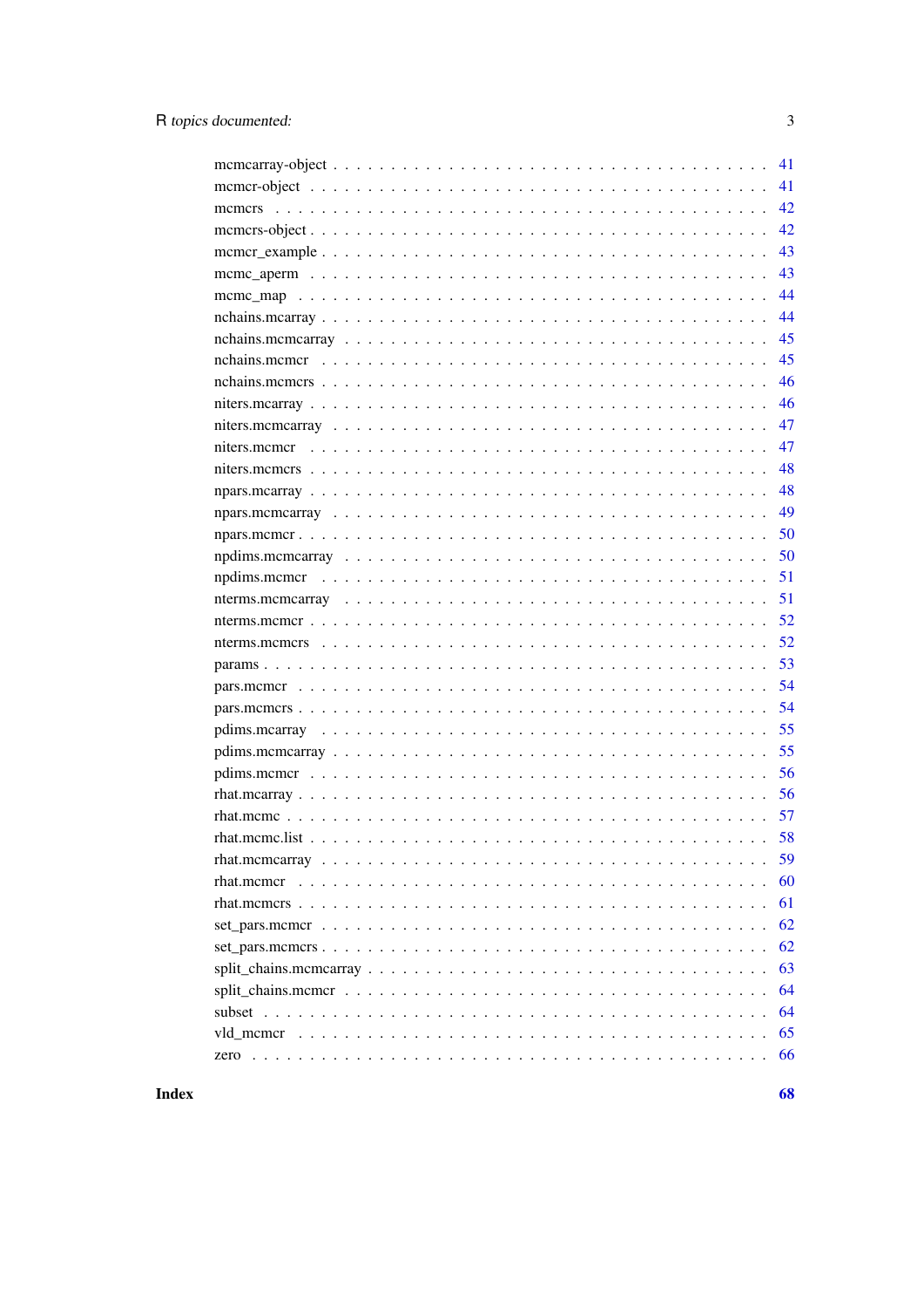mcmcarray-object . . . . . . . . . . . . . . . . . . . . . . . . . . . . . . . . . . 41
mcmcr-object . . . . . . . . . . . . . . . . . . . . . . . . . . . . . . . . . . . . 41
mcmcrs . . . . . . . . . . . . . . . . . . . . . . . . . . . . . . . . . . . . . . . 42
mcmcrs-object . . . . . . . . . . . . . . . . . . . . . . . . . . . . . . . . . . . 42
mcmcr_example . . . . . . . . . . . . . . . . . . . . . . . . . . . . . . . . . . . 43
mcmc_aperm . . . . . . . . . . . . . . . . . . . . . . . . . . . . . . . . . . . . 43
mcmc_map . . . . . . . . . . . . . . . . . . . . . . . . . . . . . . . . . . . . . 44
nchains.mcarray . . . . . . . . . . . . . . . . . . . . . . . . . . . . . . . . . . 44
nchains.mcmcarray . . . . . . . . . . . . . . . . . . . . . . . . . . . . . . . . 45
nchains.mcmcr . . . . . . . . . . . . . . . . . . . . . . . . . . . . . . . . . . . 45
nchains.mcmcrs . . . . . . . . . . . . . . . . . . . . . . . . . . . . . . . . . . 46
niters.mcarray . . . . . . . . . . . . . . . . . . . . . . . . . . . . . . . . . . . 46
niters.mcmcarray . . . . . . . . . . . . . . . . . . . . . . . . . . . . . . . . . 47
niters.mcmcr . . . . . . . . . . . . . . . . . . . . . . . . . . . . . . . . . . . . 47
niters.mcmcrs . . . . . . . . . . . . . . . . . . . . . . . . . . . . . . . . . . . 48
npars.mcarray . . . . . . . . . . . . . . . . . . . . . . . . . . . . . . . . . . . 48
npars.mcmcarray . . . . . . . . . . . . . . . . . . . . . . . . . . . . . . . . . 49
npars.mcmcr . . . . . . . . . . . . . . . . . . . . . . . . . . . . . . . . . . . . 50
npdims.mcmcarray . . . . . . . . . . . . . . . . . . . . . . . . . . . . . . . . . 50
npdims.mcmcr . . . . . . . . . . . . . . . . . . . . . . . . . . . . . . . . . . . 51
nterms.mcmcarray . . . . . . . . . . . . . . . . . . . . . . . . . . . . . . . . . 51
nterms.mcmcr . . . . . . . . . . . . . . . . . . . . . . . . . . . . . . . . . . . 52
nterms.mcmcrs . . . . . . . . . . . . . . . . . . . . . . . . . . . . . . . . . . . 52
params . . . . . . . . . . . . . . . . . . . . . . . . . . . . . . . . . . . . . . . 53
pars.mcmcr . . . . . . . . . . . . . . . . . . . . . . . . . . . . . . . . . . . . . 54
pars.mcmcrs . . . . . . . . . . . . . . . . . . . . . . . . . . . . . . . . . . . . 54
pdims.mcarray . . . . . . . . . . . . . . . . . . . . . . . . . . . . . . . . . . . 55
pdims.mcmcarray . . . . . . . . . . . . . . . . . . . . . . . . . . . . . . . . . 55
pdims.mcmcr . . . . . . . . . . . . . . . . . . . . . . . . . . . . . . . . . . . . 56
rhat.mcarray . . . . . . . . . . . . . . . . . . . . . . . . . . . . . . . . . . . . 56
rhat.mcmc . . . . . . . . . . . . . . . . . . . . . . . . . . . . . . . . . . . . . . 57
rhat.mcmc.list . . . . . . . . . . . . . . . . . . . . . . . . . . . . . . . . . . . 58
rhat.mcmcarray . . . . . . . . . . . . . . . . . . . . . . . . . . . . . . . . . . 59
rhat.mcmcr . . . . . . . . . . . . . . . . . . . . . . . . . . . . . . . . . . . . . 60
rhat.mcmcrs . . . . . . . . . . . . . . . . . . . . . . . . . . . . . . . . . . . . 61
set_pars.mcmcr . . . . . . . . . . . . . . . . . . . . . . . . . . . . . . . . . . 62
set_pars.mcmcrs . . . . . . . . . . . . . . . . . . . . . . . . . . . . . . . . . . 62
split_chains.mcmcarray . . . . . . . . . . . . . . . . . . . . . . . . . . . . . . 63
split_chains.mcmcr . . . . . . . . . . . . . . . . . . . . . . . . . . . . . . . . 64
subset . . . . . . . . . . . . . . . . . . . . . . . . . . . . . . . . . . . . . . . . 64
vld_mcmcr . . . . . . . . . . . . . . . . . . . . . . . . . . . . . . . . . . . . . 65
zero . . . . . . . . . . . . . . . . . . . . . . . . . . . . . . . . . . . . . . . . . 66

**Index** **68**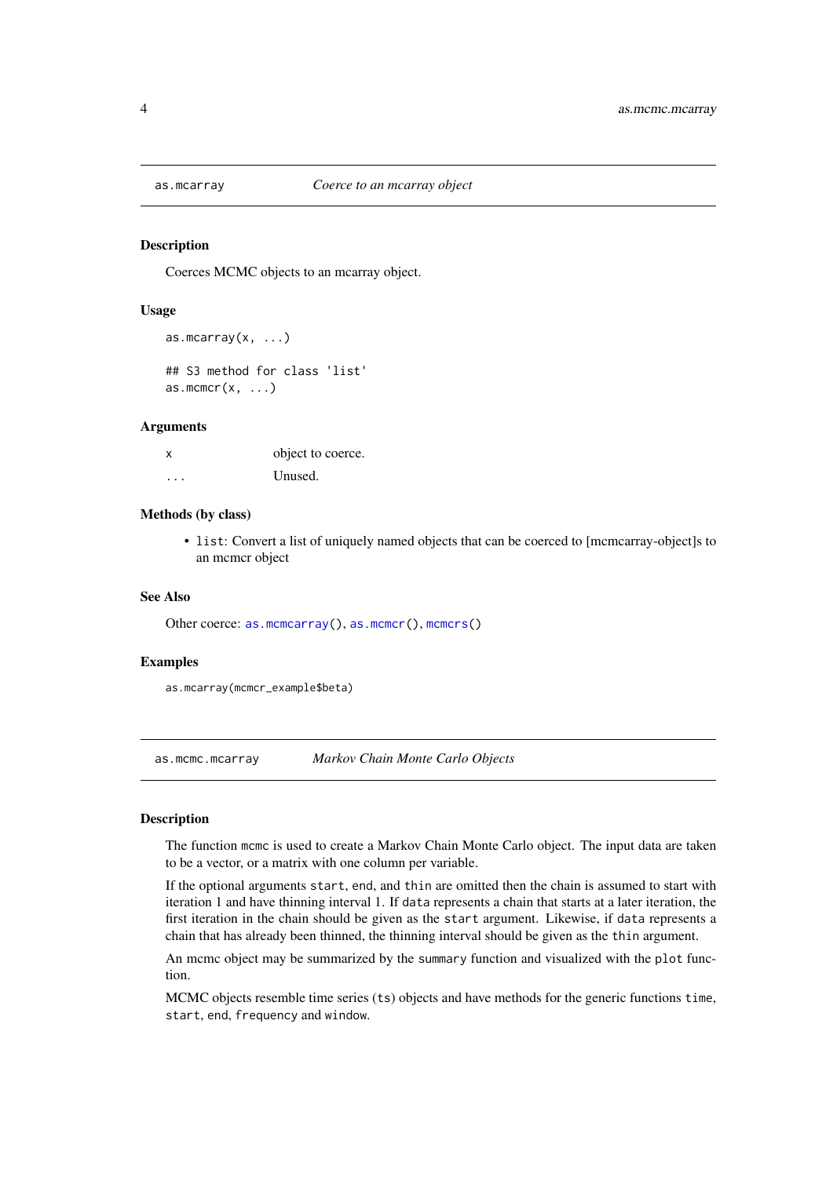## as.mcarray — *Coerce to an mcarray object*

### Description

Coerces MCMC objects to an mcarray object.

### Usage

```
as.mcarray(x, ...)

## S3 method for class 'list'
as.mcmcr(x, ...)
```

### Arguments

| | |
|---|---|
| `x` | object to coerce. |
| `...` | Unused. |

### Methods (by class)

- `list`: Convert a list of uniquely named objects that can be coerced to [mcmcarray-object]s to an mcmcr object

### See Also

Other coerce: `as.mcmcarray()`, `as.mcmcr()`, `mcmcrs()`

### Examples

```
as.mcarray(mcmcr_example$beta)
```

## as.mcmc.mcarray — *Markov Chain Monte Carlo Objects*

### Description

The function `mcmc` is used to create a Markov Chain Monte Carlo object. The input data are taken to be a vector, or a matrix with one column per variable.

If the optional arguments `start`, `end`, and `thin` are omitted then the chain is assumed to start with iteration 1 and have thinning interval 1. If `data` represents a chain that starts at a later iteration, the first iteration in the chain should be given as the `start` argument. Likewise, if `data` represents a chain that has already been thinned, the thinning interval should be given as the `thin` argument.

An mcmc object may be summarized by the `summary` function and visualized with the `plot` function.

MCMC objects resemble time series (`ts`) objects and have methods for the generic functions `time`, `start`, `end`, `frequency` and `window`.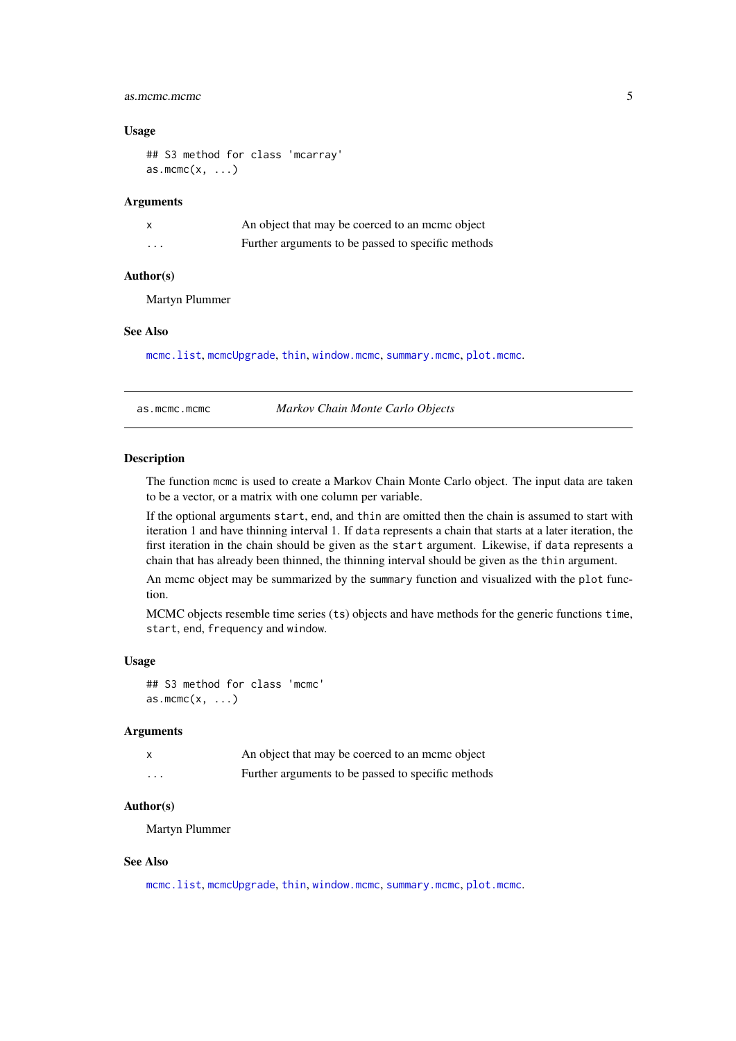### Usage

```
## S3 method for class 'mcarray'
as.mcmc(x, ...)
```

### Arguments

| | |
|---|---|
| x | An object that may be coerced to an mcmc object |
| ... | Further arguments to be passed to specific methods |

### Author(s)

Martyn Plummer

### See Also

mcmc.list, mcmcUpgrade, thin, window.mcmc, summary.mcmc, plot.mcmc.

---

## as.mcmc.mcmc — *Markov Chain Monte Carlo Objects*

---

### Description

The function `mcmc` is used to create a Markov Chain Monte Carlo object. The input data are taken to be a vector, or a matrix with one column per variable.

If the optional arguments `start`, `end`, and `thin` are omitted then the chain is assumed to start with iteration 1 and have thinning interval 1. If `data` represents a chain that starts at a later iteration, the first iteration in the chain should be given as the `start` argument. Likewise, if `data` represents a chain that has already been thinned, the thinning interval should be given as the `thin` argument.

An mcmc object may be summarized by the `summary` function and visualized with the `plot` function.

MCMC objects resemble time series (`ts`) objects and have methods for the generic functions `time`, `start`, `end`, `frequency` and `window`.

### Usage

```
## S3 method for class 'mcmc'
as.mcmc(x, ...)
```

### Arguments

| | |
|---|---|
| x | An object that may be coerced to an mcmc object |
| ... | Further arguments to be passed to specific methods |

### Author(s)

Martyn Plummer

### See Also

mcmc.list, mcmcUpgrade, thin, window.mcmc, summary.mcmc, plot.mcmc.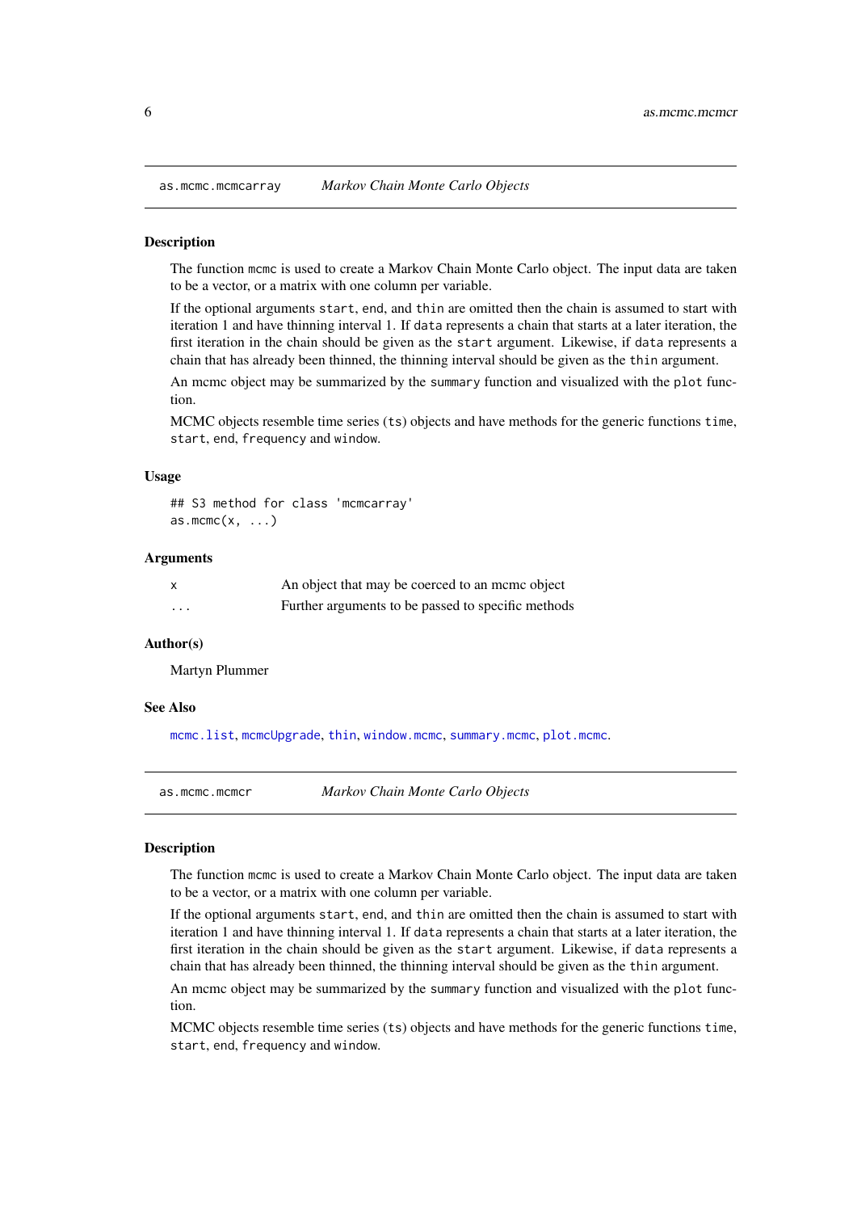## as.mcmc.mcmcarray *Markov Chain Monte Carlo Objects*

### Description

The function `mcmc` is used to create a Markov Chain Monte Carlo object. The input data are taken to be a vector, or a matrix with one column per variable.

If the optional arguments `start`, `end`, and `thin` are omitted then the chain is assumed to start with iteration 1 and have thinning interval 1. If `data` represents a chain that starts at a later iteration, the first iteration in the chain should be given as the `start` argument. Likewise, if `data` represents a chain that has already been thinned, the thinning interval should be given as the `thin` argument.

An mcmc object may be summarized by the `summary` function and visualized with the `plot` function.

MCMC objects resemble time series (`ts`) objects and have methods for the generic functions `time`, `start`, `end`, `frequency` and `window`.

### Usage

```
## S3 method for class 'mcmcarray'
as.mcmc(x, ...)
```

### Arguments

| | |
|---|---|
| `x` | An object that may be coerced to an mcmc object |
| `...` | Further arguments to be passed to specific methods |

### Author(s)

Martyn Plummer

### See Also

`mcmc.list`, `mcmcUpgrade`, `thin`, `window.mcmc`, `summary.mcmc`, `plot.mcmc`.

## as.mcmc.mcmcr *Markov Chain Monte Carlo Objects*

### Description

The function `mcmc` is used to create a Markov Chain Monte Carlo object. The input data are taken to be a vector, or a matrix with one column per variable.

If the optional arguments `start`, `end`, and `thin` are omitted then the chain is assumed to start with iteration 1 and have thinning interval 1. If `data` represents a chain that starts at a later iteration, the first iteration in the chain should be given as the `start` argument. Likewise, if `data` represents a chain that has already been thinned, the thinning interval should be given as the `thin` argument.

An mcmc object may be summarized by the `summary` function and visualized with the `plot` function.

MCMC objects resemble time series (`ts`) objects and have methods for the generic functions `time`, `start`, `end`, `frequency` and `window`.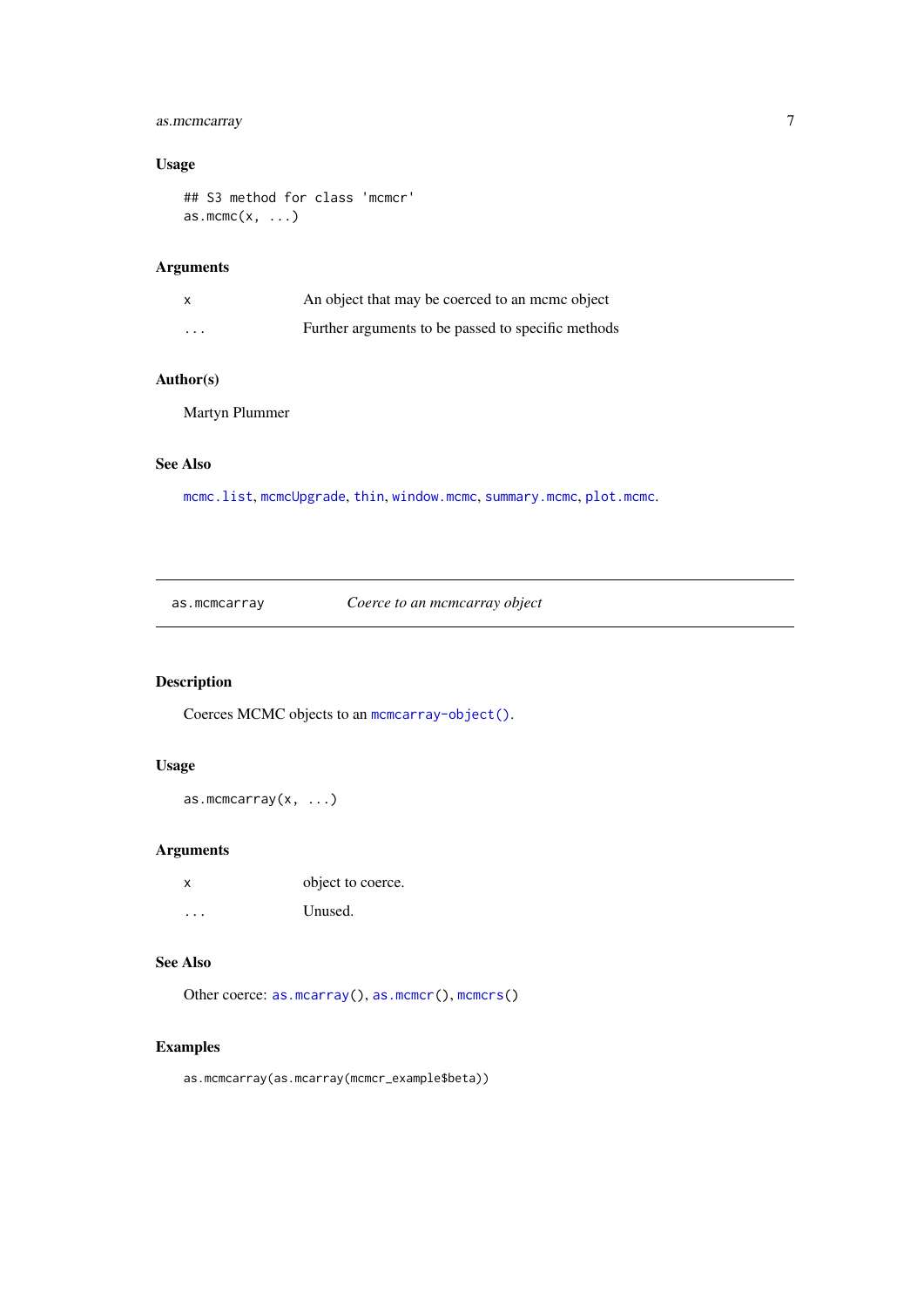### Usage

```
## S3 method for class 'mcmcr'
as.mcmc(x, ...)
```

### Arguments

| | |
|---|---|
| x | An object that may be coerced to an mcmc object |
| ... | Further arguments to be passed to specific methods |

### Author(s)

Martyn Plummer

### See Also

mcmc.list, mcmcUpgrade, thin, window.mcmc, summary.mcmc, plot.mcmc.

---

## as.mcmcarray — *Coerce to an mcmcarray object*

### Description

Coerces MCMC objects to an mcmcarray-object().

### Usage

```
as.mcmcarray(x, ...)
```

### Arguments

| | |
|---|---|
| x | object to coerce. |
| ... | Unused. |

### See Also

Other coerce: as.mcarray(), as.mcmcr(), mcmcrs()

### Examples

```
as.mcmcarray(as.mcarray(mcmcr_example$beta))
```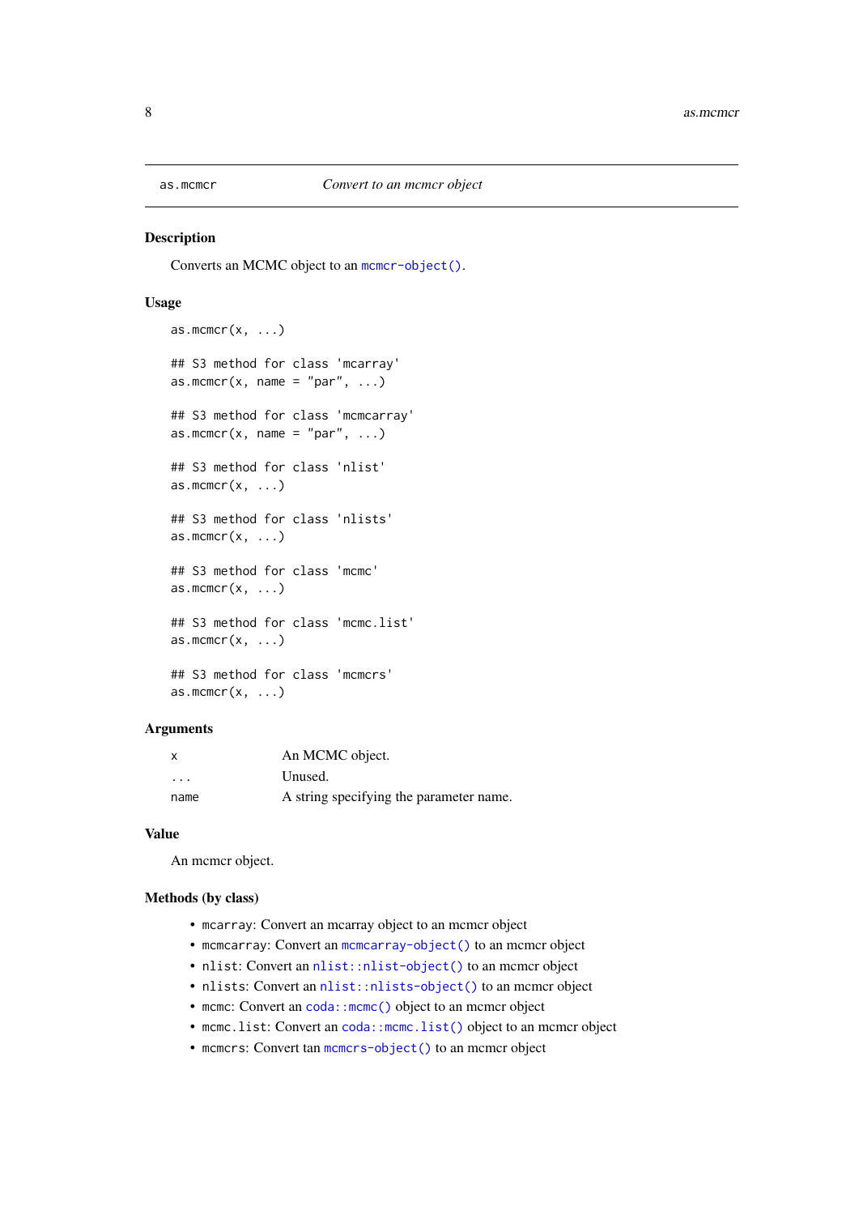## as.mcmcr — *Convert to an mcmcr object*

### Description

Converts an MCMC object to an `mcmcr-object()`.

### Usage

```
as.mcmcr(x, ...)

## S3 method for class 'mcarray'
as.mcmcr(x, name = "par", ...)

## S3 method for class 'mcmcarray'
as.mcmcr(x, name = "par", ...)

## S3 method for class 'nlist'
as.mcmcr(x, ...)

## S3 method for class 'nlists'
as.mcmcr(x, ...)

## S3 method for class 'mcmc'
as.mcmcr(x, ...)

## S3 method for class 'mcmc.list'
as.mcmcr(x, ...)

## S3 method for class 'mcmcrs'
as.mcmcr(x, ...)
```

### Arguments

| | |
|---|---|
| `x` | An MCMC object. |
| `...` | Unused. |
| `name` | A string specifying the parameter name. |

### Value

An mcmcr object.

### Methods (by class)

- `mcarray`: Convert an mcarray object to an mcmcr object
- `mcmcarray`: Convert an `mcmcarray-object()` to an mcmcr object
- `nlist`: Convert an `nlist::nlist-object()` to an mcmcr object
- `nlists`: Convert an `nlist::nlists-object()` to an mcmcr object
- `mcmc`: Convert an `coda::mcmc()` object to an mcmcr object
- `mcmc.list`: Convert an `coda::mcmc.list()` object to an mcmcr object
- `mcmcrs`: Convert tan `mcmcrs-object()` to an mcmcr object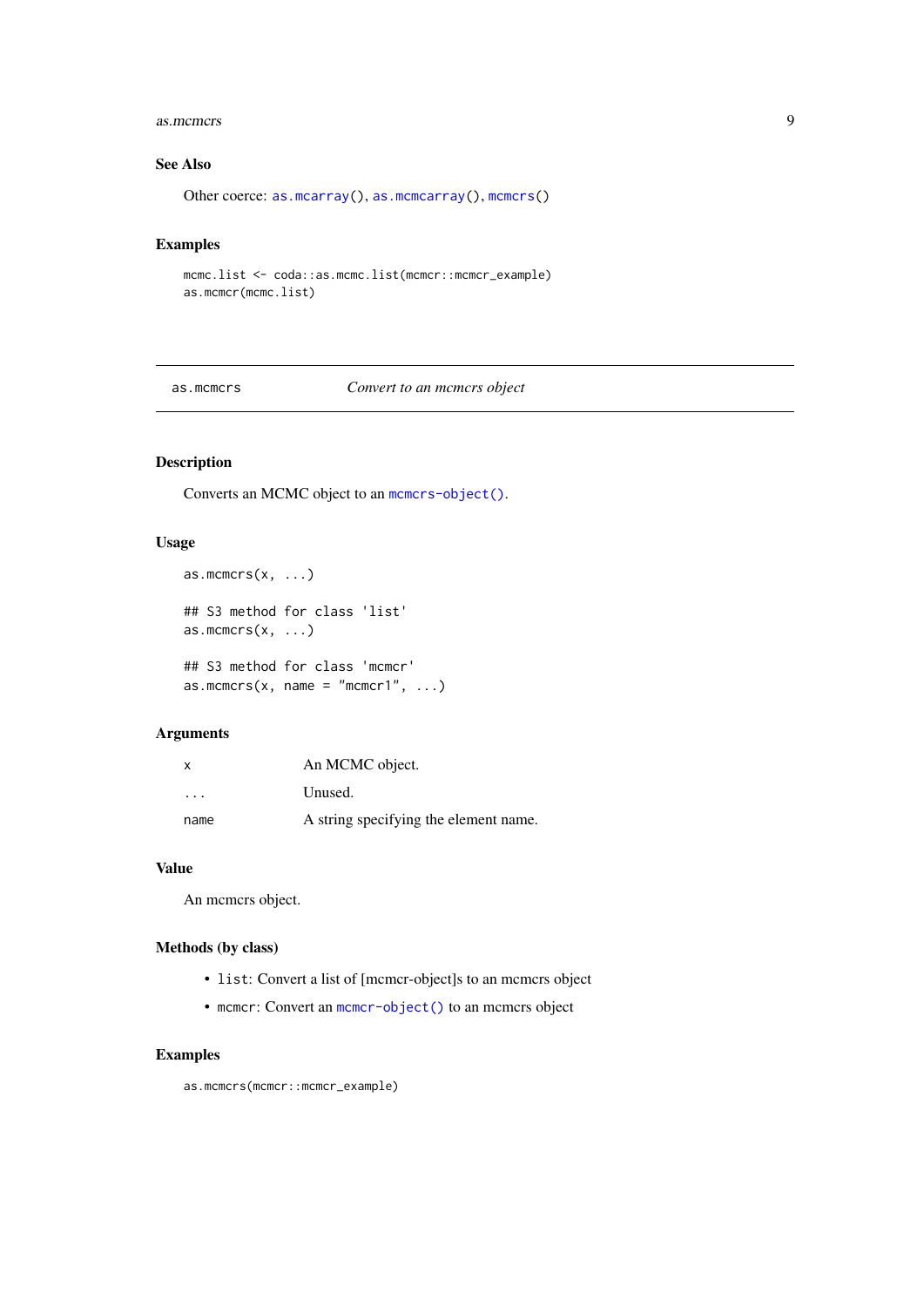### See Also

Other coerce: `as.mcarray()`, `as.mcmcarray()`, `mcmcrs()`

### Examples

```
mcmc.list <- coda::as.mcmc.list(mcmcr::mcmcr_example)
as.mcmcr(mcmc.list)
```

---

## as.mcmcrs — *Convert to an mcmcrs object*

---

### Description

Converts an MCMC object to an `mcmcrs-object()`.

### Usage

```
as.mcmcrs(x, ...)

## S3 method for class 'list'
as.mcmcrs(x, ...)

## S3 method for class 'mcmcr'
as.mcmcrs(x, name = "mcmcr1", ...)
```

### Arguments

| | |
|---|---|
| `x` | An MCMC object. |
| `...` | Unused. |
| `name` | A string specifying the element name. |

### Value

An mcmcrs object.

### Methods (by class)

- `list`: Convert a list of [mcmcr-object]s to an mcmcrs object
- `mcmcr`: Convert an `mcmcr-object()` to an mcmcrs object

### Examples

```
as.mcmcrs(mcmcr::mcmcr_example)
```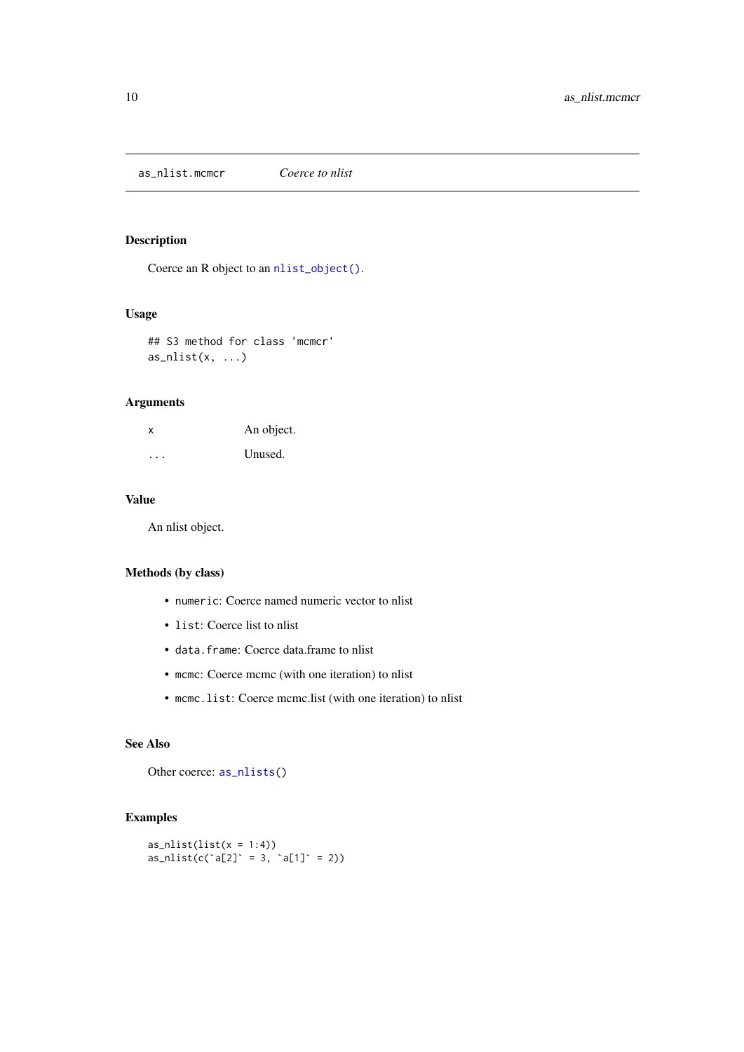as_nlist.mcmcr    *Coerce to nlist*

## Description

Coerce an R object to an `nlist_object()`.

## Usage

```
## S3 method for class 'mcmcr'
as_nlist(x, ...)
```

## Arguments

| | |
|---|---|
| x | An object. |
| ... | Unused. |

## Value

An nlist object.

## Methods (by class)

- `numeric`: Coerce named numeric vector to nlist
- `list`: Coerce list to nlist
- `data.frame`: Coerce data.frame to nlist
- `mcmc`: Coerce mcmc (with one iteration) to nlist
- `mcmc.list`: Coerce mcmc.list (with one iteration) to nlist

## See Also

Other coerce: `as_nlists()`

## Examples

```
as_nlist(list(x = 1:4))
as_nlist(c(`a[2]` = 3, `a[1]` = 2))
```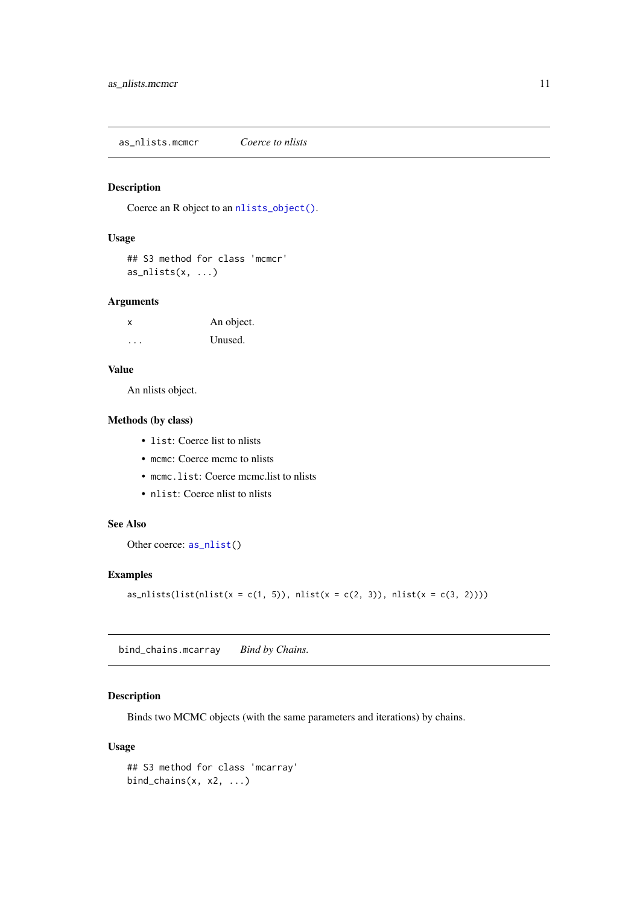## as_nlists.mcmcr — *Coerce to nlists*

### Description

Coerce an R object to an nlists_object().

### Usage

```
## S3 method for class 'mcmcr'
as_nlists(x, ...)
```

### Arguments

| | |
|---|---|
| x | An object. |
| ... | Unused. |

### Value

An nlists object.

### Methods (by class)

- list: Coerce list to nlists
- mcmc: Coerce mcmc to nlists
- mcmc.list: Coerce mcmc.list to nlists
- nlist: Coerce nlist to nlists

### See Also

Other coerce: as_nlist()

### Examples

```
as_nlists(list(nlist(x = c(1, 5)), nlist(x = c(2, 3)), nlist(x = c(3, 2))))
```

## bind_chains.mcarray — *Bind by Chains.*

### Description

Binds two MCMC objects (with the same parameters and iterations) by chains.

### Usage

```
## S3 method for class 'mcarray'
bind_chains(x, x2, ...)
```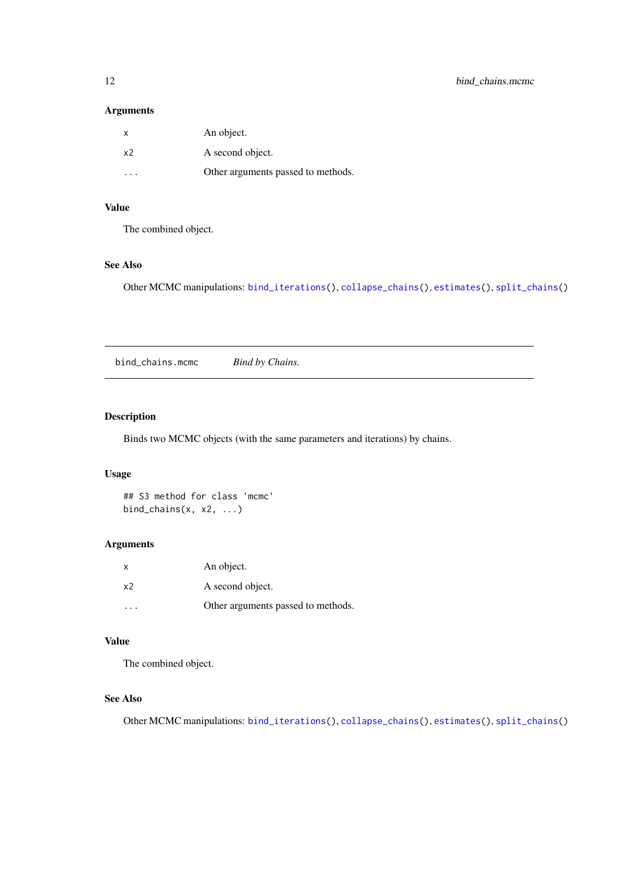### Arguments

| | |
|---|---|
| `x` | An object. |
| `x2` | A second object. |
| `...` | Other arguments passed to methods. |

### Value

The combined object.

### See Also

Other MCMC manipulations: `bind_iterations()`, `collapse_chains()`, `estimates()`, `split_chains()`

---

## bind_chains.mcmc &nbsp;&nbsp;&nbsp;&nbsp; *Bind by Chains.*

---

### Description

Binds two MCMC objects (with the same parameters and iterations) by chains.

### Usage

```
## S3 method for class 'mcmc'
bind_chains(x, x2, ...)
```

### Arguments

| | |
|---|---|
| `x` | An object. |
| `x2` | A second object. |
| `...` | Other arguments passed to methods. |

### Value

The combined object.

### See Also

Other MCMC manipulations: `bind_iterations()`, `collapse_chains()`, `estimates()`, `split_chains()`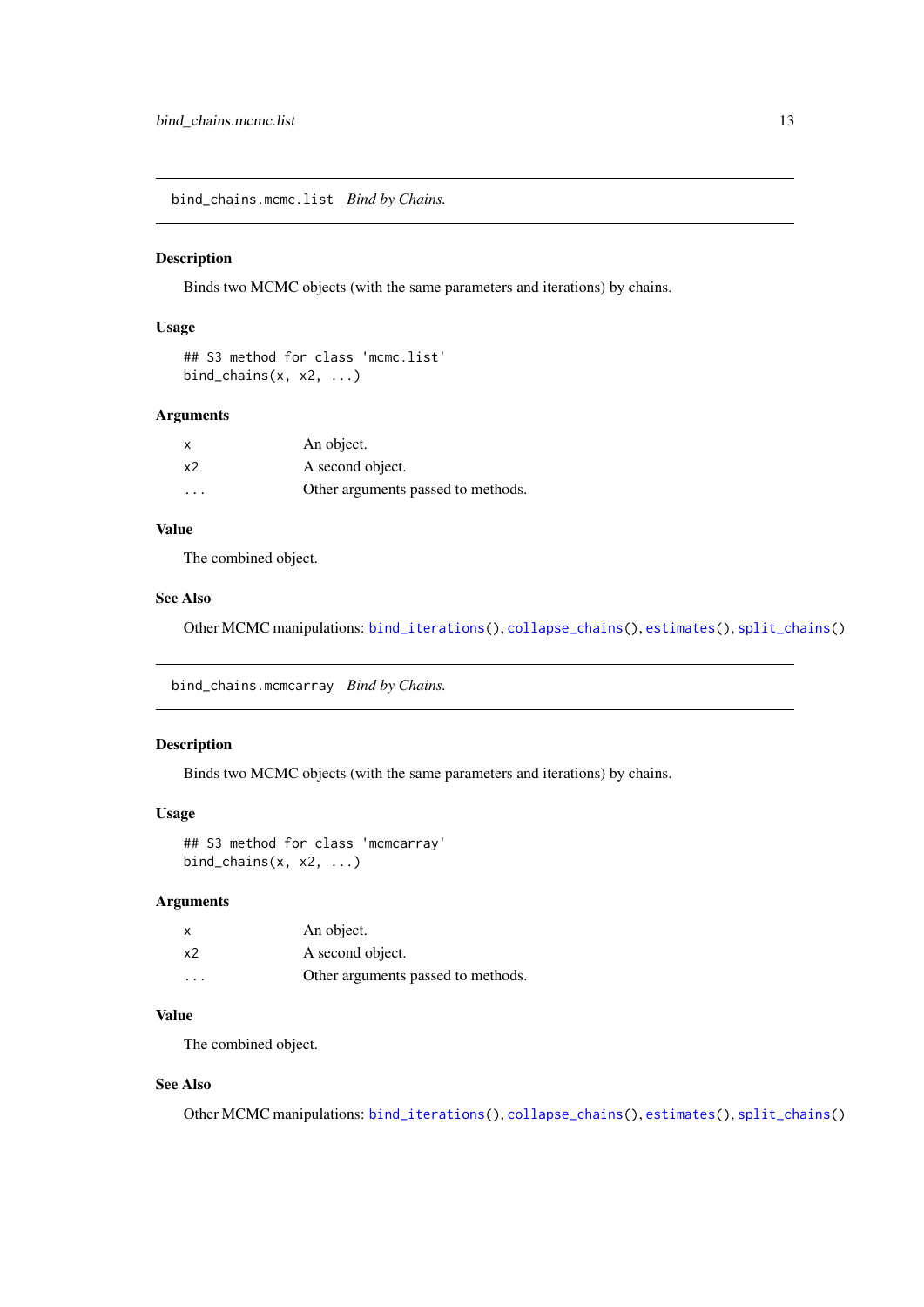## bind_chains.mcmc.list *Bind by Chains.*

### Description

Binds two MCMC objects (with the same parameters and iterations) by chains.

### Usage

```
## S3 method for class 'mcmc.list'
bind_chains(x, x2, ...)
```

### Arguments

| | |
|---|---|
| x | An object. |
| x2 | A second object. |
| ... | Other arguments passed to methods. |

### Value

The combined object.

### See Also

Other MCMC manipulations: bind_iterations(), collapse_chains(), estimates(), split_chains()

## bind_chains.mcmcarray *Bind by Chains.*

### Description

Binds two MCMC objects (with the same parameters and iterations) by chains.

### Usage

```
## S3 method for class 'mcmcarray'
bind_chains(x, x2, ...)
```

### Arguments

| | |
|---|---|
| x | An object. |
| x2 | A second object. |
| ... | Other arguments passed to methods. |

### Value

The combined object.

### See Also

Other MCMC manipulations: bind_iterations(), collapse_chains(), estimates(), split_chains()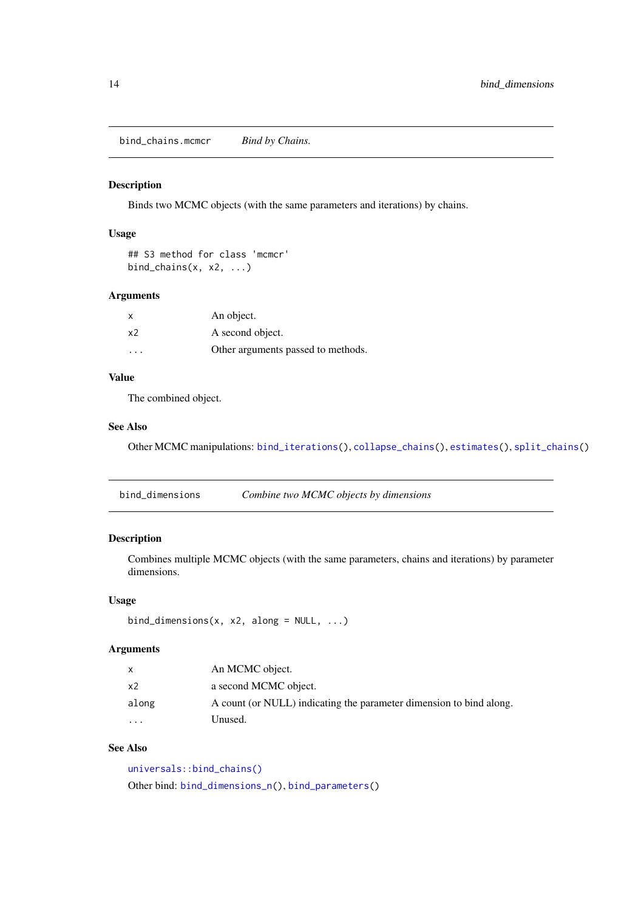## bind_chains.mcmcr — *Bind by Chains.*

### Description

Binds two MCMC objects (with the same parameters and iterations) by chains.

### Usage

```
## S3 method for class 'mcmcr'
bind_chains(x, x2, ...)
```

### Arguments

| | |
|---|---|
| x | An object. |
| x2 | A second object. |
| ... | Other arguments passed to methods. |

### Value

The combined object.

### See Also

Other MCMC manipulations: bind_iterations(), collapse_chains(), estimates(), split_chains()

## bind_dimensions — *Combine two MCMC objects by dimensions*

### Description

Combines multiple MCMC objects (with the same parameters, chains and iterations) by parameter dimensions.

### Usage

```
bind_dimensions(x, x2, along = NULL, ...)
```

### Arguments

| | |
|---|---|
| x | An MCMC object. |
| x2 | a second MCMC object. |
| along | A count (or NULL) indicating the parameter dimension to bind along. |
| ... | Unused. |

### See Also

universals::bind_chains()

Other bind: bind_dimensions_n(), bind_parameters()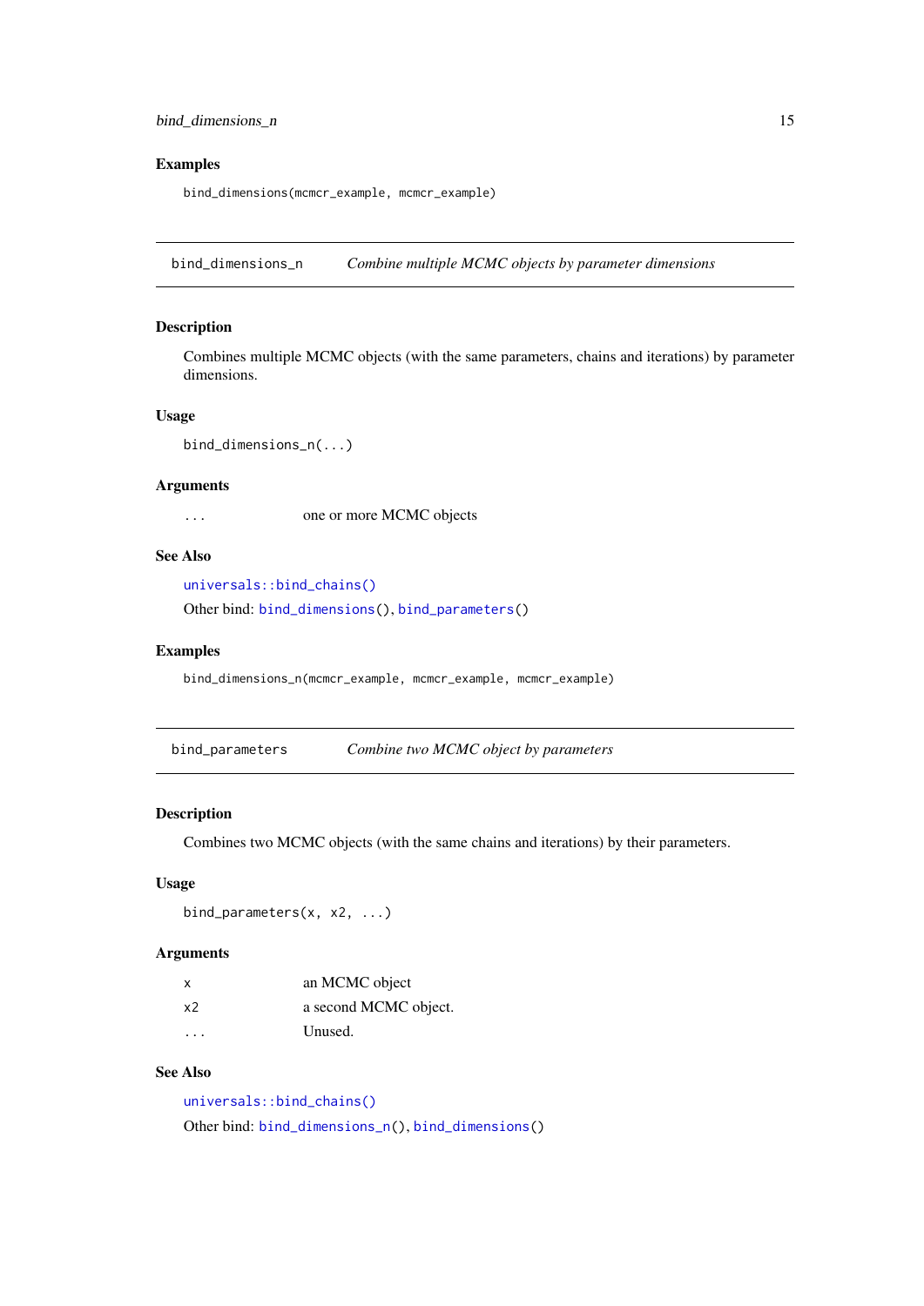### Examples

```
bind_dimensions(mcmcr_example, mcmcr_example)
```

---

## bind_dimensions_n — *Combine multiple MCMC objects by parameter dimensions*

### Description

Combines multiple MCMC objects (with the same parameters, chains and iterations) by parameter dimensions.

### Usage

```
bind_dimensions_n(...)
```

### Arguments

| | |
|---|---|
| `...` | one or more MCMC objects |

### See Also

`universals::bind_chains()`

Other bind: `bind_dimensions()`, `bind_parameters()`

### Examples

```
bind_dimensions_n(mcmcr_example, mcmcr_example, mcmcr_example)
```

---

## bind_parameters — *Combine two MCMC object by parameters*

### Description

Combines two MCMC objects (with the same chains and iterations) by their parameters.

### Usage

```
bind_parameters(x, x2, ...)
```

### Arguments

| | |
|---|---|
| `x` | an MCMC object |
| `x2` | a second MCMC object. |
| `...` | Unused. |

### See Also

`universals::bind_chains()`

Other bind: `bind_dimensions_n()`, `bind_dimensions()`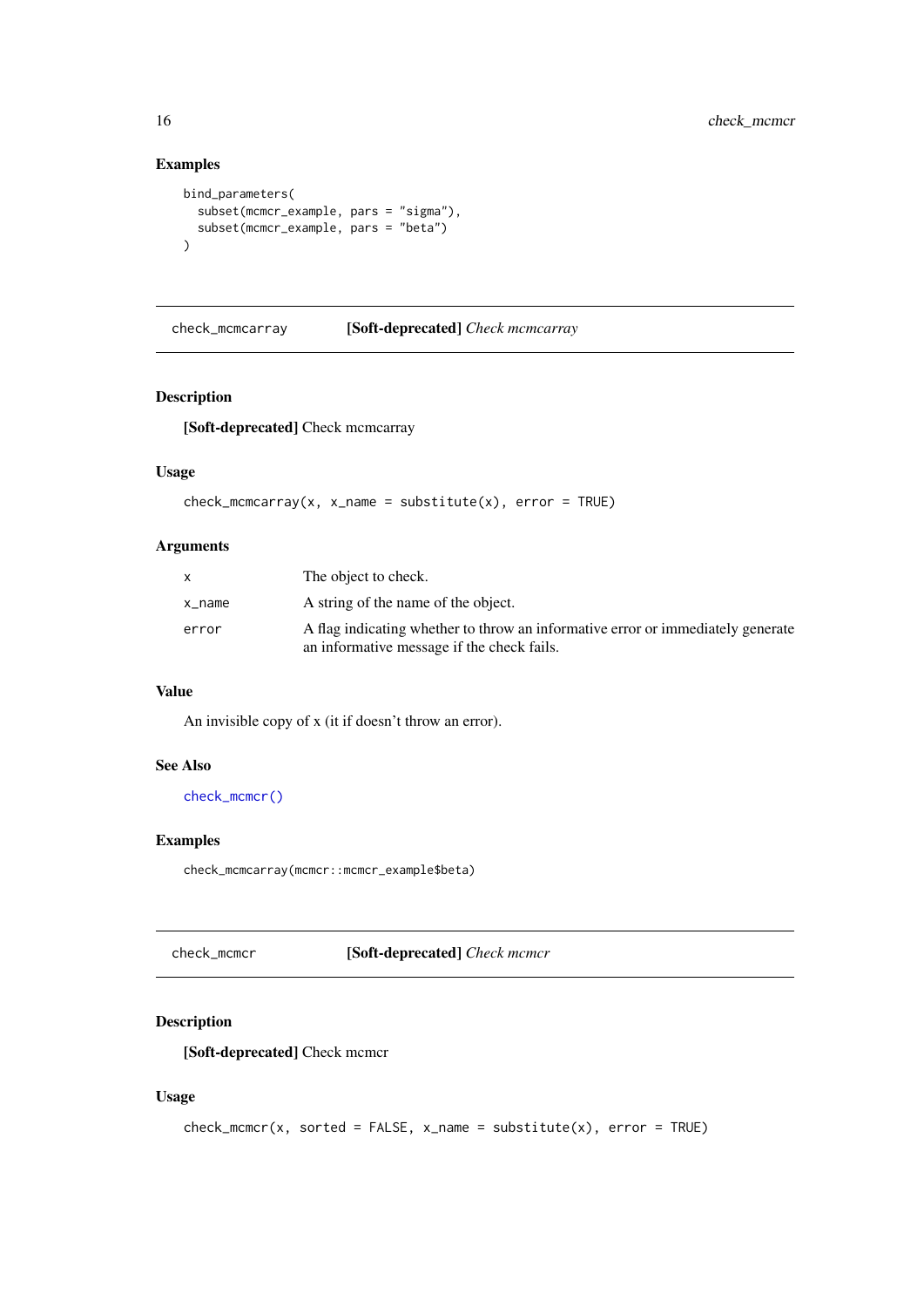### Examples

```
bind_parameters(
  subset(mcmcr_example, pars = "sigma"),
  subset(mcmcr_example, pars = "beta")
)
```

---

## check_mcmcarray — **[Soft-deprecated]** *Check mcmcarray*

---

### Description

**[Soft-deprecated]** Check mcmcarray

### Usage

```
check_mcmcarray(x, x_name = substitute(x), error = TRUE)
```

### Arguments

| | |
|---|---|
| x | The object to check. |
| x_name | A string of the name of the object. |
| error | A flag indicating whether to throw an informative error or immediately generate an informative message if the check fails. |

### Value

An invisible copy of x (it if doesn't throw an error).

### See Also

check_mcmcr()

### Examples

```
check_mcmcarray(mcmcr::mcmcr_example$beta)
```

---

## check_mcmcr — **[Soft-deprecated]** *Check mcmcr*

---

### Description

**[Soft-deprecated]** Check mcmcr

### Usage

```
check_mcmcr(x, sorted = FALSE, x_name = substitute(x), error = TRUE)
```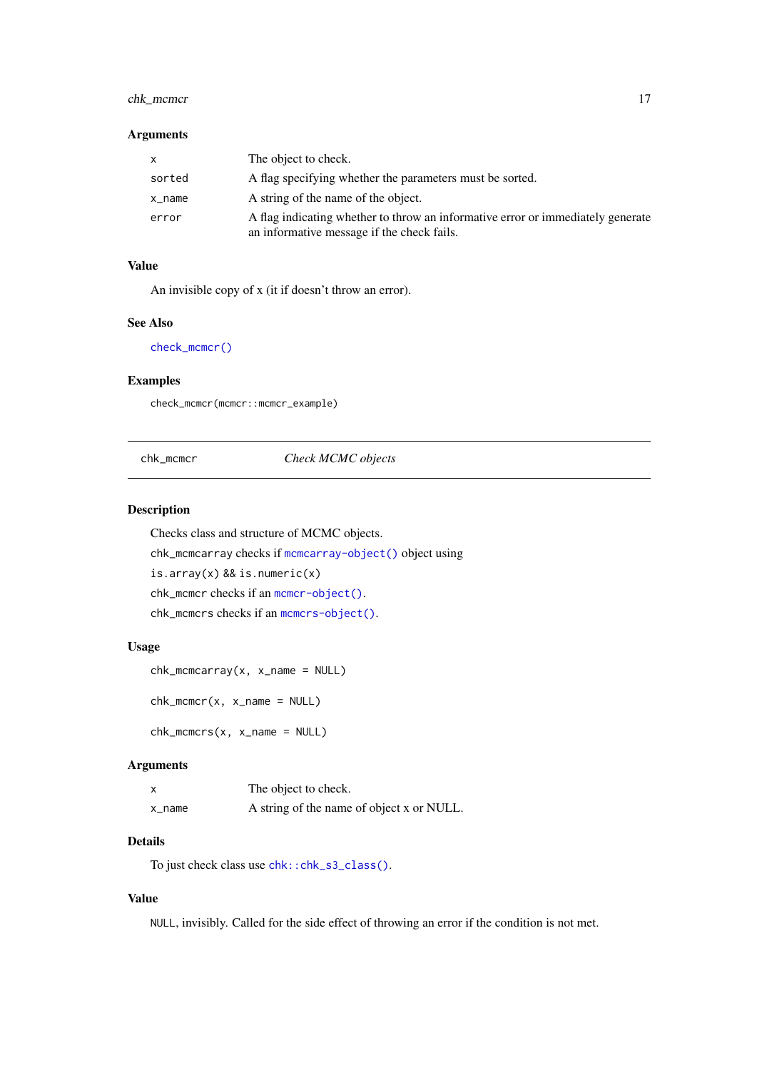### Arguments

| | |
|---|---|
| `x` | The object to check. |
| `sorted` | A flag specifying whether the parameters must be sorted. |
| `x_name` | A string of the name of the object. |
| `error` | A flag indicating whether to throw an informative error or immediately generate an informative message if the check fails. |

### Value

An invisible copy of x (it if doesn't throw an error).

### See Also

`check_mcmcr()`

### Examples

```
check_mcmcr(mcmcr::mcmcr_example)
```

---

## chk_mcmcr — *Check MCMC objects*

### Description

Checks class and structure of MCMC objects.

`chk_mcmcarray` checks if `mcmcarray-object()` object using

`is.array(x) && is.numeric(x)`

`chk_mcmcr` checks if an `mcmcr-object()`.

`chk_mcmcrs` checks if an `mcmcrs-object()`.

### Usage

```
chk_mcmcarray(x, x_name = NULL)

chk_mcmcr(x, x_name = NULL)

chk_mcmcrs(x, x_name = NULL)
```

### Arguments

| | |
|---|---|
| `x` | The object to check. |
| `x_name` | A string of the name of object x or NULL. |

### Details

To just check class use `chk::chk_s3_class()`.

### Value

`NULL`, invisibly. Called for the side effect of throwing an error if the condition is not met.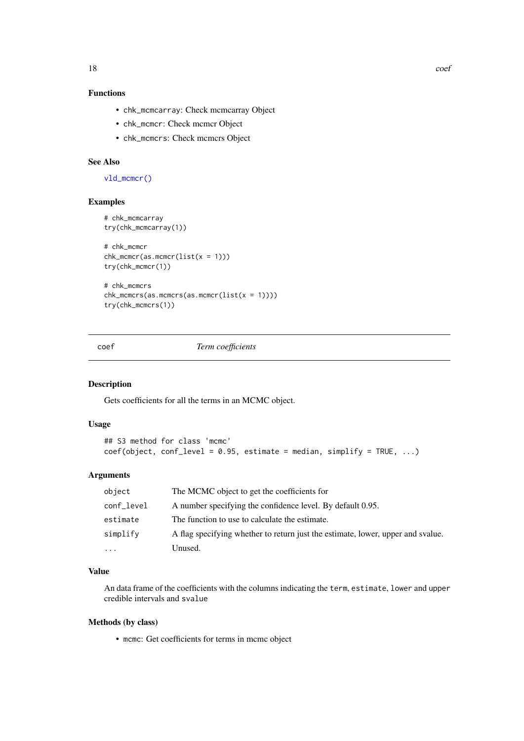### Functions

- `chk_mcmcarray`: Check mcmcarray Object
- `chk_mcmcr`: Check mcmcr Object
- `chk_mcmcrs`: Check mcmcrs Object

### See Also

`vld_mcmcr()`

### Examples

```
# chk_mcmcarray
try(chk_mcmcarray(1))

# chk_mcmcr
chk_mcmcr(as.mcmcr(list(x = 1)))
try(chk_mcmcr(1))

# chk_mcmcrs
chk_mcmcrs(as.mcmcrs(as.mcmcr(list(x = 1))))
try(chk_mcmcrs(1))
```

---

## coef *Term coefficients*

---

### Description

Gets coefficients for all the terms in an MCMC object.

### Usage

```
## S3 method for class 'mcmc'
coef(object, conf_level = 0.95, estimate = median, simplify = TRUE, ...)
```

### Arguments

| | |
|---|---|
| `object` | The MCMC object to get the coefficients for |
| `conf_level` | A number specifying the confidence level. By default 0.95. |
| `estimate` | The function to use to calculate the estimate. |
| `simplify` | A flag specifying whether to return just the estimate, lower, upper and svalue. |
| `...` | Unused. |

### Value

An data frame of the coefficients with the columns indicating the `term`, `estimate`, `lower` and `upper` credible intervals and `svalue`

### Methods (by class)

- `mcmc`: Get coefficients for terms in mcmc object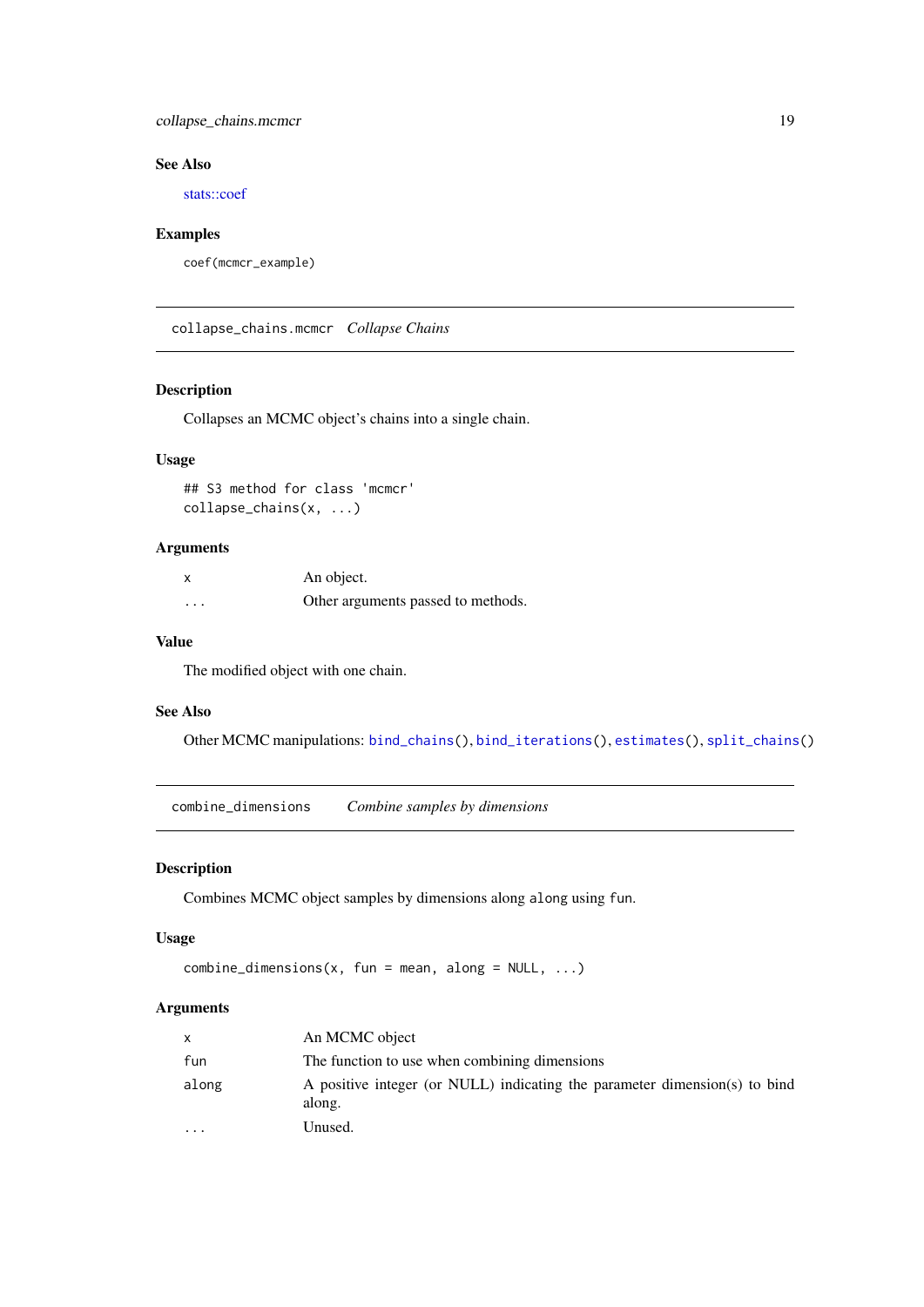### See Also

stats::coef

### Examples

```
coef(mcmcr_example)
```

## collapse_chains.mcmcr *Collapse Chains*

### Description

Collapses an MCMC object's chains into a single chain.

### Usage

```
## S3 method for class 'mcmcr'
collapse_chains(x, ...)
```

### Arguments

| | |
|---|---|
| x | An object. |
| ... | Other arguments passed to methods. |

### Value

The modified object with one chain.

### See Also

Other MCMC manipulations: `bind_chains()`, `bind_iterations()`, `estimates()`, `split_chains()`

## combine_dimensions *Combine samples by dimensions*

### Description

Combines MCMC object samples by dimensions along `along` using `fun`.

### Usage

```
combine_dimensions(x, fun = mean, along = NULL, ...)
```

### Arguments

| | |
|---|---|
| x | An MCMC object |
| fun | The function to use when combining dimensions |
| along | A positive integer (or NULL) indicating the parameter dimension(s) to bind along. |
| ... | Unused. |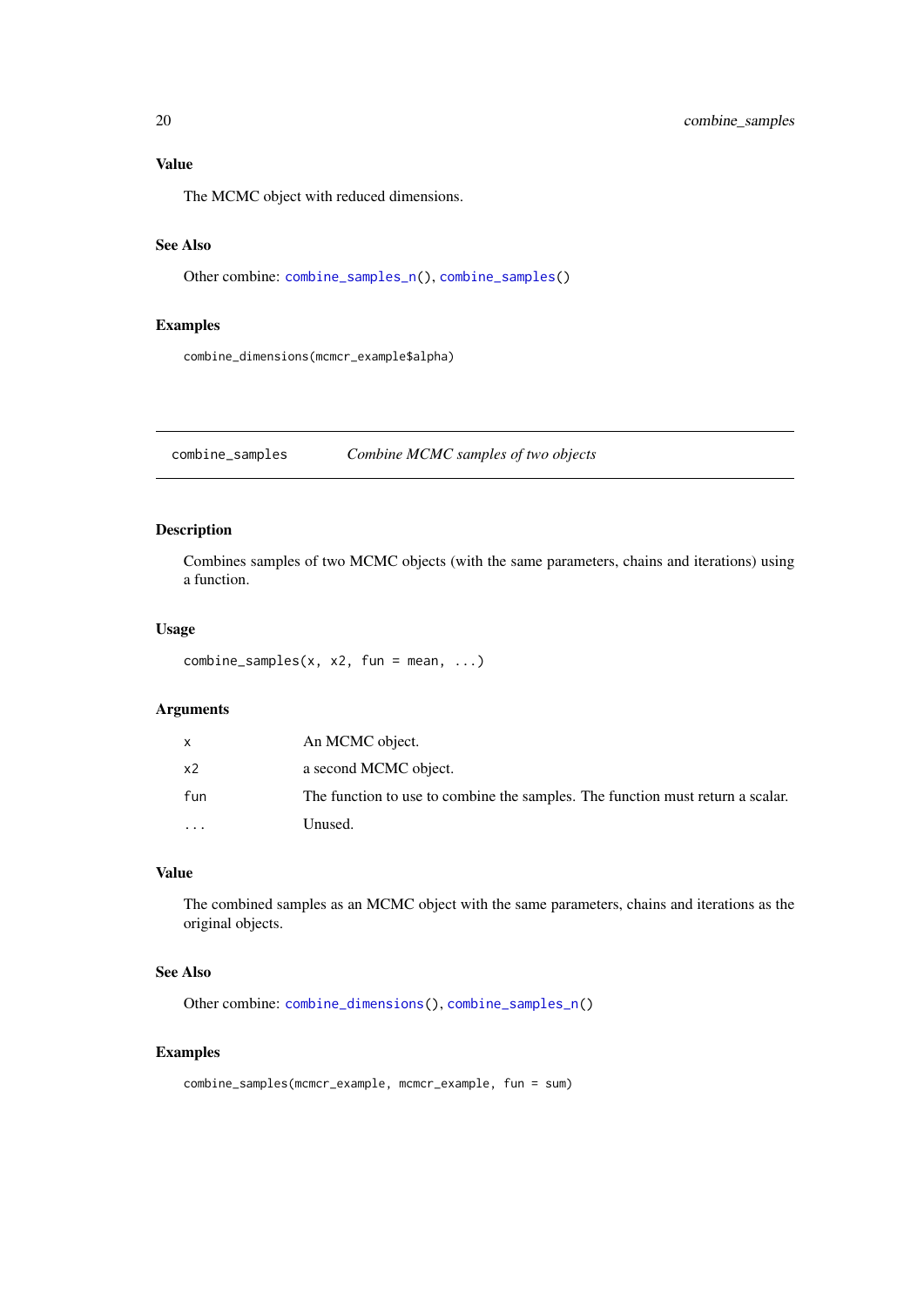### Value

The MCMC object with reduced dimensions.

### See Also

Other combine: `combine_samples_n()`, `combine_samples()`

### Examples

```
combine_dimensions(mcmcr_example$alpha)
```

---

## combine_samples *Combine MCMC samples of two objects*

### Description

Combines samples of two MCMC objects (with the same parameters, chains and iterations) using a function.

### Usage

```
combine_samples(x, x2, fun = mean, ...)
```

### Arguments

| | |
|---|---|
| `x` | An MCMC object. |
| `x2` | a second MCMC object. |
| `fun` | The function to use to combine the samples. The function must return a scalar. |
| `...` | Unused. |

### Value

The combined samples as an MCMC object with the same parameters, chains and iterations as the original objects.

### See Also

Other combine: `combine_dimensions()`, `combine_samples_n()`

### Examples

```
combine_samples(mcmcr_example, mcmcr_example, fun = sum)
```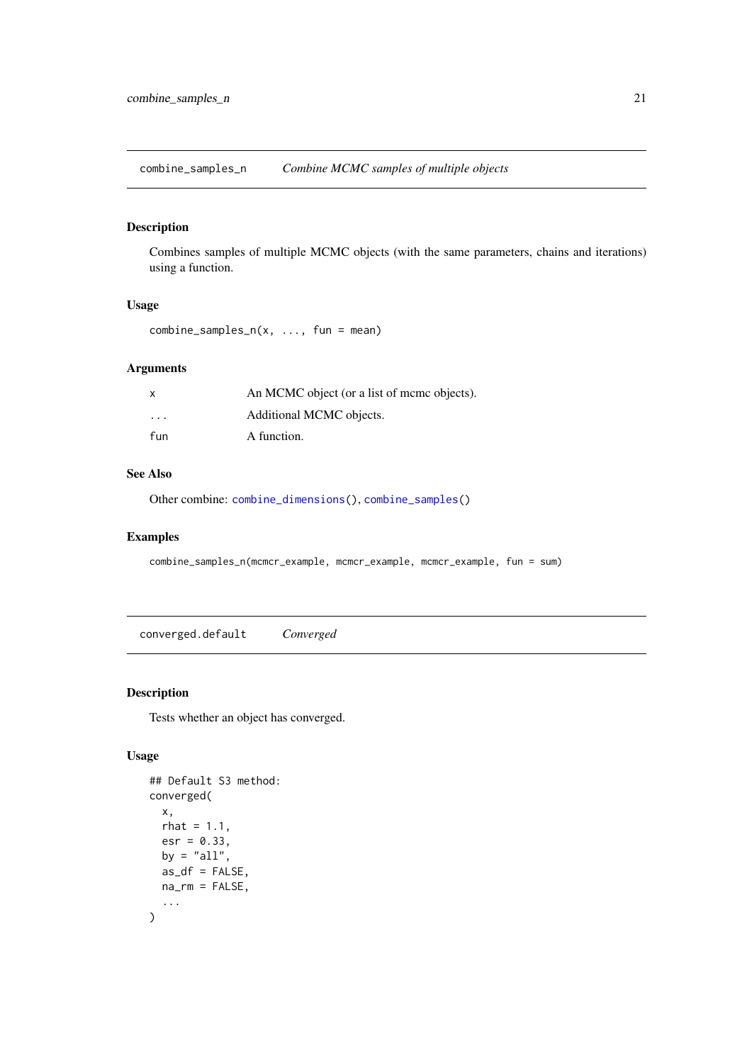## combine_samples_n — *Combine MCMC samples of multiple objects*

### Description

Combines samples of multiple MCMC objects (with the same parameters, chains and iterations) using a function.

### Usage

```
combine_samples_n(x, ..., fun = mean)
```

### Arguments

| | |
|---|---|
| x | An MCMC object (or a list of mcmc objects). |
| ... | Additional MCMC objects. |
| fun | A function. |

### See Also

Other combine: combine_dimensions(), combine_samples()

### Examples

```
combine_samples_n(mcmcr_example, mcmcr_example, mcmcr_example, fun = sum)
```

## converged.default — *Converged*

### Description

Tests whether an object has converged.

### Usage

```
## Default S3 method:
converged(
  x,
  rhat = 1.1,
  esr = 0.33,
  by = "all",
  as_df = FALSE,
  na_rm = FALSE,
  ...
)
```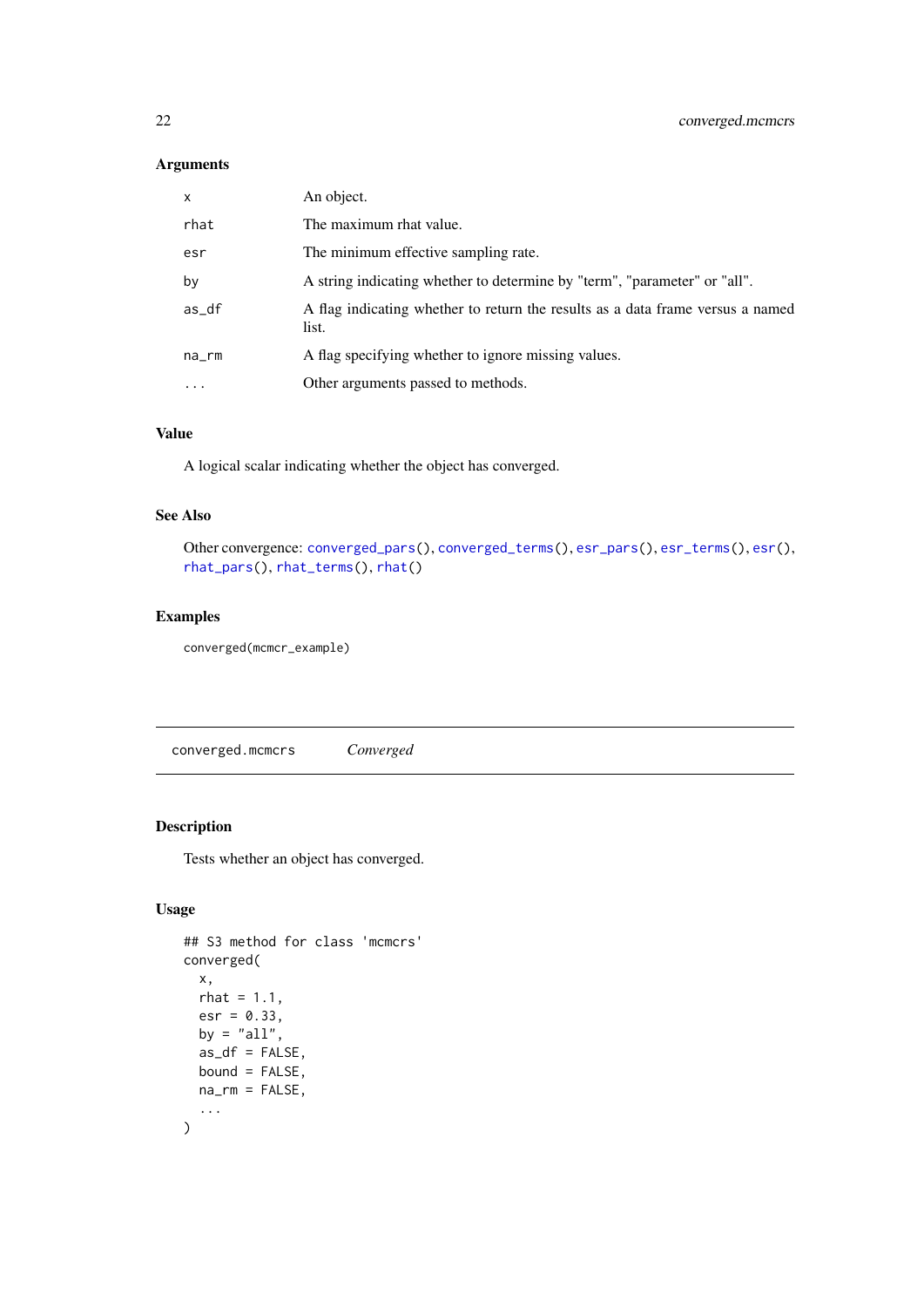### Arguments

| | |
|---|---|
| `x` | An object. |
| `rhat` | The maximum rhat value. |
| `esr` | The minimum effective sampling rate. |
| `by` | A string indicating whether to determine by "term", "parameter" or "all". |
| `as_df` | A flag indicating whether to return the results as a data frame versus a named list. |
| `na_rm` | A flag specifying whether to ignore missing values. |
| `...` | Other arguments passed to methods. |

### Value

A logical scalar indicating whether the object has converged.

### See Also

Other convergence: `converged_pars()`, `converged_terms()`, `esr_pars()`, `esr_terms()`, `esr()`, `rhat_pars()`, `rhat_terms()`, `rhat()`

### Examples

```
converged(mcmcr_example)
```

---

## converged.mcmcrs    *Converged*

### Description

Tests whether an object has converged.

### Usage

```
## S3 method for class 'mcmcrs'
converged(
  x,
  rhat = 1.1,
  esr = 0.33,
  by = "all",
  as_df = FALSE,
  bound = FALSE,
  na_rm = FALSE,
  ...
)
```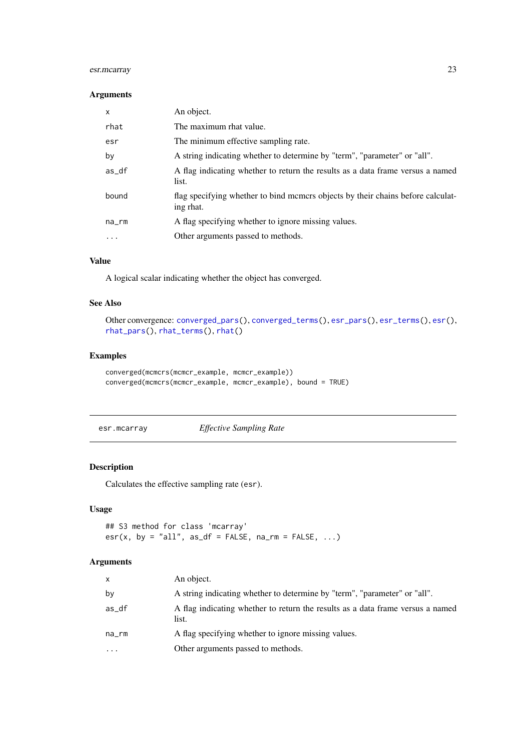### Arguments

| | |
|---|---|
| x | An object. |
| rhat | The maximum rhat value. |
| esr | The minimum effective sampling rate. |
| by | A string indicating whether to determine by "term", "parameter" or "all". |
| as_df | A flag indicating whether to return the results as a data frame versus a named list. |
| bound | flag specifying whether to bind mcmcrs objects by their chains before calculating rhat. |
| na_rm | A flag specifying whether to ignore missing values. |
| ... | Other arguments passed to methods. |

### Value

A logical scalar indicating whether the object has converged.

### See Also

Other convergence: converged_pars(), converged_terms(), esr_pars(), esr_terms(), esr(), rhat_pars(), rhat_terms(), rhat()

### Examples

```
converged(mcmcrs(mcmcr_example, mcmcr_example))
converged(mcmcrs(mcmcr_example, mcmcr_example), bound = TRUE)
```

---

## esr.mcarray *Effective Sampling Rate*

### Description

Calculates the effective sampling rate (esr).

### Usage

```
## S3 method for class 'mcarray'
esr(x, by = "all", as_df = FALSE, na_rm = FALSE, ...)
```

### Arguments

| | |
|---|---|
| x | An object. |
| by | A string indicating whether to determine by "term", "parameter" or "all". |
| as_df | A flag indicating whether to return the results as a data frame versus a named list. |
| na_rm | A flag specifying whether to ignore missing values. |
| ... | Other arguments passed to methods. |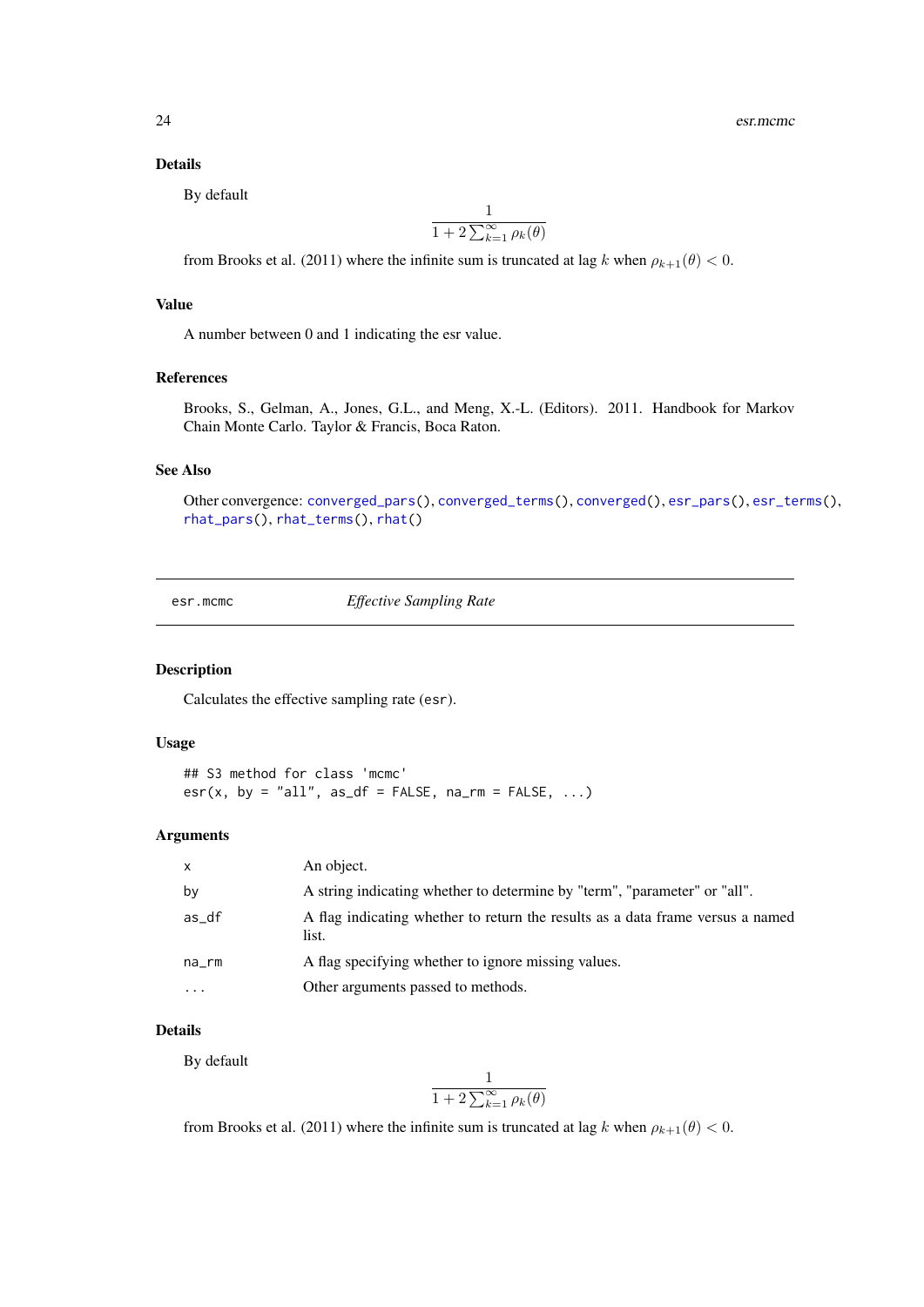### Details

By default

$$\frac{1}{1 + 2\sum_{k=1}^{\infty} \rho_k(\theta)}$$

from Brooks et al. (2011) where the infinite sum is truncated at lag $k$ when $\rho_{k+1}(\theta) < 0$.

### Value

A number between 0 and 1 indicating the esr value.

### References

Brooks, S., Gelman, A., Jones, G.L., and Meng, X.-L. (Editors). 2011. Handbook for Markov Chain Monte Carlo. Taylor & Francis, Boca Raton.

### See Also

Other convergence: `converged_pars()`, `converged_terms()`, `converged()`, `esr_pars()`, `esr_terms()`, `rhat_pars()`, `rhat_terms()`, `rhat()`

---

## esr.mcmc — *Effective Sampling Rate*

### Description

Calculates the effective sampling rate (`esr`).

### Usage

```
## S3 method for class 'mcmc'
esr(x, by = "all", as_df = FALSE, na_rm = FALSE, ...)
```

### Arguments

| | |
|---|---|
| `x` | An object. |
| `by` | A string indicating whether to determine by "term", "parameter" or "all". |
| `as_df` | A flag indicating whether to return the results as a data frame versus a named list. |
| `na_rm` | A flag specifying whether to ignore missing values. |
| `...` | Other arguments passed to methods. |

### Details

By default

$$\frac{1}{1 + 2\sum_{k=1}^{\infty} \rho_k(\theta)}$$

from Brooks et al. (2011) where the infinite sum is truncated at lag $k$ when $\rho_{k+1}(\theta) < 0$.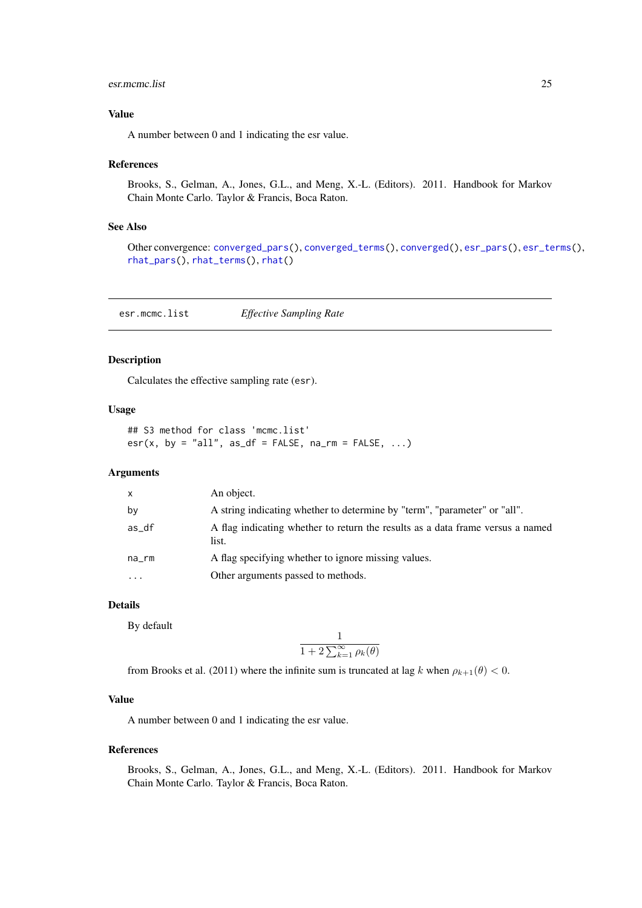### Value

A number between 0 and 1 indicating the esr value.

### References

Brooks, S., Gelman, A., Jones, G.L., and Meng, X.-L. (Editors). 2011. Handbook for Markov Chain Monte Carlo. Taylor & Francis, Boca Raton.

### See Also

Other convergence: converged_pars(), converged_terms(), converged(), esr_pars(), esr_terms(), rhat_pars(), rhat_terms(), rhat()

---

## esr.mcmc.list *Effective Sampling Rate*

### Description

Calculates the effective sampling rate (esr).

### Usage

```
## S3 method for class 'mcmc.list'
esr(x, by = "all", as_df = FALSE, na_rm = FALSE, ...)
```

### Arguments

| | |
|---|---|
| x | An object. |
| by | A string indicating whether to determine by "term", "parameter" or "all". |
| as_df | A flag indicating whether to return the results as a data frame versus a named list. |
| na_rm | A flag specifying whether to ignore missing values. |
| ... | Other arguments passed to methods. |

### Details

By default

$$\frac{1}{1 + 2\sum_{k=1}^{\infty} \rho_k(\theta)}$$

from Brooks et al. (2011) where the infinite sum is truncated at lag $k$ when $\rho_{k+1}(\theta) < 0$.

### Value

A number between 0 and 1 indicating the esr value.

### References

Brooks, S., Gelman, A., Jones, G.L., and Meng, X.-L. (Editors). 2011. Handbook for Markov Chain Monte Carlo. Taylor & Francis, Boca Raton.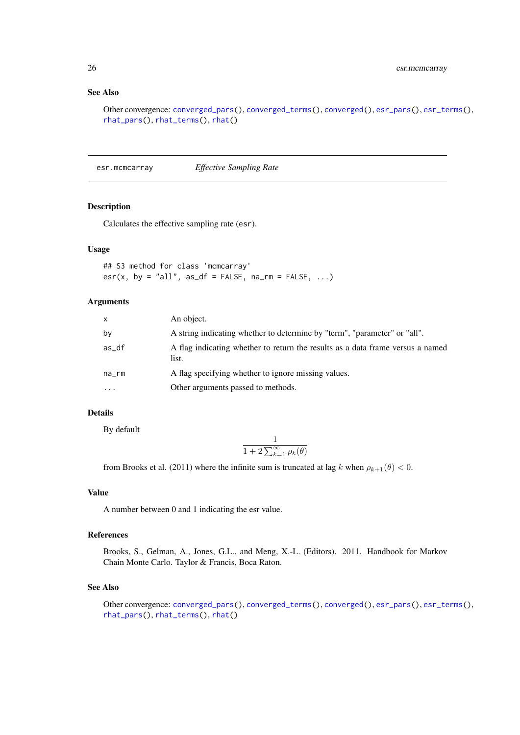## See Also

Other convergence: converged_pars(), converged_terms(), converged(), esr_pars(), esr_terms(), rhat_pars(), rhat_terms(), rhat()

---

esr.mcmcarray    *Effective Sampling Rate*

---

## Description

Calculates the effective sampling rate (esr).

## Usage

```
## S3 method for class 'mcmcarray'
esr(x, by = "all", as_df = FALSE, na_rm = FALSE, ...)
```

## Arguments

| | |
|---|---|
| x | An object. |
| by | A string indicating whether to determine by "term", "parameter" or "all". |
| as_df | A flag indicating whether to return the results as a data frame versus a named list. |
| na_rm | A flag specifying whether to ignore missing values. |
| ... | Other arguments passed to methods. |

## Details

By default

$$\frac{1}{1 + 2\sum_{k=1}^{\infty} \rho_k(\theta)}$$

from Brooks et al. (2011) where the infinite sum is truncated at lag $k$ when $\rho_{k+1}(\theta) < 0$.

## Value

A number between 0 and 1 indicating the esr value.

## References

Brooks, S., Gelman, A., Jones, G.L., and Meng, X.-L. (Editors). 2011. Handbook for Markov Chain Monte Carlo. Taylor & Francis, Boca Raton.

## See Also

Other convergence: converged_pars(), converged_terms(), converged(), esr_pars(), esr_terms(), rhat_pars(), rhat_terms(), rhat()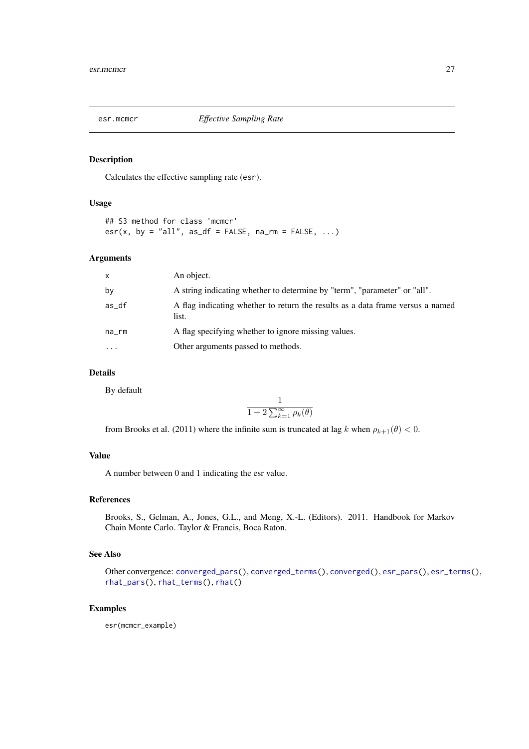## esr.mcmcr &nbsp;&nbsp;&nbsp; *Effective Sampling Rate*

### Description

Calculates the effective sampling rate (`esr`).

### Usage

```
## S3 method for class 'mcmcr'
esr(x, by = "all", as_df = FALSE, na_rm = FALSE, ...)
```

### Arguments

| | |
|---|---|
| `x` | An object. |
| `by` | A string indicating whether to determine by "term", "parameter" or "all". |
| `as_df` | A flag indicating whether to return the results as a data frame versus a named list. |
| `na_rm` | A flag specifying whether to ignore missing values. |
| `...` | Other arguments passed to methods. |

### Details

By default

$$\frac{1}{1 + 2\sum_{k=1}^{\infty} \rho_k(\theta)}$$

from Brooks et al. (2011) where the infinite sum is truncated at lag $k$ when $\rho_{k+1}(\theta) < 0$.

### Value

A number between 0 and 1 indicating the esr value.

### References

Brooks, S., Gelman, A., Jones, G.L., and Meng, X.-L. (Editors). 2011. Handbook for Markov Chain Monte Carlo. Taylor & Francis, Boca Raton.

### See Also

Other convergence: `converged_pars()`, `converged_terms()`, `converged()`, `esr_pars()`, `esr_terms()`, `rhat_pars()`, `rhat_terms()`, `rhat()`

### Examples

```
esr(mcmcr_example)
```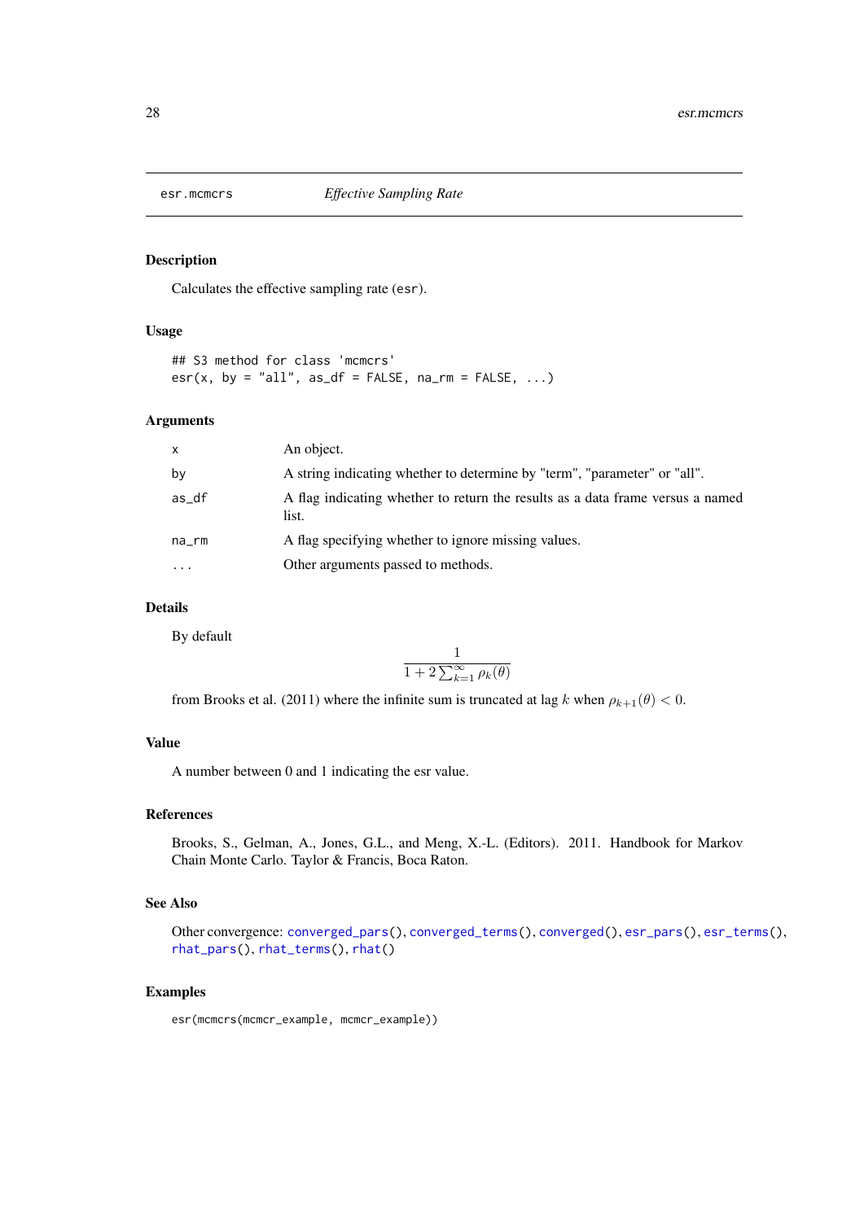# esr.mcmcrs — *Effective Sampling Rate*

## Description

Calculates the effective sampling rate (`esr`).

## Usage

```
## S3 method for class 'mcmcrs'
esr(x, by = "all", as_df = FALSE, na_rm = FALSE, ...)
```

## Arguments

| | |
|---|---|
| `x` | An object. |
| `by` | A string indicating whether to determine by "term", "parameter" or "all". |
| `as_df` | A flag indicating whether to return the results as a data frame versus a named list. |
| `na_rm` | A flag specifying whether to ignore missing values. |
| `...` | Other arguments passed to methods. |

## Details

By default

$$\frac{1}{1 + 2\sum_{k=1}^{\infty} \rho_k(\theta)}$$

from Brooks et al. (2011) where the infinite sum is truncated at lag $k$ when $\rho_{k+1}(\theta) < 0$.

## Value

A number between 0 and 1 indicating the esr value.

## References

Brooks, S., Gelman, A., Jones, G.L., and Meng, X.-L. (Editors). 2011. Handbook for Markov Chain Monte Carlo. Taylor & Francis, Boca Raton.

## See Also

Other convergence: `converged_pars()`, `converged_terms()`, `converged()`, `esr_pars()`, `esr_terms()`, `rhat_pars()`, `rhat_terms()`, `rhat()`

## Examples

```
esr(mcmcrs(mcmcr_example, mcmcr_example))
```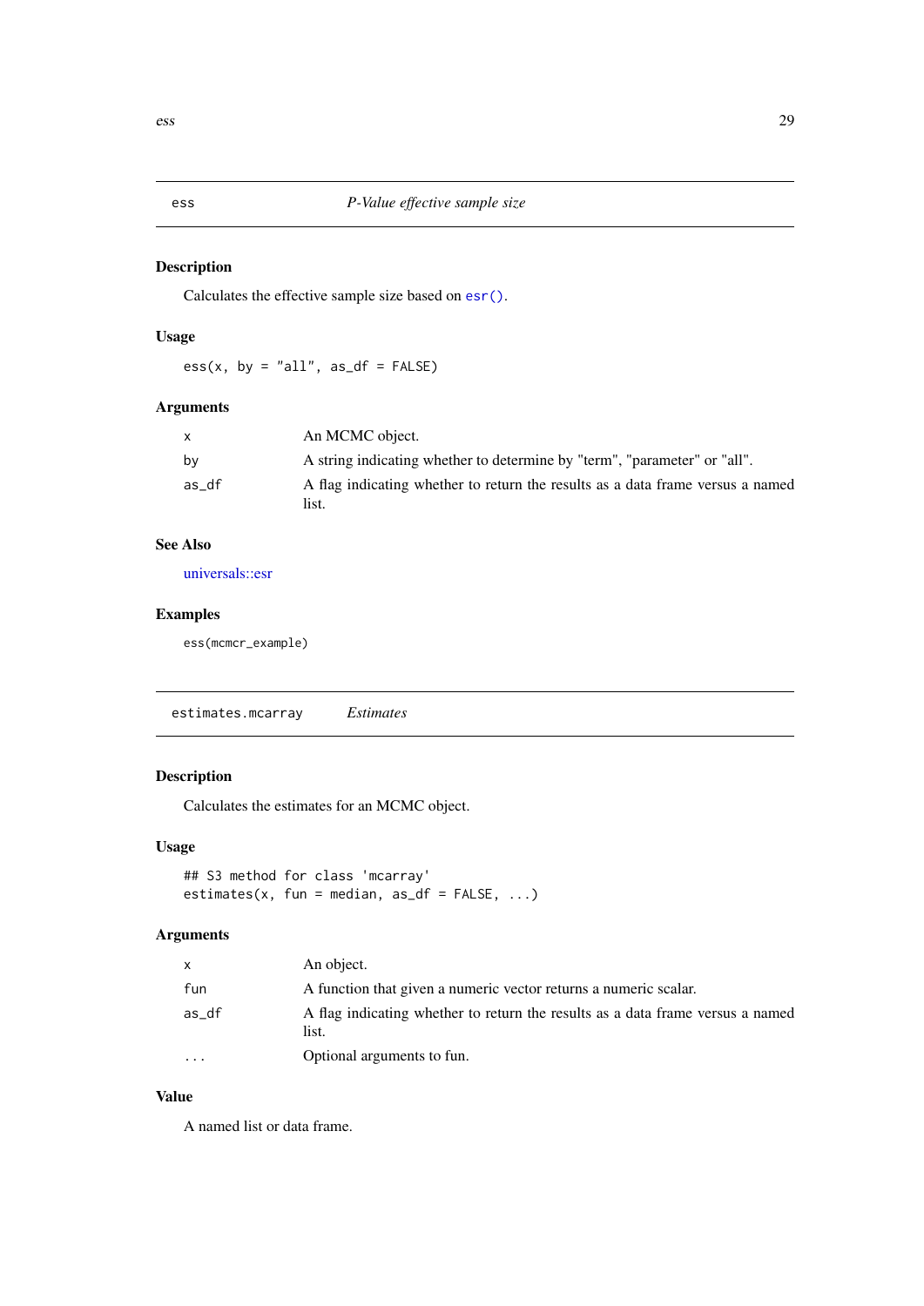## ess — *P-Value effective sample size*

### Description

Calculates the effective sample size based on `esr()`.

### Usage

```
ess(x, by = "all", as_df = FALSE)
```

### Arguments

| | |
|---|---|
| `x` | An MCMC object. |
| `by` | A string indicating whether to determine by "term", "parameter" or "all". |
| `as_df` | A flag indicating whether to return the results as a data frame versus a named list. |

### See Also

universals::esr

### Examples

```
ess(mcmcr_example)
```

## estimates.mcarray — *Estimates*

### Description

Calculates the estimates for an MCMC object.

### Usage

```
## S3 method for class 'mcarray'
estimates(x, fun = median, as_df = FALSE, ...)
```

### Arguments

| | |
|---|---|
| `x` | An object. |
| `fun` | A function that given a numeric vector returns a numeric scalar. |
| `as_df` | A flag indicating whether to return the results as a data frame versus a named list. |
| `...` | Optional arguments to fun. |

### Value

A named list or data frame.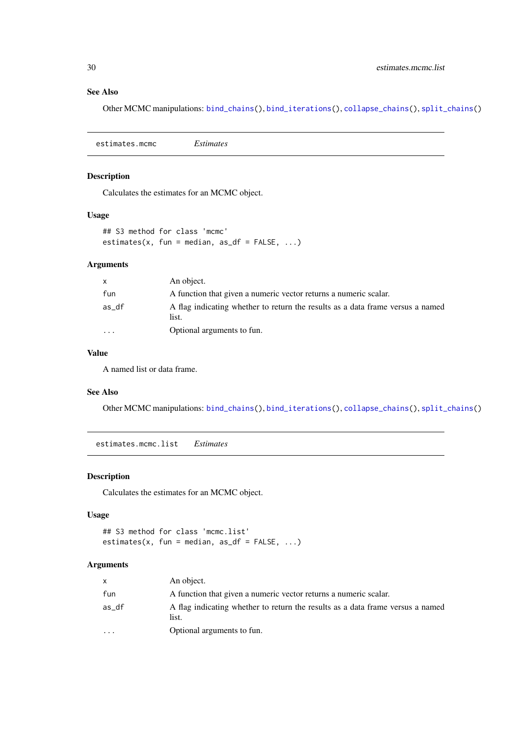### See Also

Other MCMC manipulations: `bind_chains()`, `bind_iterations()`, `collapse_chains()`, `split_chains()`

---

## estimates.mcmc *Estimates*

---

### Description

Calculates the estimates for an MCMC object.

### Usage

```
## S3 method for class 'mcmc'
estimates(x, fun = median, as_df = FALSE, ...)
```

### Arguments

| | |
|---|---|
| `x` | An object. |
| `fun` | A function that given a numeric vector returns a numeric scalar. |
| `as_df` | A flag indicating whether to return the results as a data frame versus a named list. |
| `...` | Optional arguments to fun. |

### Value

A named list or data frame.

### See Also

Other MCMC manipulations: `bind_chains()`, `bind_iterations()`, `collapse_chains()`, `split_chains()`

---

## estimates.mcmc.list *Estimates*

---

### Description

Calculates the estimates for an MCMC object.

### Usage

```
## S3 method for class 'mcmc.list'
estimates(x, fun = median, as_df = FALSE, ...)
```

### Arguments

| | |
|---|---|
| `x` | An object. |
| `fun` | A function that given a numeric vector returns a numeric scalar. |
| `as_df` | A flag indicating whether to return the results as a data frame versus a named list. |
| `...` | Optional arguments to fun. |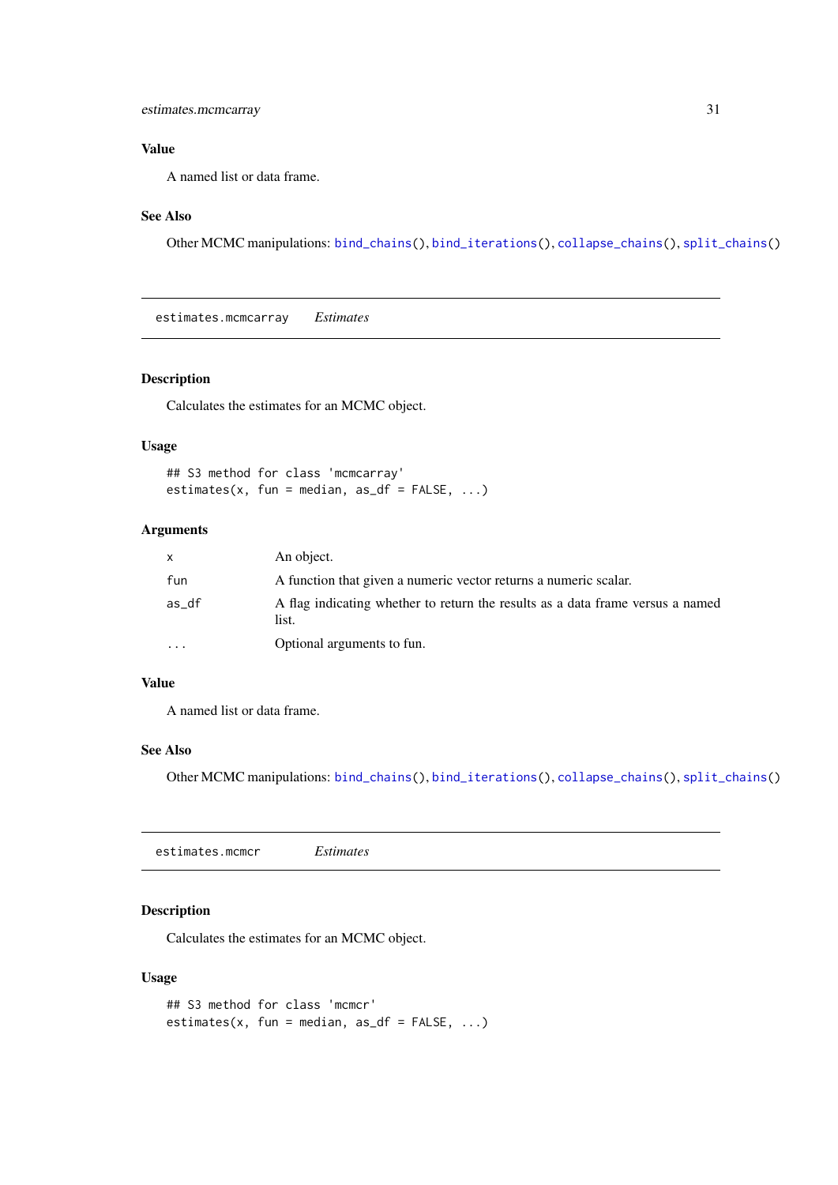## Value

A named list or data frame.

## See Also

Other MCMC manipulations: bind_chains(), bind_iterations(), collapse_chains(), split_chains()

---

estimates.mcmcarray    *Estimates*

---

## Description

Calculates the estimates for an MCMC object.

## Usage

```
## S3 method for class 'mcmcarray'
estimates(x, fun = median, as_df = FALSE, ...)
```

## Arguments

| | |
|---|---|
| x | An object. |
| fun | A function that given a numeric vector returns a numeric scalar. |
| as_df | A flag indicating whether to return the results as a data frame versus a named list. |
| ... | Optional arguments to fun. |

## Value

A named list or data frame.

## See Also

Other MCMC manipulations: bind_chains(), bind_iterations(), collapse_chains(), split_chains()

---

estimates.mcmcr    *Estimates*

---

## Description

Calculates the estimates for an MCMC object.

## Usage

```
## S3 method for class 'mcmcr'
estimates(x, fun = median, as_df = FALSE, ...)
```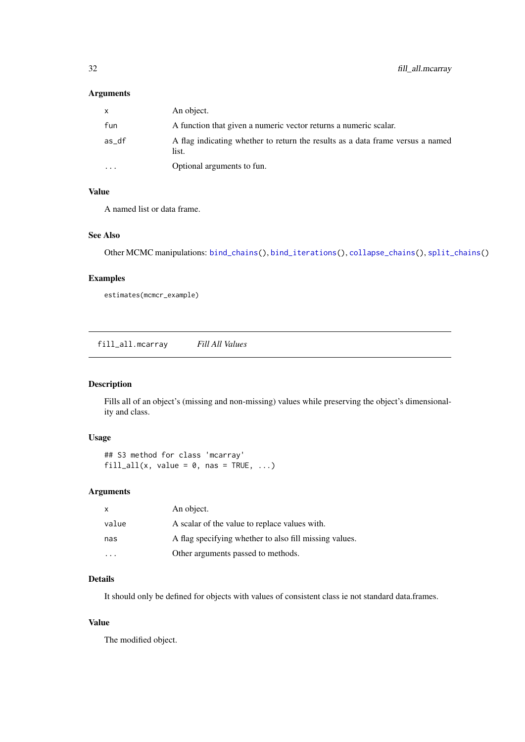### Arguments

| | |
|---|---|
| x | An object. |
| fun | A function that given a numeric vector returns a numeric scalar. |
| as_df | A flag indicating whether to return the results as a data frame versus a named list. |
| ... | Optional arguments to fun. |

### Value

A named list or data frame.

### See Also

Other MCMC manipulations: bind_chains(), bind_iterations(), collapse_chains(), split_chains()

### Examples

```
estimates(mcmcr_example)
```

---

## fill_all.mcarray *Fill All Values*

### Description

Fills all of an object's (missing and non-missing) values while preserving the object's dimensionality and class.

### Usage

```
## S3 method for class 'mcarray'
fill_all(x, value = 0, nas = TRUE, ...)
```

### Arguments

| | |
|---|---|
| x | An object. |
| value | A scalar of the value to replace values with. |
| nas | A flag specifying whether to also fill missing values. |
| ... | Other arguments passed to methods. |

### Details

It should only be defined for objects with values of consistent class ie not standard data.frames.

### Value

The modified object.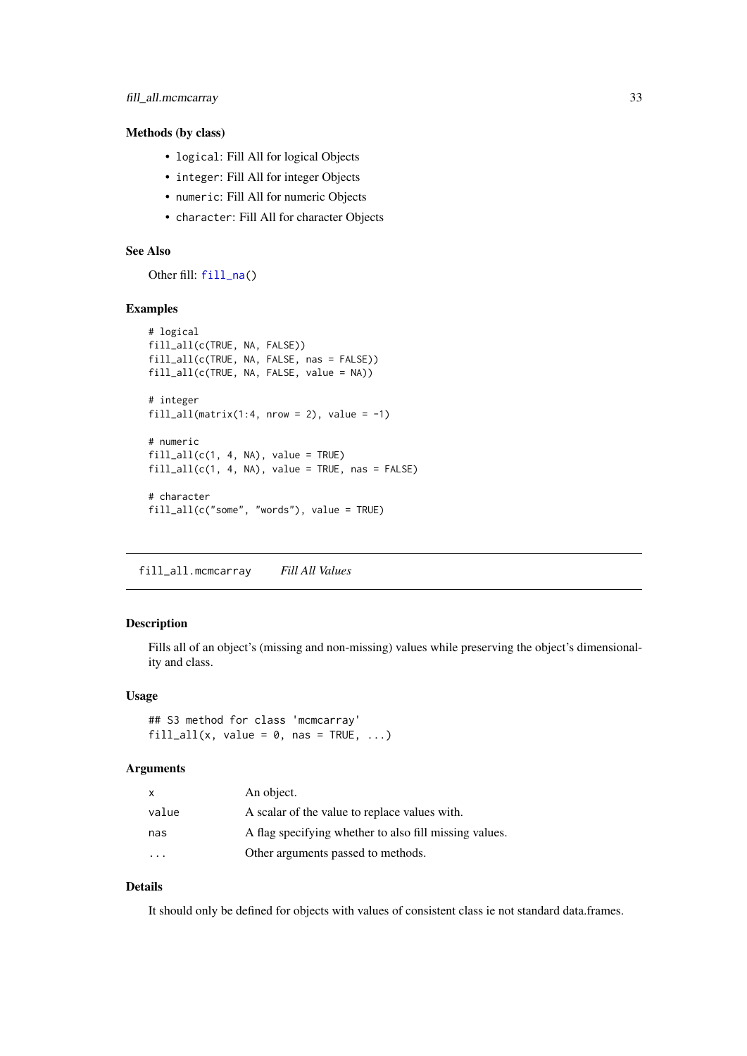### Methods (by class)

- `logical`: Fill All for logical Objects
- `integer`: Fill All for integer Objects
- `numeric`: Fill All for numeric Objects
- `character`: Fill All for character Objects

### See Also

Other fill: `fill_na()`

### Examples

```
# logical
fill_all(c(TRUE, NA, FALSE))
fill_all(c(TRUE, NA, FALSE, nas = FALSE))
fill_all(c(TRUE, NA, FALSE, value = NA))

# integer
fill_all(matrix(1:4, nrow = 2), value = -1)

# numeric
fill_all(c(1, 4, NA), value = TRUE)
fill_all(c(1, 4, NA), value = TRUE, nas = FALSE)

# character
fill_all(c("some", "words"), value = TRUE)
```

---

## `fill_all.mcmcarray` *Fill All Values*

---

### Description

Fills all of an object's (missing and non-missing) values while preserving the object's dimensionality and class.

### Usage

```
## S3 method for class 'mcmcarray'
fill_all(x, value = 0, nas = TRUE, ...)
```

### Arguments

| | |
|---|---|
| `x` | An object. |
| `value` | A scalar of the value to replace values with. |
| `nas` | A flag specifying whether to also fill missing values. |
| `...` | Other arguments passed to methods. |

### Details

It should only be defined for objects with values of consistent class ie not standard data.frames.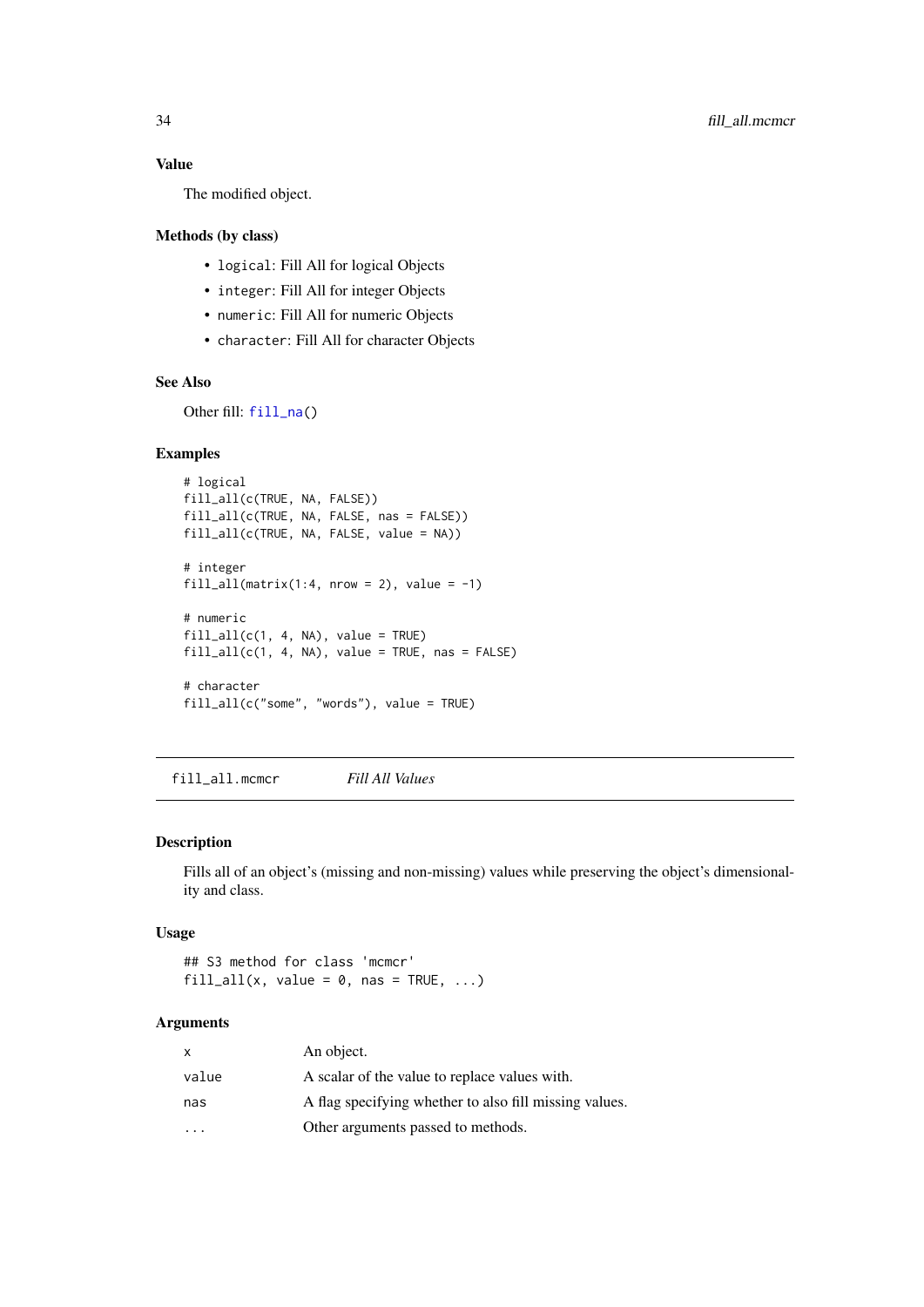### Value

The modified object.

### Methods (by class)

- `logical`: Fill All for logical Objects
- `integer`: Fill All for integer Objects
- `numeric`: Fill All for numeric Objects
- `character`: Fill All for character Objects

### See Also

Other fill: `fill_na()`

### Examples

```
# logical
fill_all(c(TRUE, NA, FALSE))
fill_all(c(TRUE, NA, FALSE, nas = FALSE))
fill_all(c(TRUE, NA, FALSE, value = NA))

# integer
fill_all(matrix(1:4, nrow = 2), value = -1)

# numeric
fill_all(c(1, 4, NA), value = TRUE)
fill_all(c(1, 4, NA), value = TRUE, nas = FALSE)

# character
fill_all(c("some", "words"), value = TRUE)
```

---

## fill_all.mcmcr    *Fill All Values*

### Description

Fills all of an object's (missing and non-missing) values while preserving the object's dimensionality and class.

### Usage

```
## S3 method for class 'mcmcr'
fill_all(x, value = 0, nas = TRUE, ...)
```

### Arguments

| | |
|---|---|
| x | An object. |
| value | A scalar of the value to replace values with. |
| nas | A flag specifying whether to also fill missing values. |
| ... | Other arguments passed to methods. |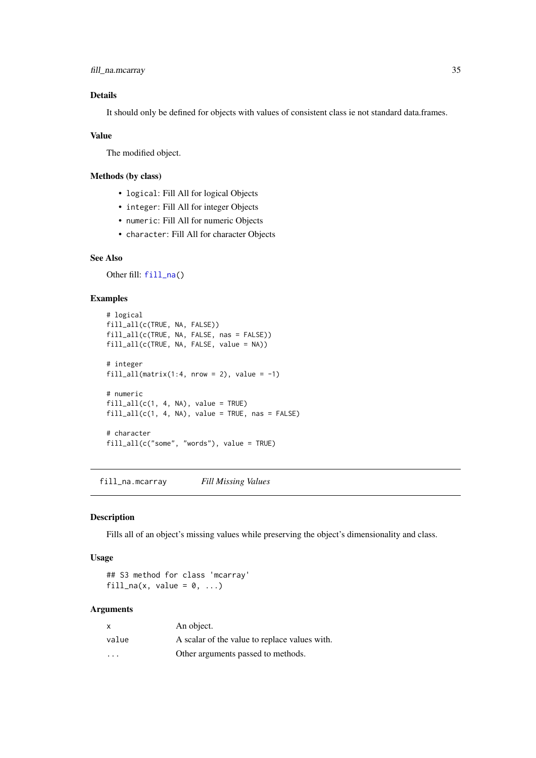### Details

It should only be defined for objects with values of consistent class ie not standard data.frames.

### Value

The modified object.

### Methods (by class)

- `logical`: Fill All for logical Objects
- `integer`: Fill All for integer Objects
- `numeric`: Fill All for numeric Objects
- `character`: Fill All for character Objects

### See Also

Other fill: `fill_na()`

### Examples

```
# logical
fill_all(c(TRUE, NA, FALSE))
fill_all(c(TRUE, NA, FALSE, nas = FALSE))
fill_all(c(TRUE, NA, FALSE, value = NA))

# integer
fill_all(matrix(1:4, nrow = 2), value = -1)

# numeric
fill_all(c(1, 4, NA), value = TRUE)
fill_all(c(1, 4, NA), value = TRUE, nas = FALSE)

# character
fill_all(c("some", "words"), value = TRUE)
```

---

## fill_na.mcarray    *Fill Missing Values*

### Description

Fills all of an object's missing values while preserving the object's dimensionality and class.

### Usage

```
## S3 method for class 'mcarray'
fill_na(x, value = 0, ...)
```

### Arguments

| | |
|---|---|
| x | An object. |
| value | A scalar of the value to replace values with. |
| ... | Other arguments passed to methods. |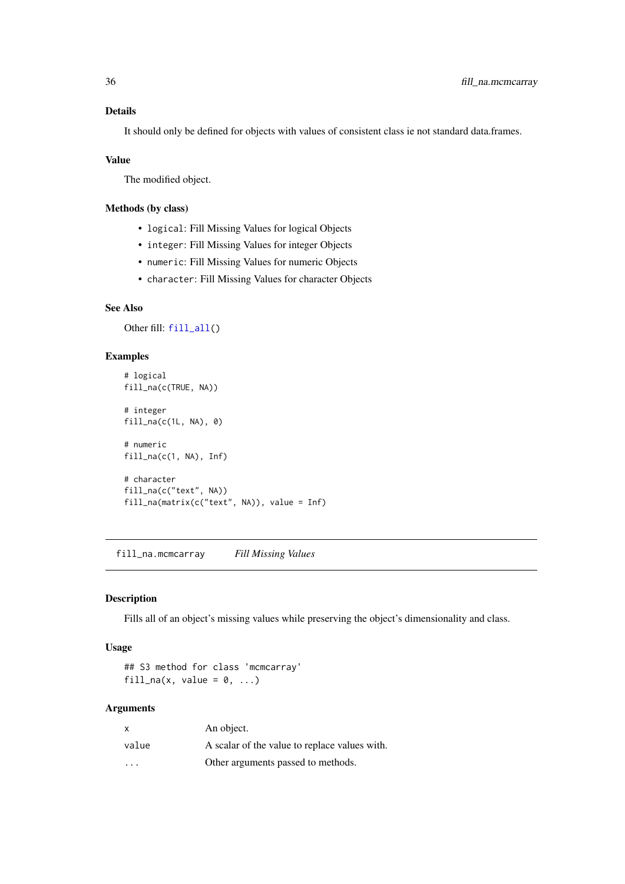### Details

It should only be defined for objects with values of consistent class ie not standard data.frames.

### Value

The modified object.

### Methods (by class)

- `logical`: Fill Missing Values for logical Objects
- `integer`: Fill Missing Values for integer Objects
- `numeric`: Fill Missing Values for numeric Objects
- `character`: Fill Missing Values for character Objects

### See Also

Other fill: `fill_all()`

### Examples

```
# logical
fill_na(c(TRUE, NA))

# integer
fill_na(c(1L, NA), 0)

# numeric
fill_na(c(1, NA), Inf)

# character
fill_na(c("text", NA))
fill_na(matrix(c("text", NA)), value = Inf)
```

---

## fill_na.mcmcarray *Fill Missing Values*

### Description

Fills all of an object's missing values while preserving the object's dimensionality and class.

### Usage

```
## S3 method for class 'mcmcarray'
fill_na(x, value = 0, ...)
```

### Arguments

| | |
|---|---|
| x | An object. |
| value | A scalar of the value to replace values with. |
| ... | Other arguments passed to methods. |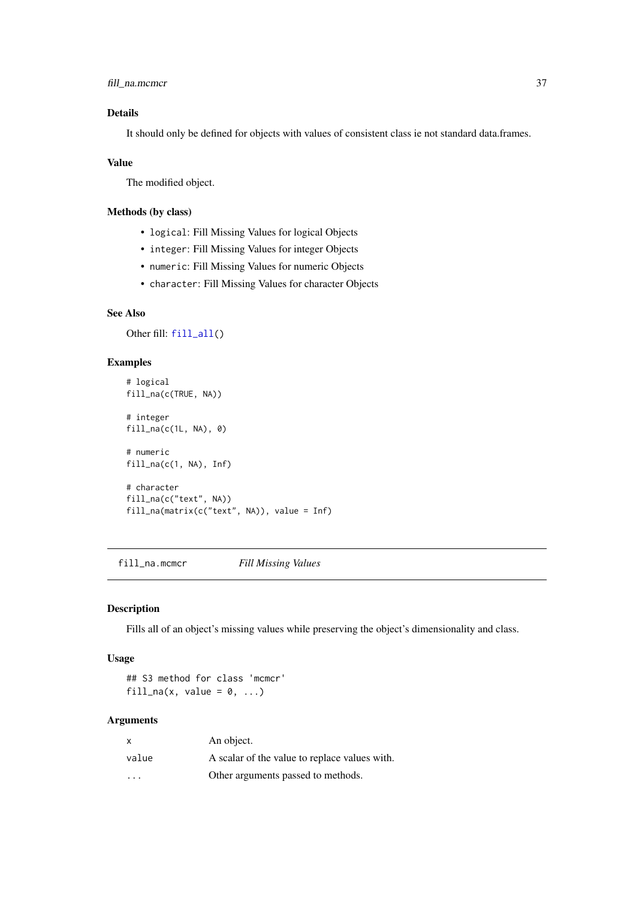### Details

It should only be defined for objects with values of consistent class ie not standard data.frames.

### Value

The modified object.

### Methods (by class)

- `logical`: Fill Missing Values for logical Objects
- `integer`: Fill Missing Values for integer Objects
- `numeric`: Fill Missing Values for numeric Objects
- `character`: Fill Missing Values for character Objects

### See Also

Other fill: `fill_all()`

### Examples

```
# logical
fill_na(c(TRUE, NA))

# integer
fill_na(c(1L, NA), 0)

# numeric
fill_na(c(1, NA), Inf)

# character
fill_na(c("text", NA))
fill_na(matrix(c("text", NA)), value = Inf)
```

---

## fill_na.mcmcr *Fill Missing Values*

### Description

Fills all of an object's missing values while preserving the object's dimensionality and class.

### Usage

```
## S3 method for class 'mcmcr'
fill_na(x, value = 0, ...)
```

### Arguments

| | |
|---|---|
| x | An object. |
| value | A scalar of the value to replace values with. |
| ... | Other arguments passed to methods. |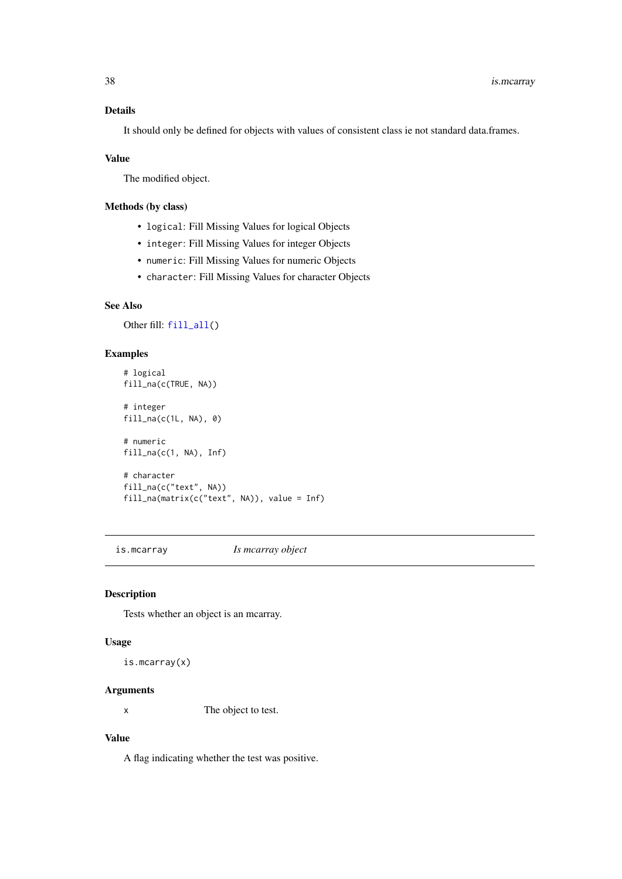### Details

It should only be defined for objects with values of consistent class ie not standard data.frames.

### Value

The modified object.

### Methods (by class)

- `logical`: Fill Missing Values for logical Objects
- `integer`: Fill Missing Values for integer Objects
- `numeric`: Fill Missing Values for numeric Objects
- `character`: Fill Missing Values for character Objects

### See Also

Other fill: `fill_all()`

### Examples

```
# logical
fill_na(c(TRUE, NA))

# integer
fill_na(c(1L, NA), 0)

# numeric
fill_na(c(1, NA), Inf)

# character
fill_na(c("text", NA))
fill_na(matrix(c("text", NA)), value = Inf)
```

---

## is.mcarray — *Is mcarray object*

### Description

Tests whether an object is an mcarray.

### Usage

```
is.mcarray(x)
```

### Arguments

| | |
|---|---|
| x | The object to test. |

### Value

A flag indicating whether the test was positive.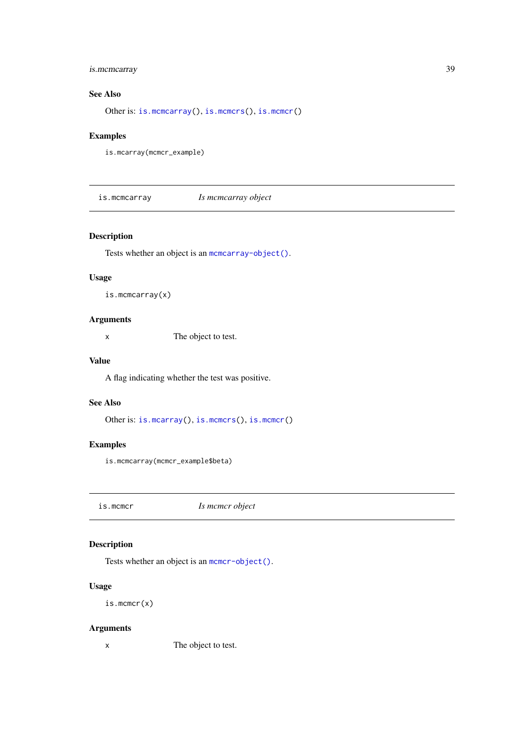### See Also

Other is: `is.mcmcarray()`, `is.mcmcrs()`, `is.mcmcr()`

### Examples

```
is.mcarray(mcmcr_example)
```

---

## is.mcmcarray — *Is mcmcarray object*

---

### Description

Tests whether an object is an `mcmcarray-object()`.

### Usage

```
is.mcmcarray(x)
```

### Arguments

| | |
|---|---|
| x | The object to test. |

### Value

A flag indicating whether the test was positive.

### See Also

Other is: `is.mcarray()`, `is.mcmcrs()`, `is.mcmcr()`

### Examples

```
is.mcmcarray(mcmcr_example$beta)
```

---

## is.mcmcr — *Is mcmcr object*

---

### Description

Tests whether an object is an `mcmcr-object()`.

### Usage

```
is.mcmcr(x)
```

### Arguments

| | |
|---|---|
| x | The object to test. |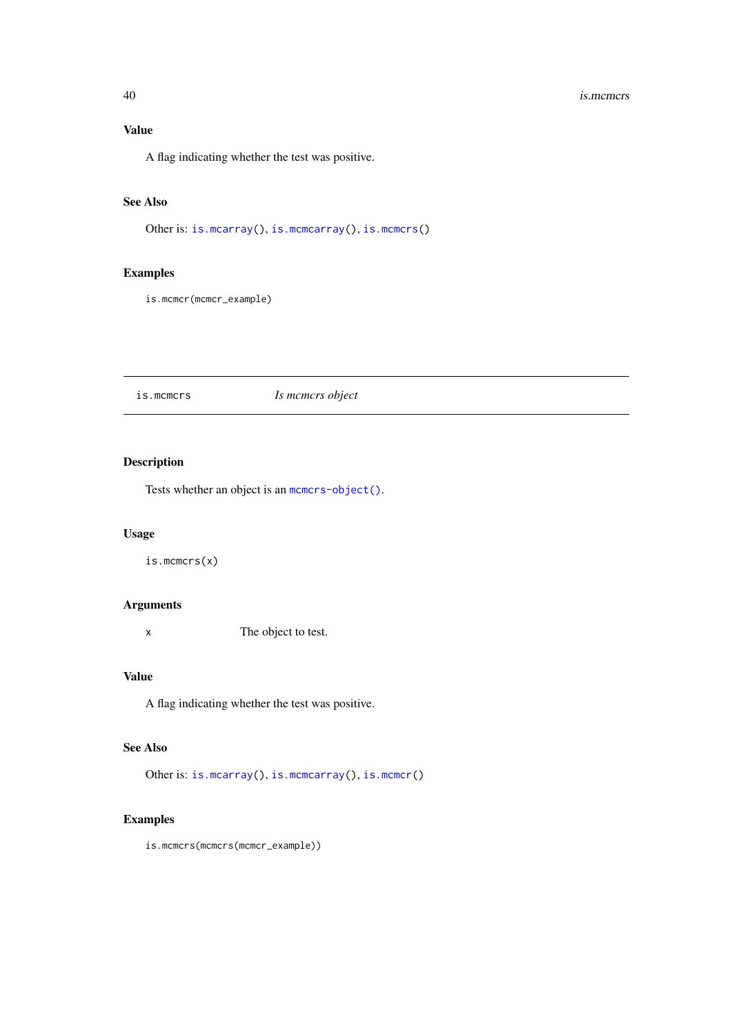## Value

A flag indicating whether the test was positive.

## See Also

Other is: `is.mcarray()`, `is.mcmcarray()`, `is.mcmcrs()`

## Examples

```
is.mcmcr(mcmcr_example)
```

---

`is.mcmcrs` *Is mcmcrs object*

---

## Description

Tests whether an object is an `mcmcrs-object()`.

## Usage

```
is.mcmcrs(x)
```

## Arguments

| | |
|---|---|
| `x` | The object to test. |

## Value

A flag indicating whether the test was positive.

## See Also

Other is: `is.mcarray()`, `is.mcmcarray()`, `is.mcmcr()`

## Examples

```
is.mcmcrs(mcmcrs(mcmcr_example))
```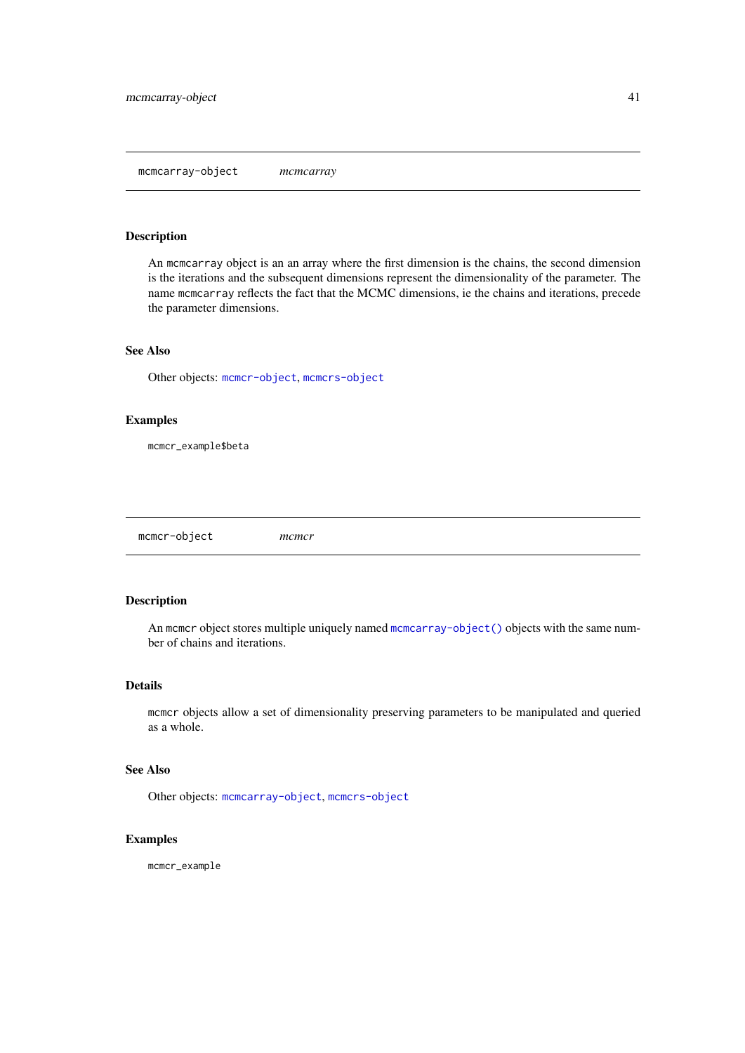## mcmcarray-object *mcmcarray*

### Description

An `mcmcarray` object is an an array where the first dimension is the chains, the second dimension is the iterations and the subsequent dimensions represent the dimensionality of the parameter. The name `mcmcarray` reflects the fact that the MCMC dimensions, ie the chains and iterations, precede the parameter dimensions.

### See Also

Other objects: `mcmcr-object`, `mcmcrs-object`

### Examples

```
mcmcr_example$beta
```

## mcmcr-object *mcmcr*

### Description

An `mcmcr` object stores multiple uniquely named `mcmcarray-object()` objects with the same number of chains and iterations.

### Details

`mcmcr` objects allow a set of dimensionality preserving parameters to be manipulated and queried as a whole.

### See Also

Other objects: `mcmcarray-object`, `mcmcrs-object`

### Examples

```
mcmcr_example
```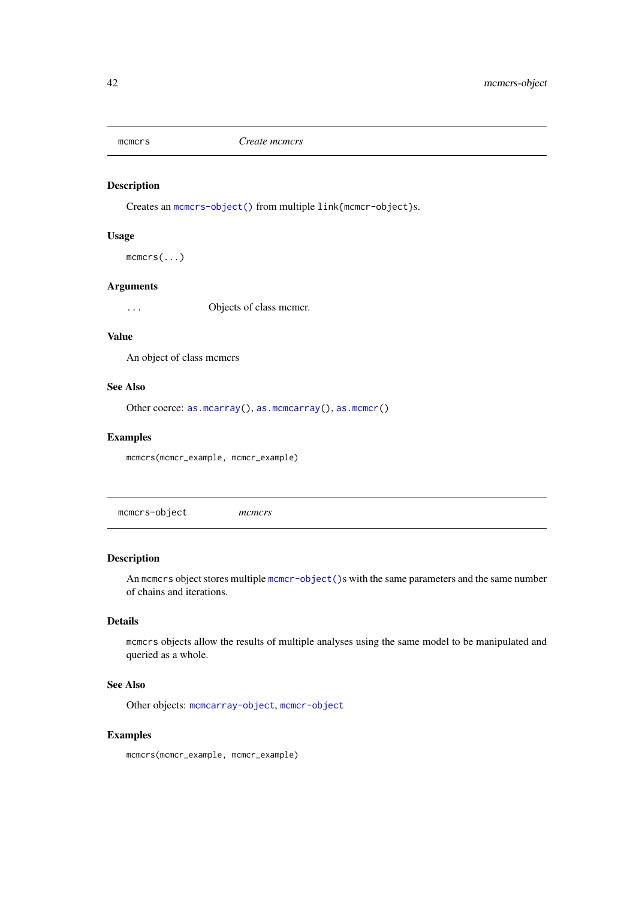## mcmcrs — *Create mcmcrs*

### Description

Creates an `mcmcrs-object()` from multiple `link{mcmcr-object}`s.

### Usage

```
mcmcrs(...)
```

### Arguments

| | |
|---|---|
| `...` | Objects of class mcmcr. |

### Value

An object of class mcmcrs

### See Also

Other coerce: `as.mcarray()`, `as.mcmcarray()`, `as.mcmcr()`

### Examples

```
mcmcrs(mcmcr_example, mcmcr_example)
```

## mcmcrs-object — *mcmcrs*

### Description

An `mcmcrs` object stores multiple `mcmcr-object()`s with the same parameters and the same number of chains and iterations.

### Details

`mcmcrs` objects allow the results of multiple analyses using the same model to be manipulated and queried as a whole.

### See Also

Other objects: `mcmcarray-object`, `mcmcr-object`

### Examples

```
mcmcrs(mcmcr_example, mcmcr_example)
```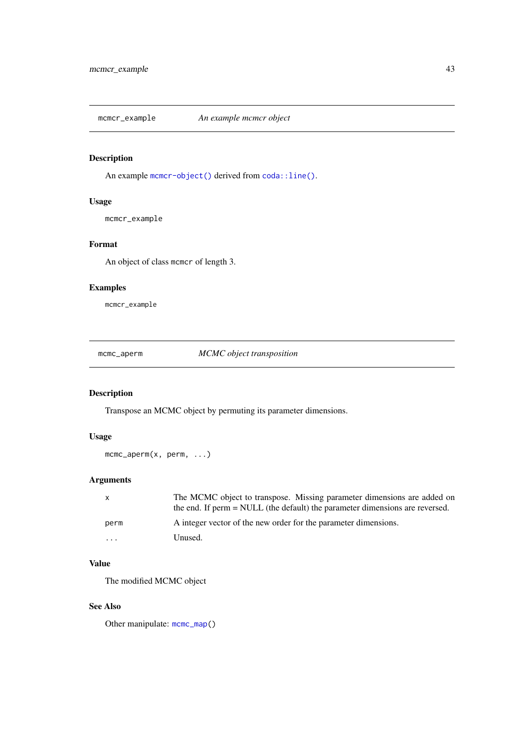## mcmcr_example — *An example mcmcr object*

### Description

An example `mcmcr-object()` derived from `coda::line()`.

### Usage

```
mcmcr_example
```

### Format

An object of class `mcmcr` of length 3.

### Examples

```
mcmcr_example
```

## mcmc_aperm — *MCMC object transposition*

### Description

Transpose an MCMC object by permuting its parameter dimensions.

### Usage

```
mcmc_aperm(x, perm, ...)
```

### Arguments

| | |
|---|---|
| `x` | The MCMC object to transpose. Missing parameter dimensions are added on the end. If perm = NULL (the default) the parameter dimensions are reversed. |
| `perm` | A integer vector of the new order for the parameter dimensions. |
| `...` | Unused. |

### Value

The modified MCMC object

### See Also

Other manipulate: `mcmc_map()`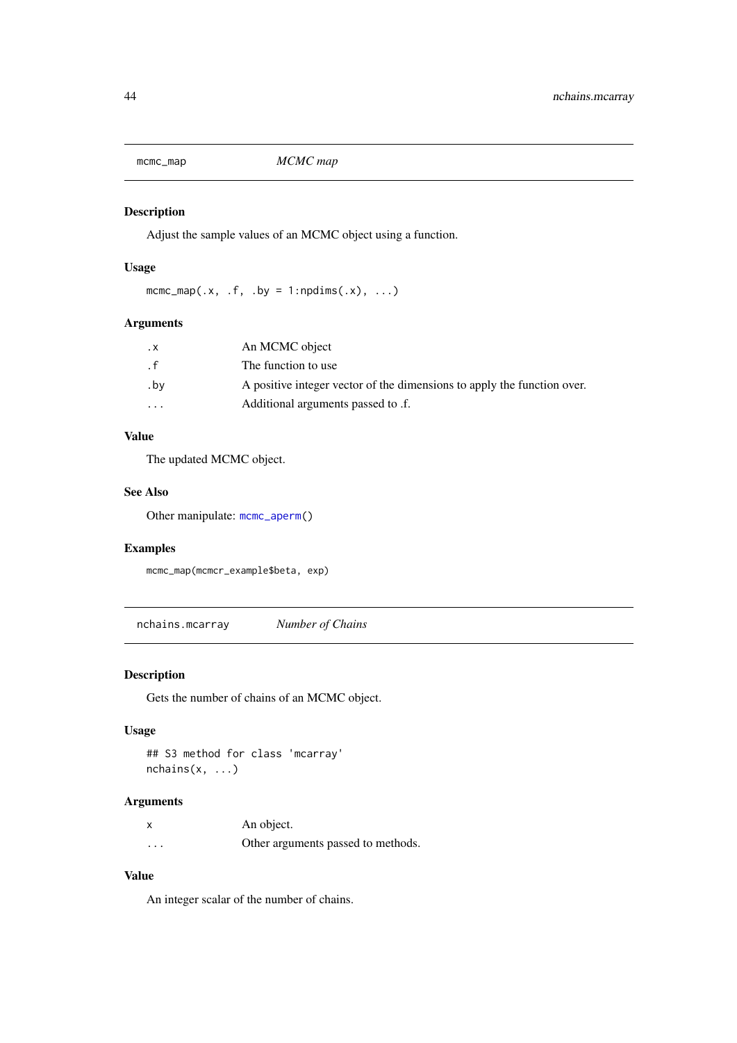## mcmc_map — *MCMC map*

### Description

Adjust the sample values of an MCMC object using a function.

### Usage

```
mcmc_map(.x, .f, .by = 1:npdims(.x), ...)
```

### Arguments

| | |
|---|---|
| `.x` | An MCMC object |
| `.f` | The function to use |
| `.by` | A positive integer vector of the dimensions to apply the function over. |
| `...` | Additional arguments passed to .f. |

### Value

The updated MCMC object.

### See Also

Other manipulate: `mcmc_aperm()`

### Examples

```
mcmc_map(mcmcr_example$beta, exp)
```

## nchains.mcarray — *Number of Chains*

### Description

Gets the number of chains of an MCMC object.

### Usage

```
## S3 method for class 'mcarray'
nchains(x, ...)
```

### Arguments

| | |
|---|---|
| `x` | An object. |
| `...` | Other arguments passed to methods. |

### Value

An integer scalar of the number of chains.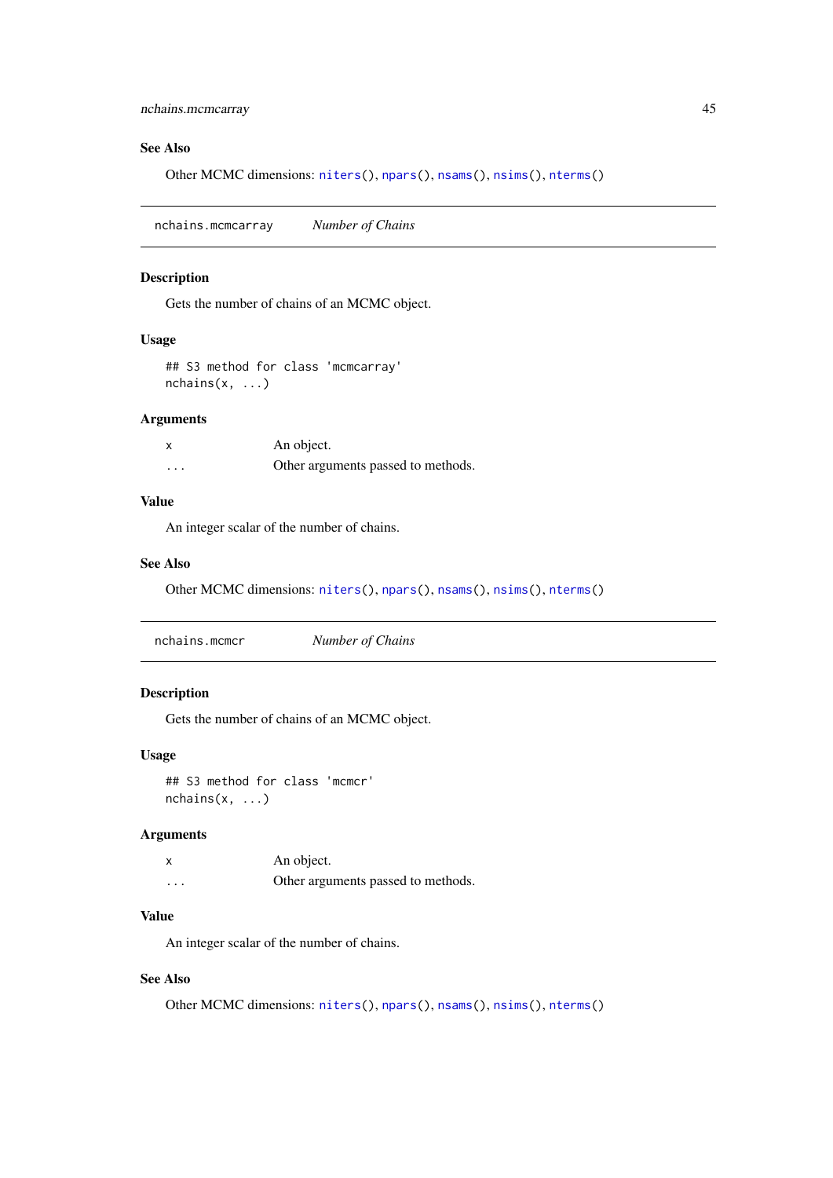## See Also

Other MCMC dimensions: `niters()`, `npars()`, `nsams()`, `nsims()`, `nterms()`

---

`nchains.mcmcarray` *Number of Chains*

---

### Description

Gets the number of chains of an MCMC object.

### Usage

```
## S3 method for class 'mcmcarray'
nchains(x, ...)
```

### Arguments

| | |
|---|---|
| `x` | An object. |
| `...` | Other arguments passed to methods. |

### Value

An integer scalar of the number of chains.

### See Also

Other MCMC dimensions: `niters()`, `npars()`, `nsams()`, `nsims()`, `nterms()`

---

`nchains.mcmcr` *Number of Chains*

---

### Description

Gets the number of chains of an MCMC object.

### Usage

```
## S3 method for class 'mcmcr'
nchains(x, ...)
```

### Arguments

| | |
|---|---|
| `x` | An object. |
| `...` | Other arguments passed to methods. |

### Value

An integer scalar of the number of chains.

### See Also

Other MCMC dimensions: `niters()`, `npars()`, `nsams()`, `nsims()`, `nterms()`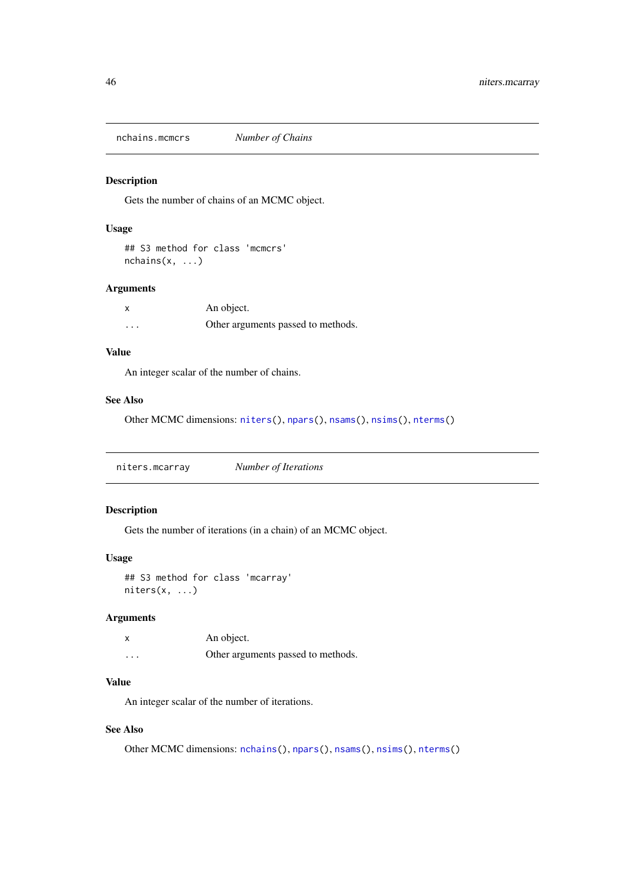## nchains.mcmcrs *Number of Chains*

### Description

Gets the number of chains of an MCMC object.

### Usage

```
## S3 method for class 'mcmcrs'
nchains(x, ...)
```

### Arguments

| | |
|---|---|
| `x` | An object. |
| `...` | Other arguments passed to methods. |

### Value

An integer scalar of the number of chains.

### See Also

Other MCMC dimensions: `niters()`, `npars()`, `nsams()`, `nsims()`, `nterms()`

## niters.mcarray *Number of Iterations*

### Description

Gets the number of iterations (in a chain) of an MCMC object.

### Usage

```
## S3 method for class 'mcarray'
niters(x, ...)
```

### Arguments

| | |
|---|---|
| `x` | An object. |
| `...` | Other arguments passed to methods. |

### Value

An integer scalar of the number of iterations.

### See Also

Other MCMC dimensions: `nchains()`, `npars()`, `nsams()`, `nsims()`, `nterms()`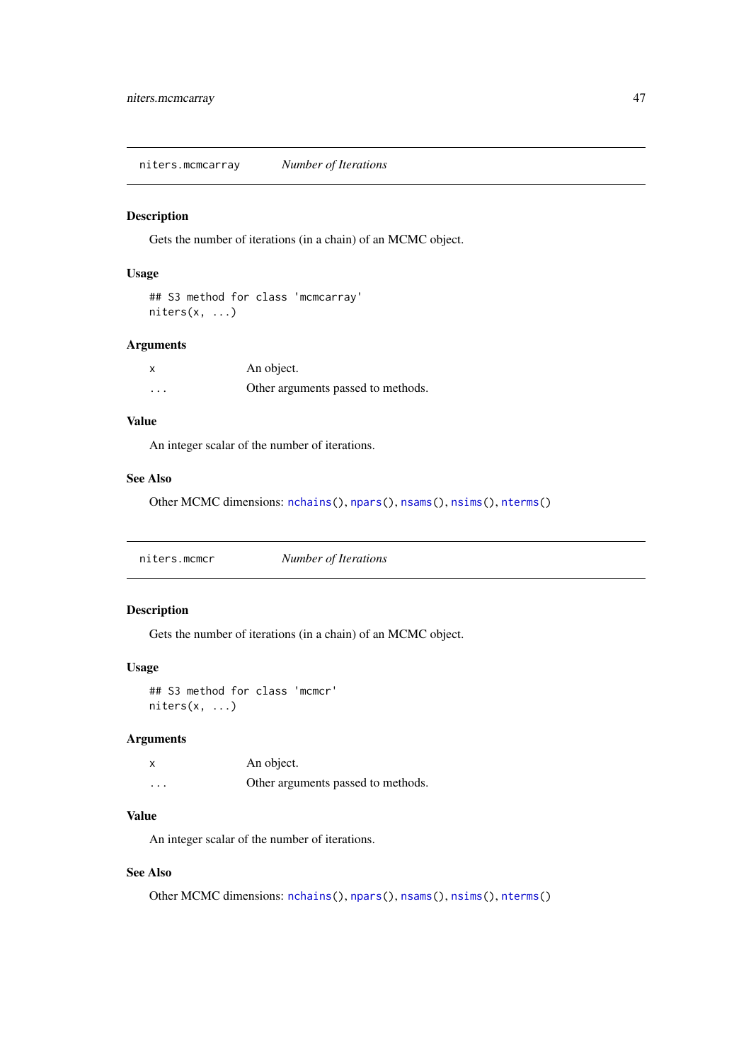## niters.mcmcarray *Number of Iterations*

### Description

Gets the number of iterations (in a chain) of an MCMC object.

### Usage

```
## S3 method for class 'mcmcarray'
niters(x, ...)
```

### Arguments

| | |
|---|---|
| x | An object. |
| ... | Other arguments passed to methods. |

### Value

An integer scalar of the number of iterations.

### See Also

Other MCMC dimensions: nchains(), npars(), nsams(), nsims(), nterms()

## niters.mcmcr *Number of Iterations*

### Description

Gets the number of iterations (in a chain) of an MCMC object.

### Usage

```
## S3 method for class 'mcmcr'
niters(x, ...)
```

### Arguments

| | |
|---|---|
| x | An object. |
| ... | Other arguments passed to methods. |

### Value

An integer scalar of the number of iterations.

### See Also

Other MCMC dimensions: nchains(), npars(), nsams(), nsims(), nterms()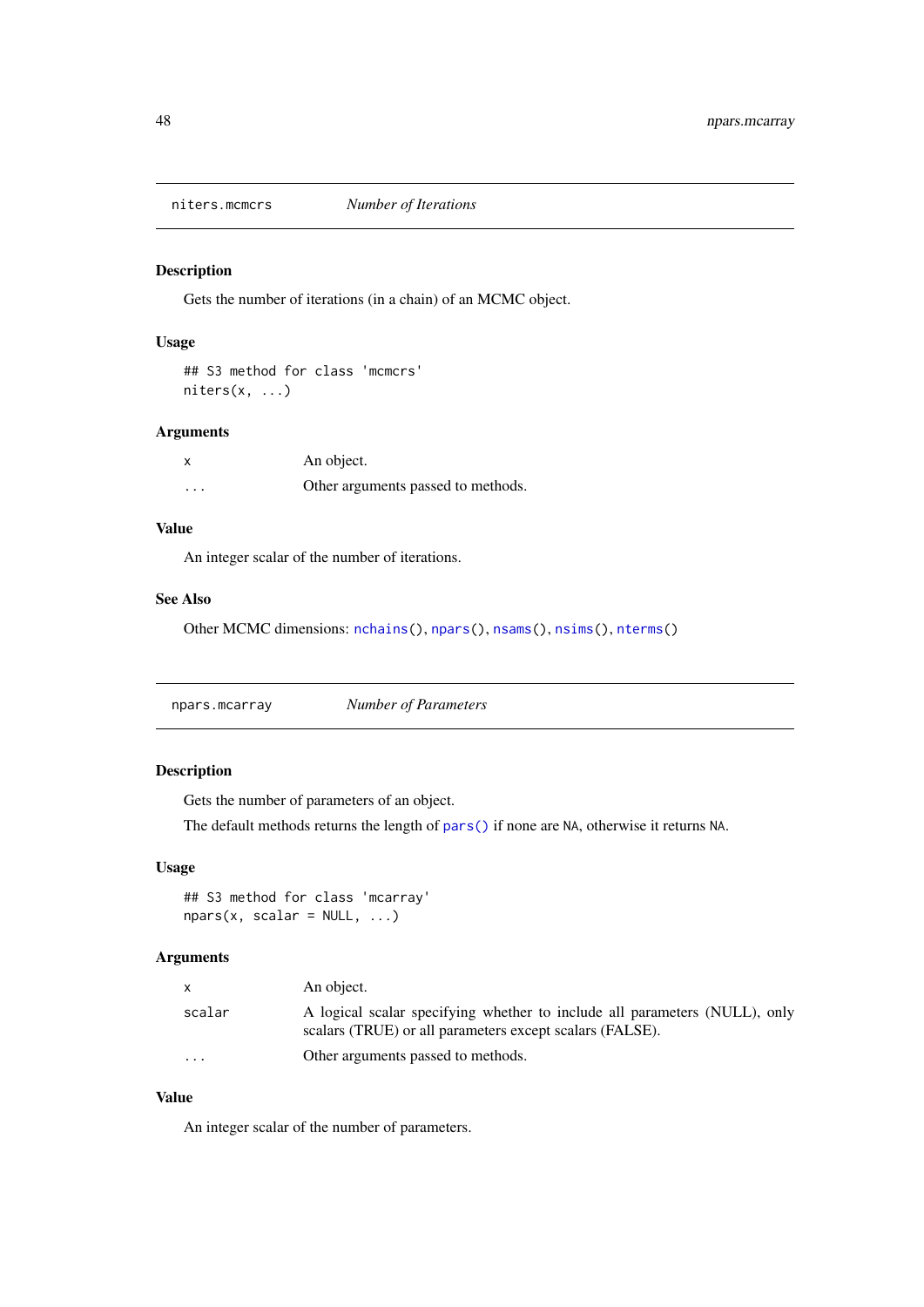## niters.mcmcrs *Number of Iterations*

### Description

Gets the number of iterations (in a chain) of an MCMC object.

### Usage

```
## S3 method for class 'mcmcrs'
niters(x, ...)
```

### Arguments

| | |
|---|---|
| x | An object. |
| ... | Other arguments passed to methods. |

### Value

An integer scalar of the number of iterations.

### See Also

Other MCMC dimensions: `nchains()`, `npars()`, `nsams()`, `nsims()`, `nterms()`

## npars.mcarray *Number of Parameters*

### Description

Gets the number of parameters of an object.

The default methods returns the length of `pars()` if none are `NA`, otherwise it returns `NA`.

### Usage

```
## S3 method for class 'mcarray'
npars(x, scalar = NULL, ...)
```

### Arguments

| | |
|---|---|
| x | An object. |
| scalar | A logical scalar specifying whether to include all parameters (NULL), only scalars (TRUE) or all parameters except scalars (FALSE). |
| ... | Other arguments passed to methods. |

### Value

An integer scalar of the number of parameters.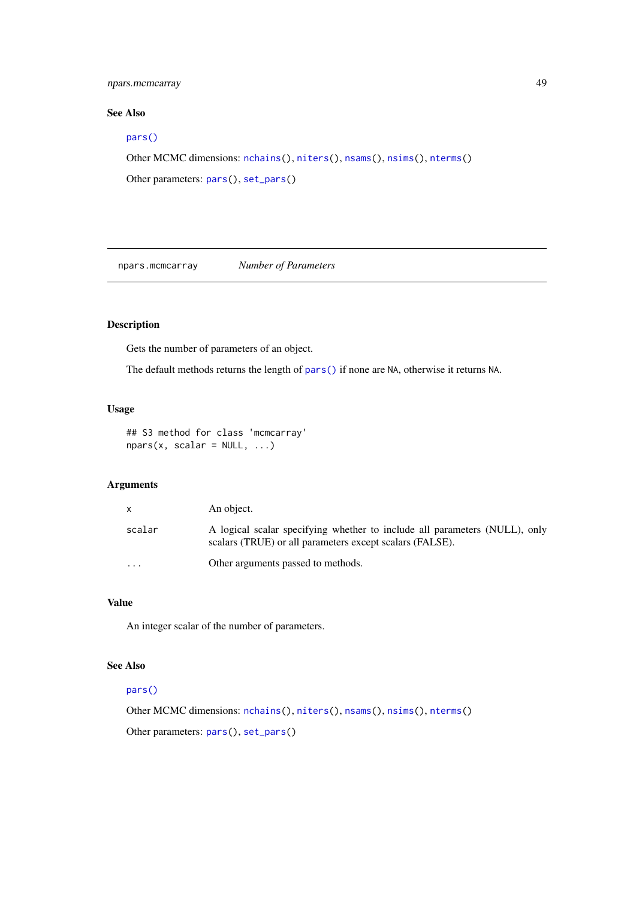## See Also

`pars()`

Other MCMC dimensions: `nchains()`, `niters()`, `nsams()`, `nsims()`, `nterms()`

Other parameters: `pars()`, `set_pars()`

---

## npars.mcmcarray — *Number of Parameters*

### Description

Gets the number of parameters of an object.

The default methods returns the length of `pars()` if none are `NA`, otherwise it returns `NA`.

### Usage

```
## S3 method for class 'mcmcarray'
npars(x, scalar = NULL, ...)
```

### Arguments

| | |
|---|---|
| `x` | An object. |
| `scalar` | A logical scalar specifying whether to include all parameters (NULL), only scalars (TRUE) or all parameters except scalars (FALSE). |
| `...` | Other arguments passed to methods. |

### Value

An integer scalar of the number of parameters.

### See Also

`pars()`

Other MCMC dimensions: `nchains()`, `niters()`, `nsams()`, `nsims()`, `nterms()`

Other parameters: `pars()`, `set_pars()`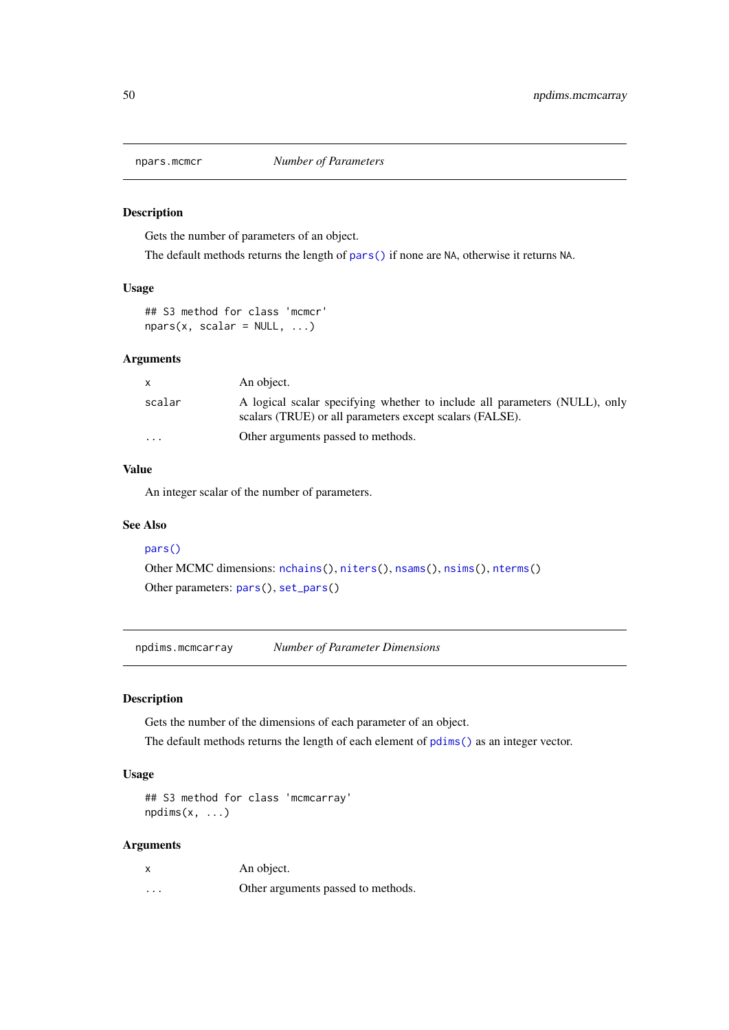## npars.mcmcr — *Number of Parameters*

### Description

Gets the number of parameters of an object.

The default methods returns the length of `pars()` if none are `NA`, otherwise it returns `NA`.

### Usage

```
## S3 method for class 'mcmcr'
npars(x, scalar = NULL, ...)
```

### Arguments

| | |
|---|---|
| `x` | An object. |
| `scalar` | A logical scalar specifying whether to include all parameters (NULL), only scalars (TRUE) or all parameters except scalars (FALSE). |
| `...` | Other arguments passed to methods. |

### Value

An integer scalar of the number of parameters.

### See Also

`pars()`

Other MCMC dimensions: `nchains()`, `niters()`, `nsams()`, `nsims()`, `nterms()`

Other parameters: `pars()`, `set_pars()`

## npdims.mcmcarray — *Number of Parameter Dimensions*

### Description

Gets the number of the dimensions of each parameter of an object.

The default methods returns the length of each element of `pdims()` as an integer vector.

### Usage

```
## S3 method for class 'mcmcarray'
npdims(x, ...)
```

### Arguments

| | |
|---|---|
| `x` | An object. |
| `...` | Other arguments passed to methods. |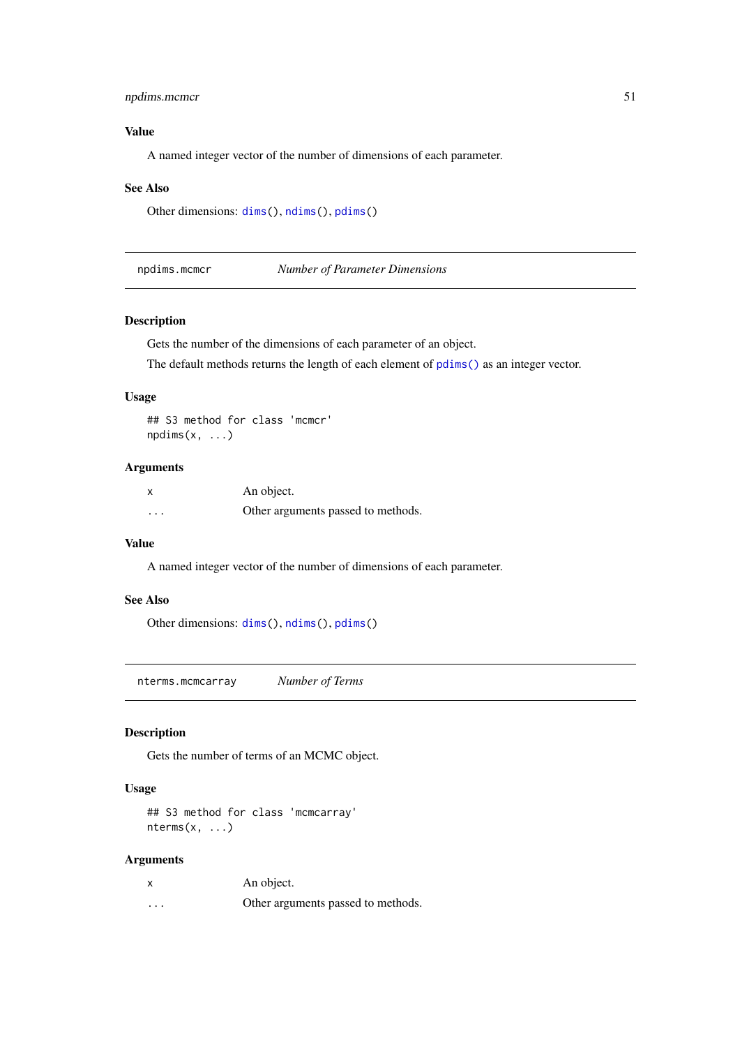### Value

A named integer vector of the number of dimensions of each parameter.

### See Also

Other dimensions: `dims()`, `ndims()`, `pdims()`

---

## npdims.mcmcr — *Number of Parameter Dimensions*

### Description

Gets the number of the dimensions of each parameter of an object.

The default methods returns the length of each element of `pdims()` as an integer vector.

### Usage

```
## S3 method for class 'mcmcr'
npdims(x, ...)
```

### Arguments

| | |
|---|---|
| x | An object. |
| ... | Other arguments passed to methods. |

### Value

A named integer vector of the number of dimensions of each parameter.

### See Also

Other dimensions: `dims()`, `ndims()`, `pdims()`

---

## nterms.mcmcarray — *Number of Terms*

### Description

Gets the number of terms of an MCMC object.

### Usage

```
## S3 method for class 'mcmcarray'
nterms(x, ...)
```

### Arguments

| | |
|---|---|
| x | An object. |
| ... | Other arguments passed to methods. |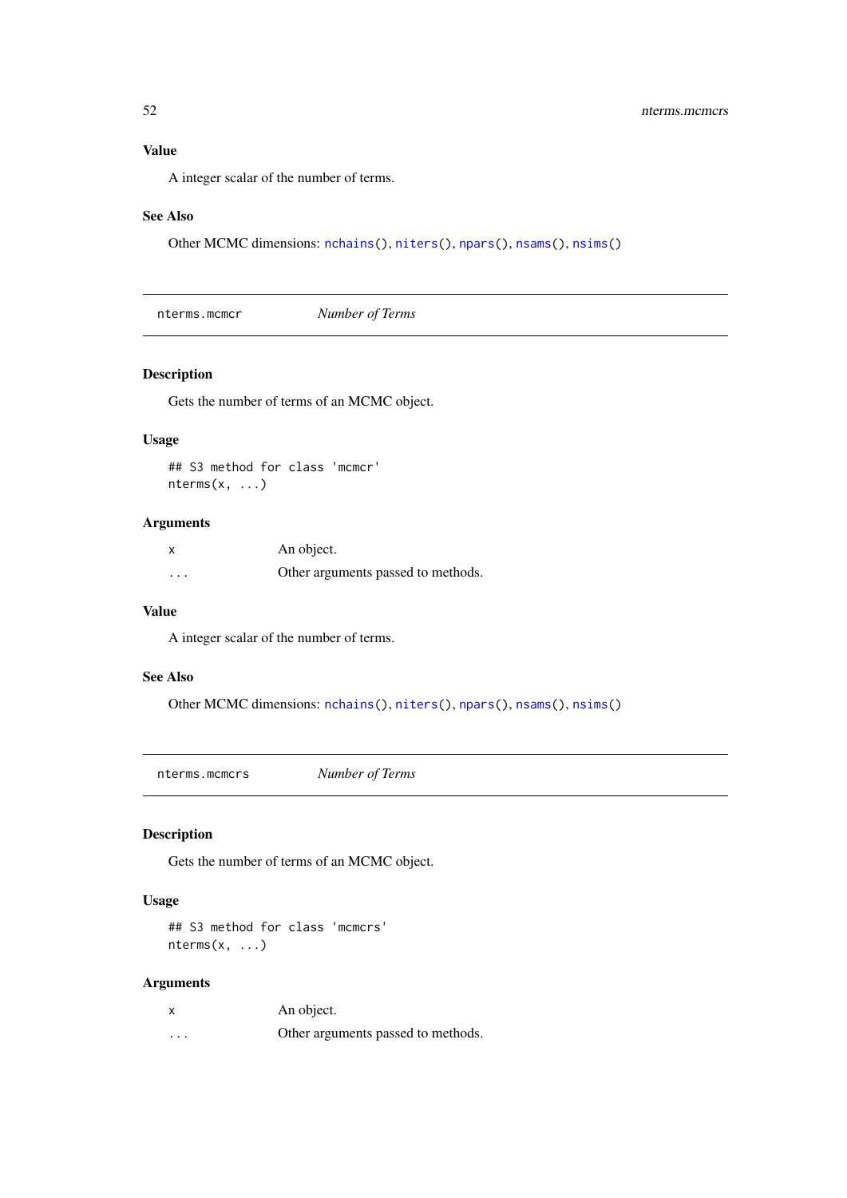## Value

A integer scalar of the number of terms.

## See Also

Other MCMC dimensions: nchains(), niters(), npars(), nsams(), nsims()

---

# nterms.mcmcr — *Number of Terms*

## Description

Gets the number of terms of an MCMC object.

## Usage

```
## S3 method for class 'mcmcr'
nterms(x, ...)
```

## Arguments

| | |
|---|---|
| x | An object. |
| ... | Other arguments passed to methods. |

## Value

A integer scalar of the number of terms.

## See Also

Other MCMC dimensions: nchains(), niters(), npars(), nsams(), nsims()

---

# nterms.mcmcrs — *Number of Terms*

## Description

Gets the number of terms of an MCMC object.

## Usage

```
## S3 method for class 'mcmcrs'
nterms(x, ...)
```

## Arguments

| | |
|---|---|
| x | An object. |
| ... | Other arguments passed to methods. |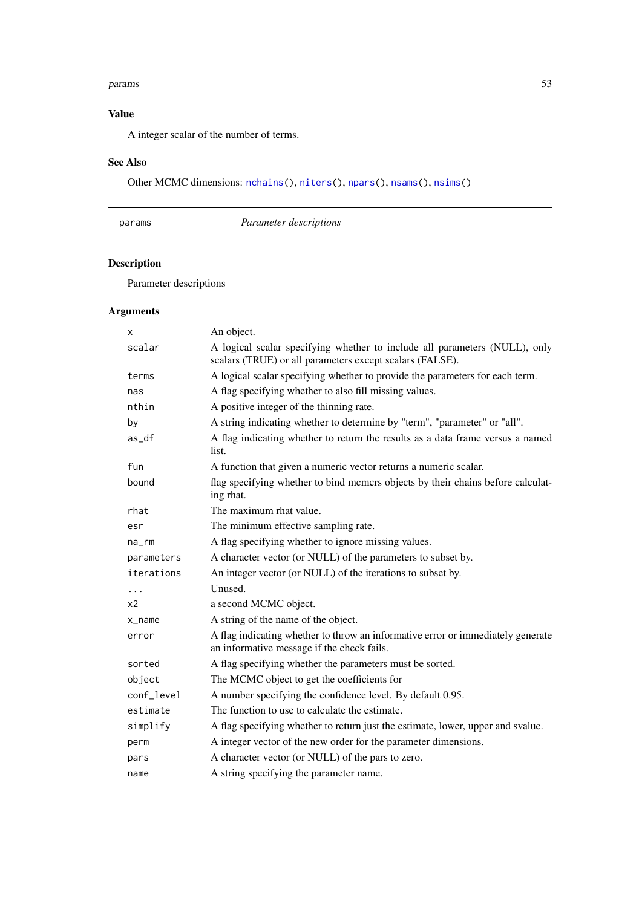## Value

A integer scalar of the number of terms.

## See Also

Other MCMC dimensions: `nchains()`, `niters()`, `npars()`, `nsams()`, `nsims()`

---

`params` *Parameter descriptions*

---

## Description

Parameter descriptions

## Arguments

| | |
|---|---|
| `x` | An object. |
| `scalar` | A logical scalar specifying whether to include all parameters (NULL), only scalars (TRUE) or all parameters except scalars (FALSE). |
| `terms` | A logical scalar specifying whether to provide the parameters for each term. |
| `nas` | A flag specifying whether to also fill missing values. |
| `nthin` | A positive integer of the thinning rate. |
| `by` | A string indicating whether to determine by "term", "parameter" or "all". |
| `as_df` | A flag indicating whether to return the results as a data frame versus a named list. |
| `fun` | A function that given a numeric vector returns a numeric scalar. |
| `bound` | flag specifying whether to bind mcmcrs objects by their chains before calculating rhat. |
| `rhat` | The maximum rhat value. |
| `esr` | The minimum effective sampling rate. |
| `na_rm` | A flag specifying whether to ignore missing values. |
| `parameters` | A character vector (or NULL) of the parameters to subset by. |
| `iterations` | An integer vector (or NULL) of the iterations to subset by. |
| `...` | Unused. |
| `x2` | a second MCMC object. |
| `x_name` | A string of the name of the object. |
| `error` | A flag indicating whether to throw an informative error or immediately generate an informative message if the check fails. |
| `sorted` | A flag specifying whether the parameters must be sorted. |
| `object` | The MCMC object to get the coefficients for |
| `conf_level` | A number specifying the confidence level. By default 0.95. |
| `estimate` | The function to use to calculate the estimate. |
| `simplify` | A flag specifying whether to return just the estimate, lower, upper and svalue. |
| `perm` | A integer vector of the new order for the parameter dimensions. |
| `pars` | A character vector (or NULL) of the pars to zero. |
| `name` | A string specifying the parameter name. |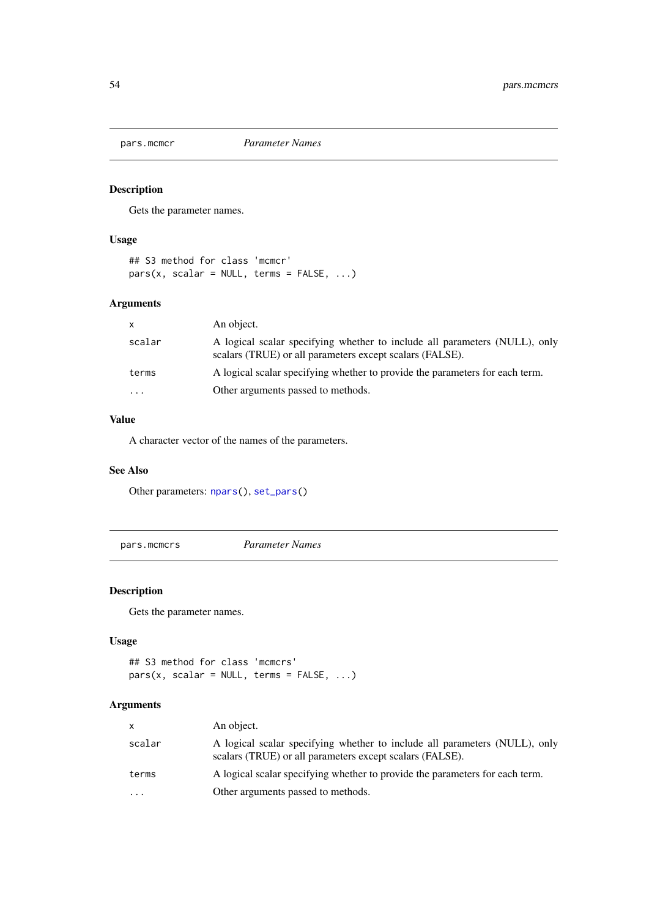## pars.mcmcr — *Parameter Names*

### Description

Gets the parameter names.

### Usage

```
## S3 method for class 'mcmcr'
pars(x, scalar = NULL, terms = FALSE, ...)
```

### Arguments

| | |
|---|---|
| x | An object. |
| scalar | A logical scalar specifying whether to include all parameters (NULL), only scalars (TRUE) or all parameters except scalars (FALSE). |
| terms | A logical scalar specifying whether to provide the parameters for each term. |
| ... | Other arguments passed to methods. |

### Value

A character vector of the names of the parameters.

### See Also

Other parameters: npars(), set_pars()

## pars.mcmcrs — *Parameter Names*

### Description

Gets the parameter names.

### Usage

```
## S3 method for class 'mcmcrs'
pars(x, scalar = NULL, terms = FALSE, ...)
```

### Arguments

| | |
|---|---|
| x | An object. |
| scalar | A logical scalar specifying whether to include all parameters (NULL), only scalars (TRUE) or all parameters except scalars (FALSE). |
| terms | A logical scalar specifying whether to provide the parameters for each term. |
| ... | Other arguments passed to methods. |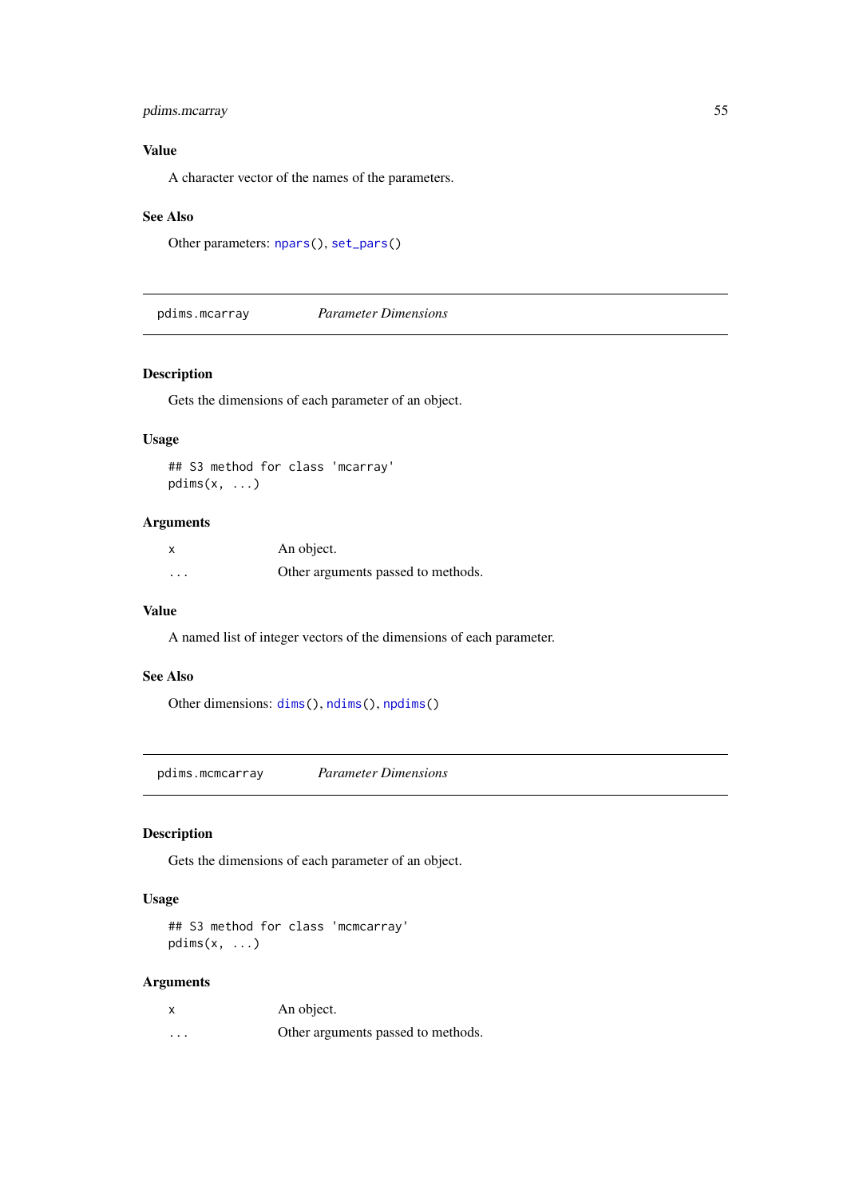### Value

A character vector of the names of the parameters.

### See Also

Other parameters: npars(), set_pars()

---

## pdims.mcarray *Parameter Dimensions*

### Description

Gets the dimensions of each parameter of an object.

### Usage

```
## S3 method for class 'mcarray'
pdims(x, ...)
```

### Arguments

| | |
|---|---|
| x | An object. |
| ... | Other arguments passed to methods. |

### Value

A named list of integer vectors of the dimensions of each parameter.

### See Also

Other dimensions: dims(), ndims(), npdims()

---

## pdims.mcmcarray *Parameter Dimensions*

### Description

Gets the dimensions of each parameter of an object.

### Usage

```
## S3 method for class 'mcmcarray'
pdims(x, ...)
```

### Arguments

| | |
|---|---|
| x | An object. |
| ... | Other arguments passed to methods. |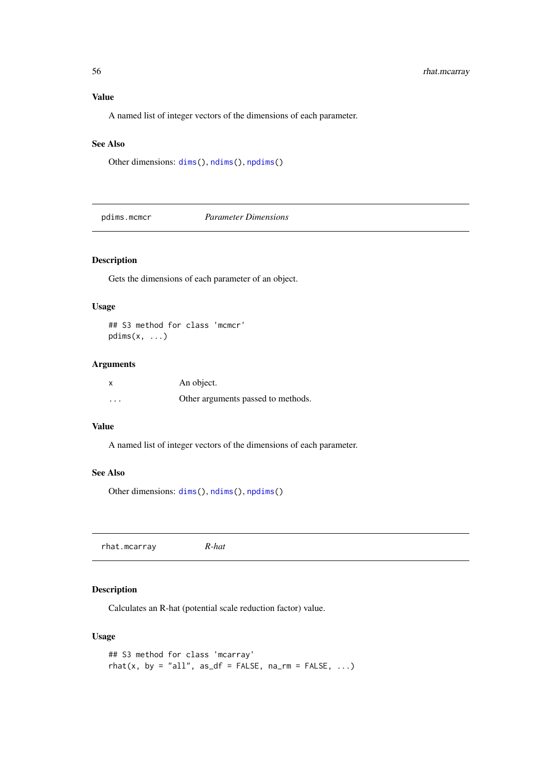### Value

A named list of integer vectors of the dimensions of each parameter.

### See Also

Other dimensions: dims(), ndims(), npdims()

---

## pdims.mcmcr — *Parameter Dimensions*

### Description

Gets the dimensions of each parameter of an object.

### Usage

```
## S3 method for class 'mcmcr'
pdims(x, ...)
```

### Arguments

| | |
|---|---|
| x | An object. |
| ... | Other arguments passed to methods. |

### Value

A named list of integer vectors of the dimensions of each parameter.

### See Also

Other dimensions: dims(), ndims(), npdims()

---

## rhat.mcarray — *R-hat*

### Description

Calculates an R-hat (potential scale reduction factor) value.

### Usage

```
## S3 method for class 'mcarray'
rhat(x, by = "all", as_df = FALSE, na_rm = FALSE, ...)
```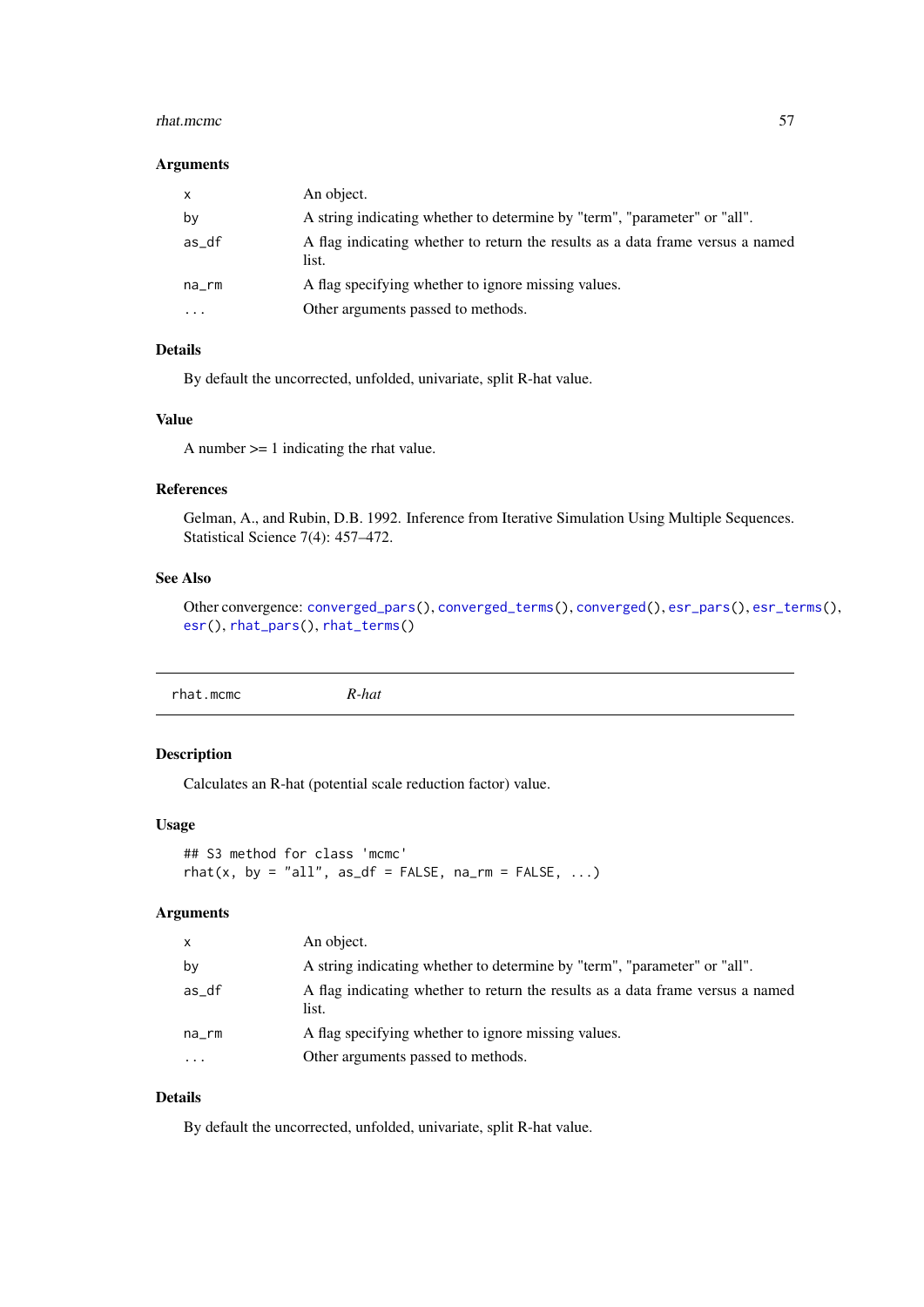### Arguments

| | |
|---|---|
| x | An object. |
| by | A string indicating whether to determine by "term", "parameter" or "all". |
| as_df | A flag indicating whether to return the results as a data frame versus a named list. |
| na_rm | A flag specifying whether to ignore missing values. |
| ... | Other arguments passed to methods. |

### Details

By default the uncorrected, unfolded, univariate, split R-hat value.

### Value

A number >= 1 indicating the rhat value.

### References

Gelman, A., and Rubin, D.B. 1992. Inference from Iterative Simulation Using Multiple Sequences. Statistical Science 7(4): 457–472.

### See Also

Other convergence: `converged_pars()`, `converged_terms()`, `converged()`, `esr_pars()`, `esr_terms()`, `esr()`, `rhat_pars()`, `rhat_terms()`

---

## rhat.mcmc *R-hat*

### Description

Calculates an R-hat (potential scale reduction factor) value.

### Usage

```
## S3 method for class 'mcmc'
rhat(x, by = "all", as_df = FALSE, na_rm = FALSE, ...)
```

### Arguments

| | |
|---|---|
| x | An object. |
| by | A string indicating whether to determine by "term", "parameter" or "all". |
| as_df | A flag indicating whether to return the results as a data frame versus a named list. |
| na_rm | A flag specifying whether to ignore missing values. |
| ... | Other arguments passed to methods. |

### Details

By default the uncorrected, unfolded, univariate, split R-hat value.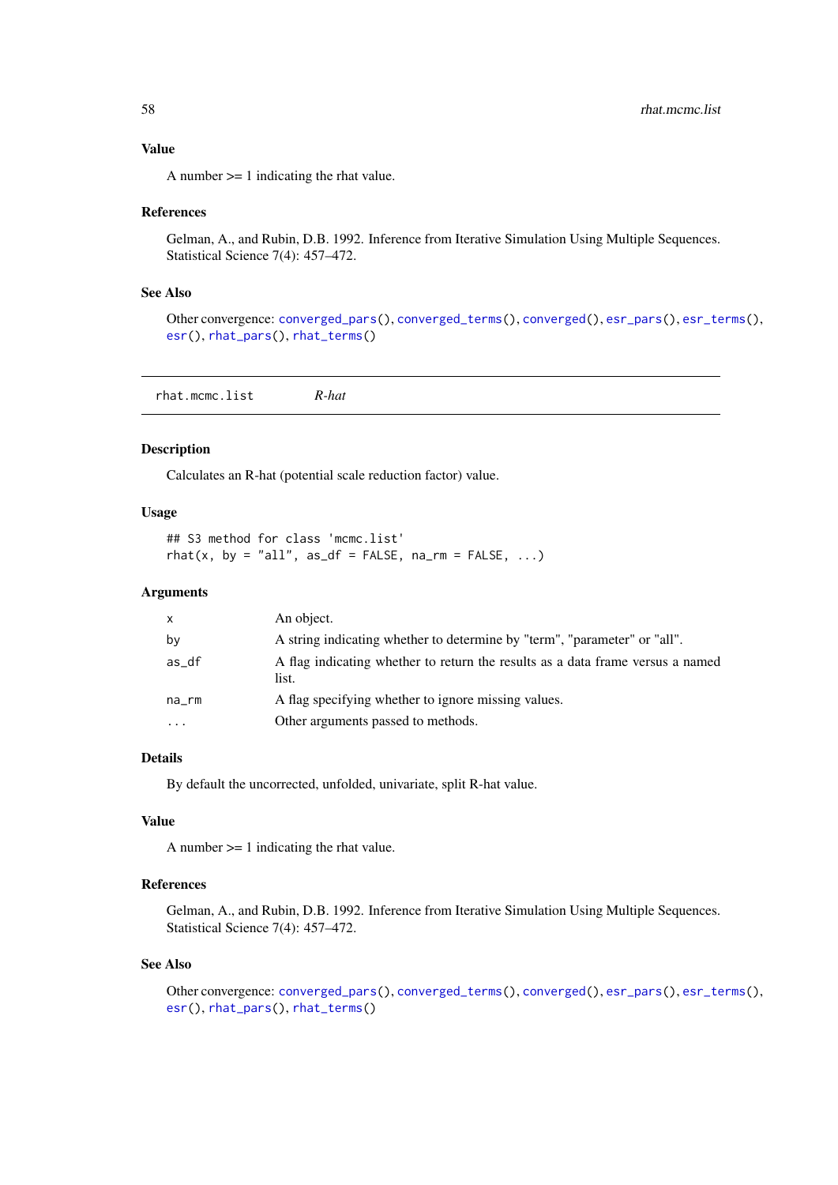### Value

A number >= 1 indicating the rhat value.

### References

Gelman, A., and Rubin, D.B. 1992. Inference from Iterative Simulation Using Multiple Sequences. Statistical Science 7(4): 457–472.

### See Also

Other convergence: `converged_pars()`, `converged_terms()`, `converged()`, `esr_pars()`, `esr_terms()`, `esr()`, `rhat_pars()`, `rhat_terms()`

---

## rhat.mcmc.list *R-hat*

### Description

Calculates an R-hat (potential scale reduction factor) value.

### Usage

```
## S3 method for class 'mcmc.list'
rhat(x, by = "all", as_df = FALSE, na_rm = FALSE, ...)
```

### Arguments

| | |
|---|---|
| `x` | An object. |
| `by` | A string indicating whether to determine by "term", "parameter" or "all". |
| `as_df` | A flag indicating whether to return the results as a data frame versus a named list. |
| `na_rm` | A flag specifying whether to ignore missing values. |
| `...` | Other arguments passed to methods. |

### Details

By default the uncorrected, unfolded, univariate, split R-hat value.

### Value

A number >= 1 indicating the rhat value.

### References

Gelman, A., and Rubin, D.B. 1992. Inference from Iterative Simulation Using Multiple Sequences. Statistical Science 7(4): 457–472.

### See Also

Other convergence: `converged_pars()`, `converged_terms()`, `converged()`, `esr_pars()`, `esr_terms()`, `esr()`, `rhat_pars()`, `rhat_terms()`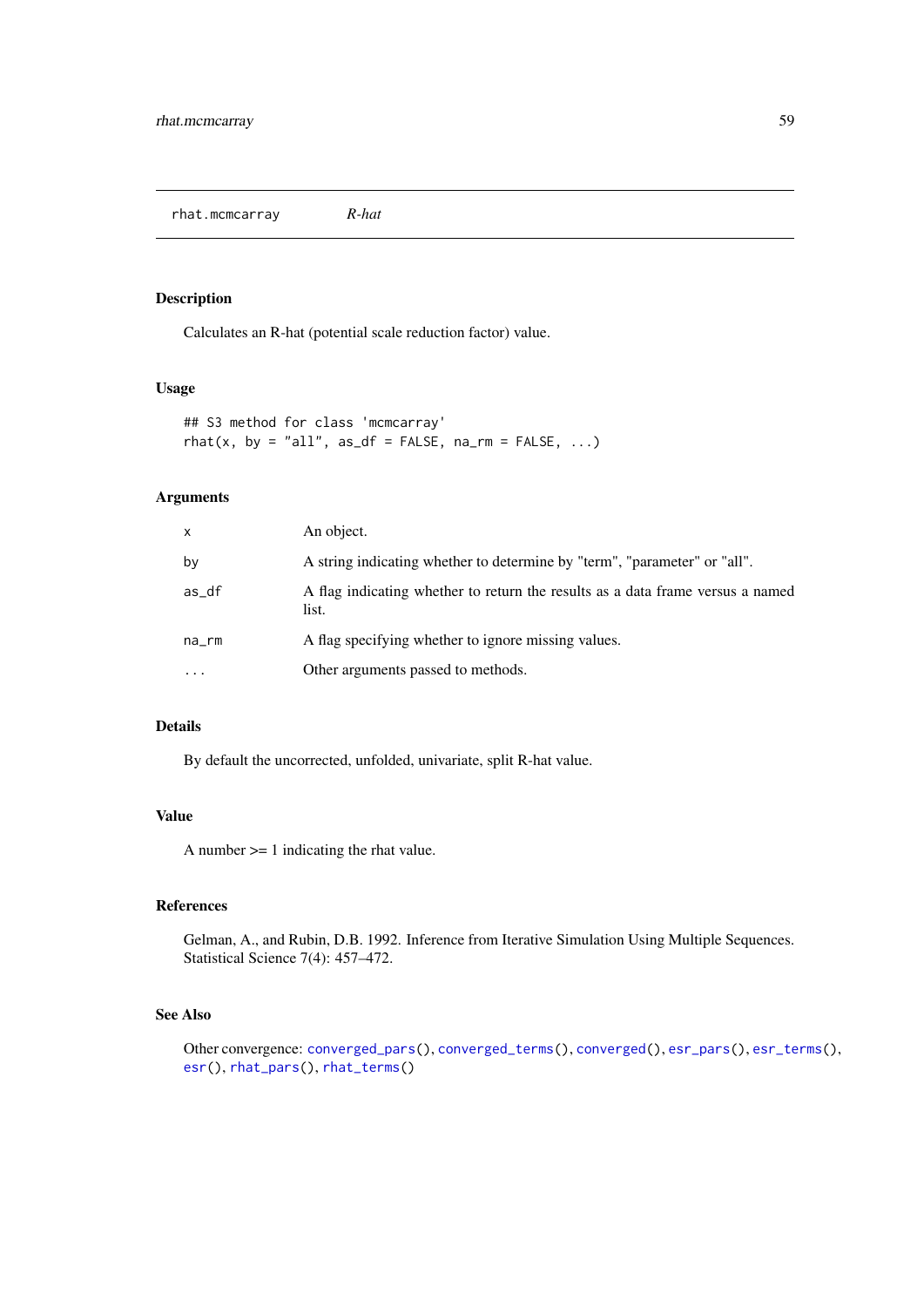## rhat.mcmcarray *R-hat*

### Description

Calculates an R-hat (potential scale reduction factor) value.

### Usage

```
## S3 method for class 'mcmcarray'
rhat(x, by = "all", as_df = FALSE, na_rm = FALSE, ...)
```

### Arguments

| | |
|---|---|
| x | An object. |
| by | A string indicating whether to determine by "term", "parameter" or "all". |
| as_df | A flag indicating whether to return the results as a data frame versus a named list. |
| na_rm | A flag specifying whether to ignore missing values. |
| ... | Other arguments passed to methods. |

### Details

By default the uncorrected, unfolded, univariate, split R-hat value.

### Value

A number >= 1 indicating the rhat value.

### References

Gelman, A., and Rubin, D.B. 1992. Inference from Iterative Simulation Using Multiple Sequences. Statistical Science 7(4): 457–472.

### See Also

Other convergence: converged_pars(), converged_terms(), converged(), esr_pars(), esr_terms(), esr(), rhat_pars(), rhat_terms()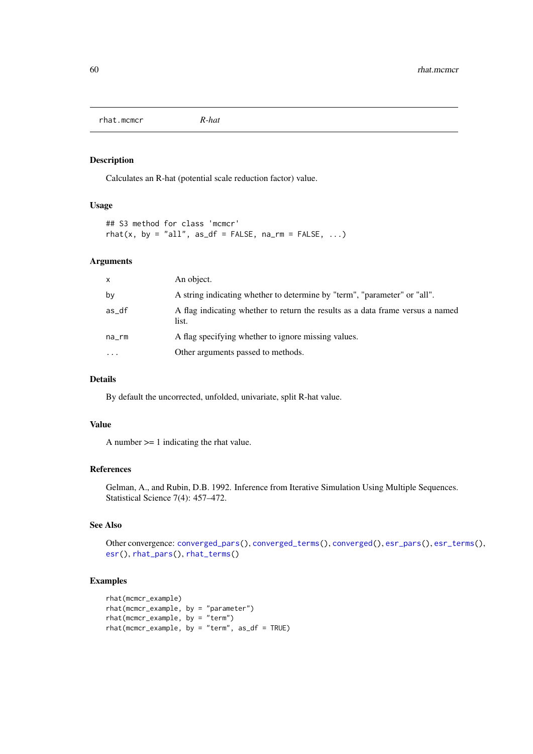rhat.mcmcr *R-hat*

### Description

Calculates an R-hat (potential scale reduction factor) value.

### Usage

```
## S3 method for class 'mcmcr'
rhat(x, by = "all", as_df = FALSE, na_rm = FALSE, ...)
```

### Arguments

| | |
|---|---|
| x | An object. |
| by | A string indicating whether to determine by "term", "parameter" or "all". |
| as_df | A flag indicating whether to return the results as a data frame versus a named list. |
| na_rm | A flag specifying whether to ignore missing values. |
| ... | Other arguments passed to methods. |

### Details

By default the uncorrected, unfolded, univariate, split R-hat value.

### Value

A number >= 1 indicating the rhat value.

### References

Gelman, A., and Rubin, D.B. 1992. Inference from Iterative Simulation Using Multiple Sequences. Statistical Science 7(4): 457–472.

### See Also

Other convergence: converged_pars(), converged_terms(), converged(), esr_pars(), esr_terms(), esr(), rhat_pars(), rhat_terms()

### Examples

```
rhat(mcmcr_example)
rhat(mcmcr_example, by = "parameter")
rhat(mcmcr_example, by = "term")
rhat(mcmcr_example, by = "term", as_df = TRUE)
```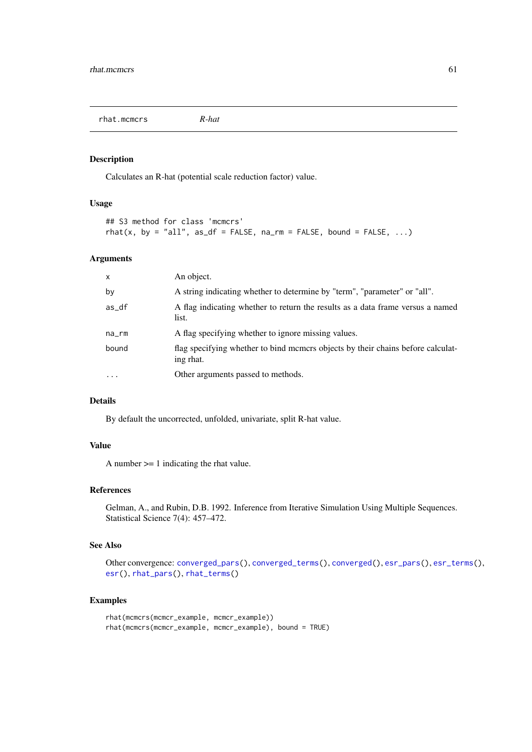## rhat.mcmcrs — *R-hat*

### Description

Calculates an R-hat (potential scale reduction factor) value.

### Usage

```
## S3 method for class 'mcmcrs'
rhat(x, by = "all", as_df = FALSE, na_rm = FALSE, bound = FALSE, ...)
```

### Arguments

| | |
|---|---|
| x | An object. |
| by | A string indicating whether to determine by "term", "parameter" or "all". |
| as_df | A flag indicating whether to return the results as a data frame versus a named list. |
| na_rm | A flag specifying whether to ignore missing values. |
| bound | flag specifying whether to bind mcmcrs objects by their chains before calculating rhat. |
| ... | Other arguments passed to methods. |

### Details

By default the uncorrected, unfolded, univariate, split R-hat value.

### Value

A number >= 1 indicating the rhat value.

### References

Gelman, A., and Rubin, D.B. 1992. Inference from Iterative Simulation Using Multiple Sequences. Statistical Science 7(4): 457–472.

### See Also

Other convergence: converged_pars(), converged_terms(), converged(), esr_pars(), esr_terms(), esr(), rhat_pars(), rhat_terms()

### Examples

```
rhat(mcmcrs(mcmcr_example, mcmcr_example))
rhat(mcmcrs(mcmcr_example, mcmcr_example), bound = TRUE)
```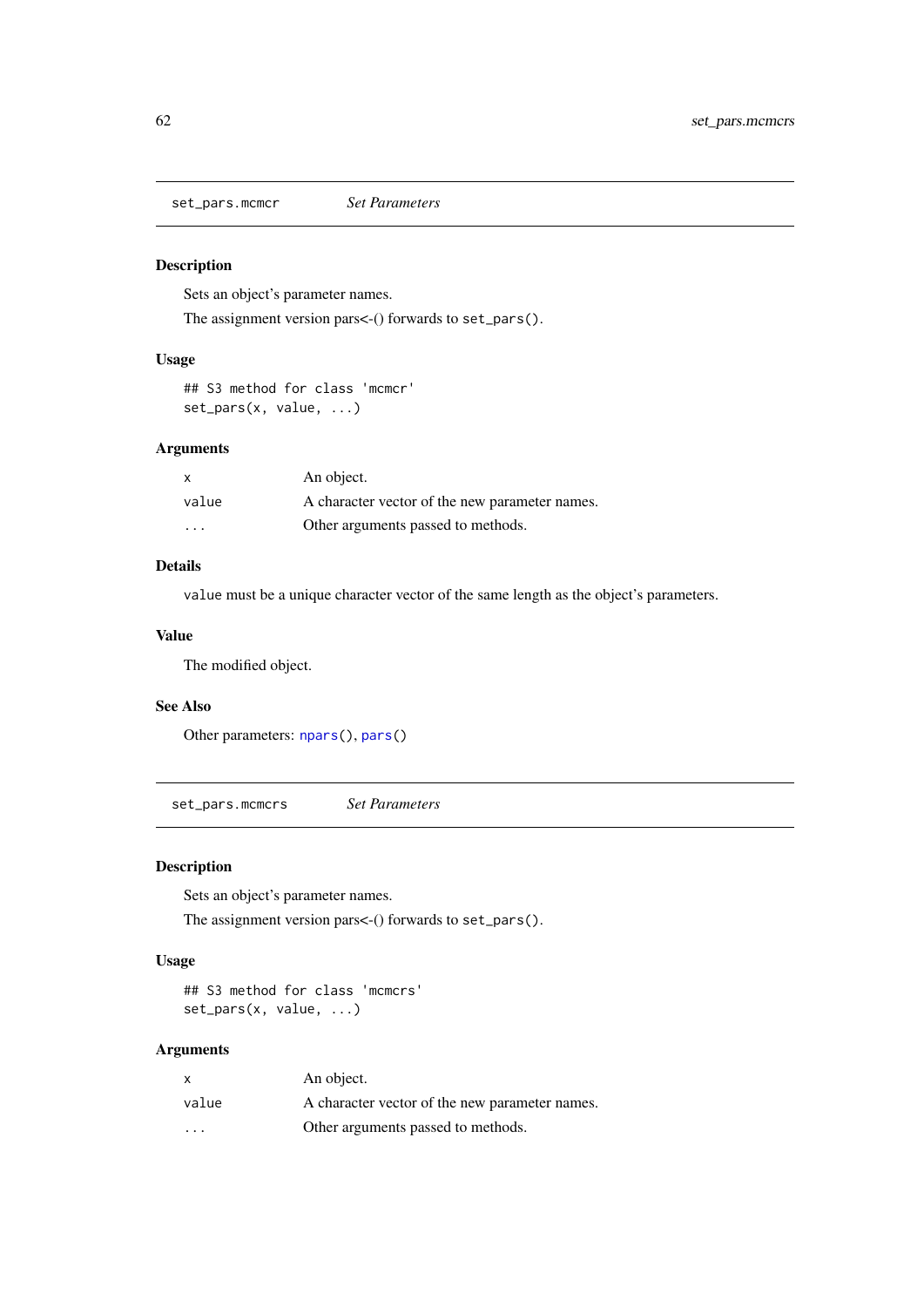## set_pars.mcmcr — *Set Parameters*

### Description

Sets an object's parameter names.

The assignment version pars<-() forwards to `set_pars()`.

### Usage

```
## S3 method for class 'mcmcr'
set_pars(x, value, ...)
```

### Arguments

| | |
|---|---|
| `x` | An object. |
| `value` | A character vector of the new parameter names. |
| `...` | Other arguments passed to methods. |

### Details

`value` must be a unique character vector of the same length as the object's parameters.

### Value

The modified object.

### See Also

Other parameters: `npars()`, `pars()`

## set_pars.mcmcrs — *Set Parameters*

### Description

Sets an object's parameter names.

The assignment version pars<-() forwards to `set_pars()`.

### Usage

```
## S3 method for class 'mcmcrs'
set_pars(x, value, ...)
```

### Arguments

| | |
|---|---|
| `x` | An object. |
| `value` | A character vector of the new parameter names. |
| `...` | Other arguments passed to methods. |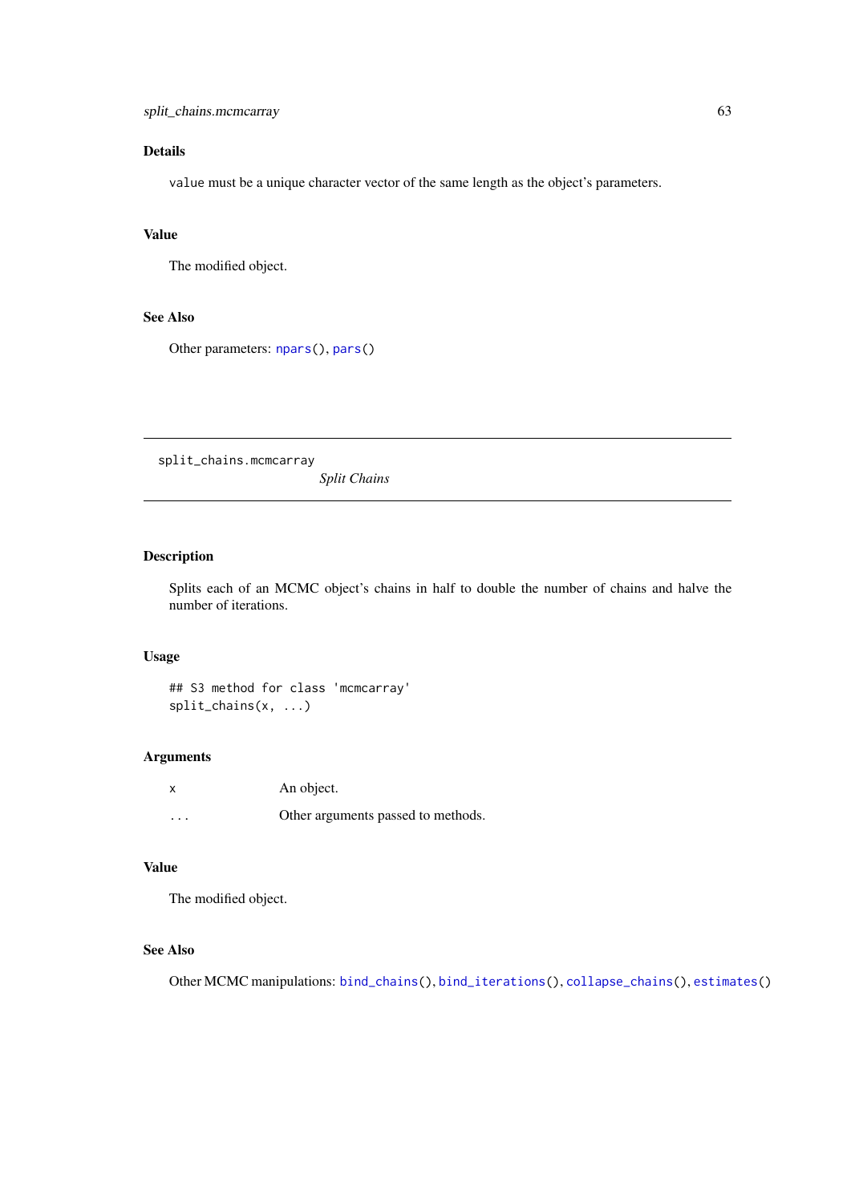### Details

`value` must be a unique character vector of the same length as the object's parameters.

### Value

The modified object.

### See Also

Other parameters: `npars()`, `pars()`

---

## split_chains.mcmcarray

*Split Chains*

---

### Description

Splits each of an MCMC object's chains in half to double the number of chains and halve the number of iterations.

### Usage

```
## S3 method for class 'mcmcarray'
split_chains(x, ...)
```

### Arguments

| | |
|---|---|
| `x` | An object. |
| `...` | Other arguments passed to methods. |

### Value

The modified object.

### See Also

Other MCMC manipulations: `bind_chains()`, `bind_iterations()`, `collapse_chains()`, `estimates()`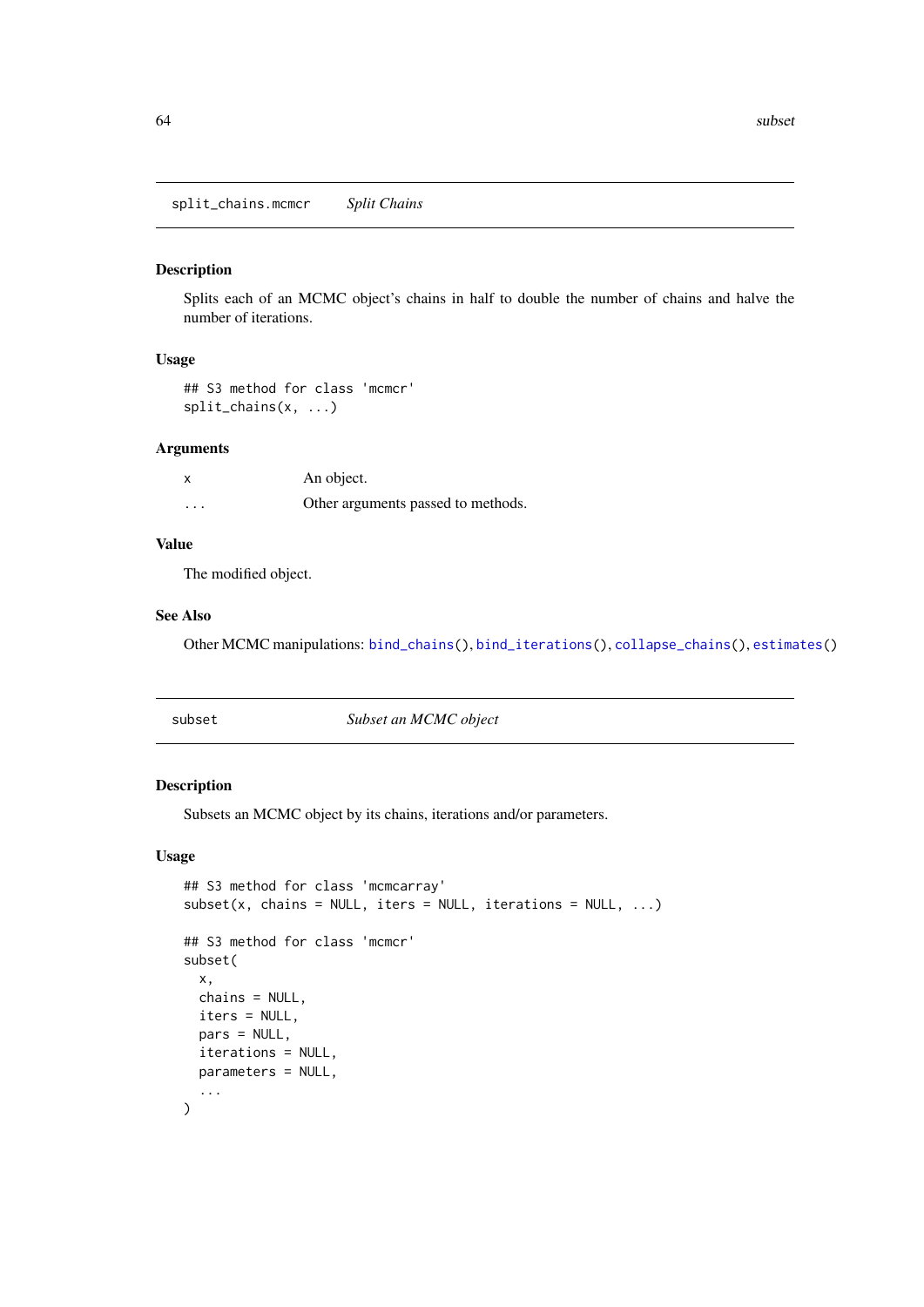## split_chains.mcmcr — *Split Chains*

### Description

Splits each of an MCMC object's chains in half to double the number of chains and halve the number of iterations.

### Usage

```
## S3 method for class 'mcmcr'
split_chains(x, ...)
```

### Arguments

| | |
|---|---|
| x | An object. |
| ... | Other arguments passed to methods. |

### Value

The modified object.

### See Also

Other MCMC manipulations: bind_chains(), bind_iterations(), collapse_chains(), estimates()

## subset — *Subset an MCMC object*

### Description

Subsets an MCMC object by its chains, iterations and/or parameters.

### Usage

```
## S3 method for class 'mcmcarray'
subset(x, chains = NULL, iters = NULL, iterations = NULL, ...)

## S3 method for class 'mcmcr'
subset(
  x,
  chains = NULL,
  iters = NULL,
  pars = NULL,
  iterations = NULL,
  parameters = NULL,
  ...
)
```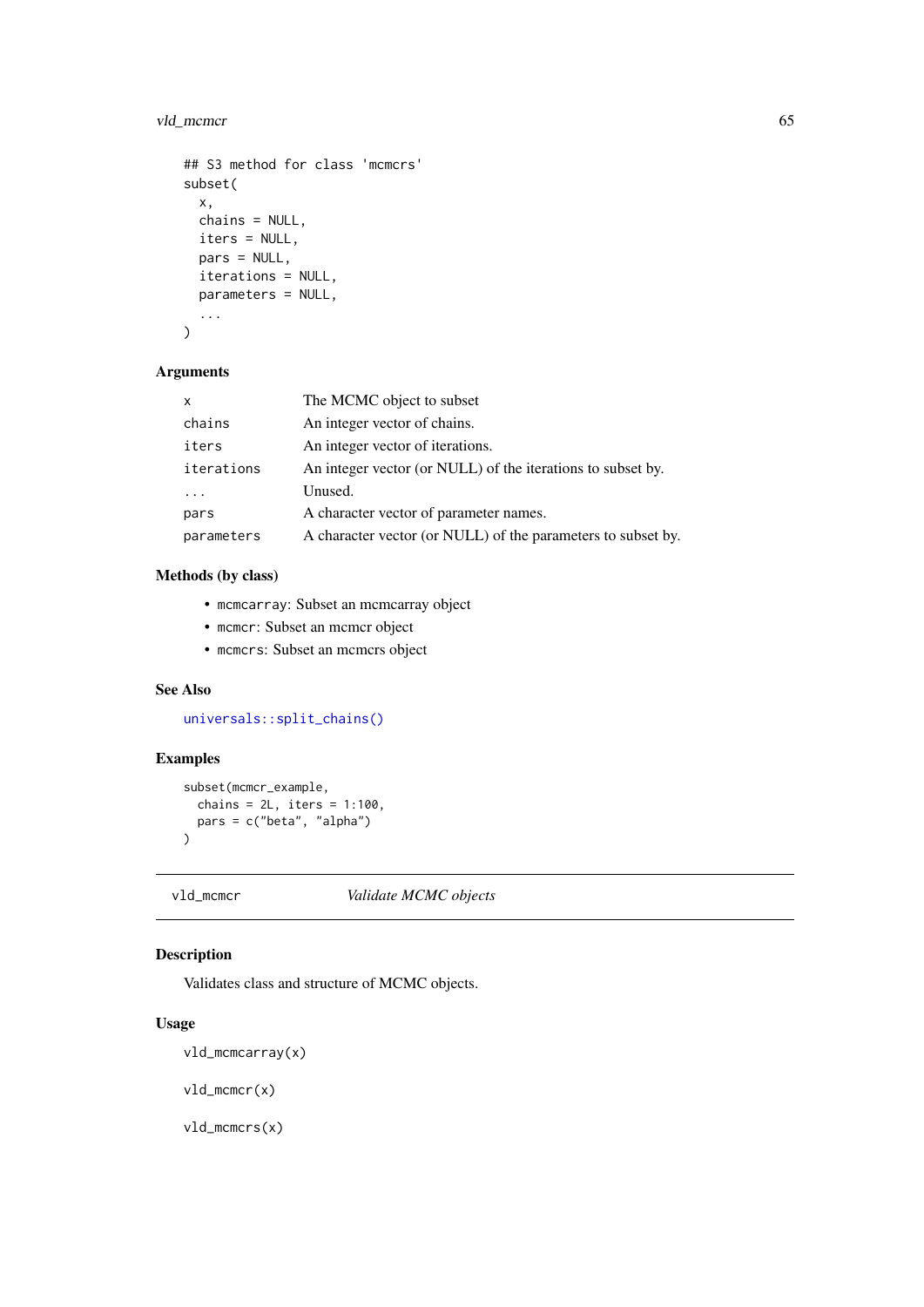```
## S3 method for class 'mcmcrs'
subset(
  x,
  chains = NULL,
  iters = NULL,
  pars = NULL,
  iterations = NULL,
  parameters = NULL,
  ...
)
```

### Arguments

| | |
|---|---|
| `x` | The MCMC object to subset |
| `chains` | An integer vector of chains. |
| `iters` | An integer vector of iterations. |
| `iterations` | An integer vector (or NULL) of the iterations to subset by. |
| `...` | Unused. |
| `pars` | A character vector of parameter names. |
| `parameters` | A character vector (or NULL) of the parameters to subset by. |

### Methods (by class)

- `mcmcarray`: Subset an mcmcarray object
- `mcmcr`: Subset an mcmcr object
- `mcmcrs`: Subset an mcmcrs object

### See Also

`universals::split_chains()`

### Examples

```
subset(mcmcr_example,
  chains = 2L, iters = 1:100,
  pars = c("beta", "alpha")
)
```

---

## vld_mcmcr — *Validate MCMC objects*

### Description

Validates class and structure of MCMC objects.

### Usage

```
vld_mcmcarray(x)

vld_mcmcr(x)

vld_mcmcrs(x)
```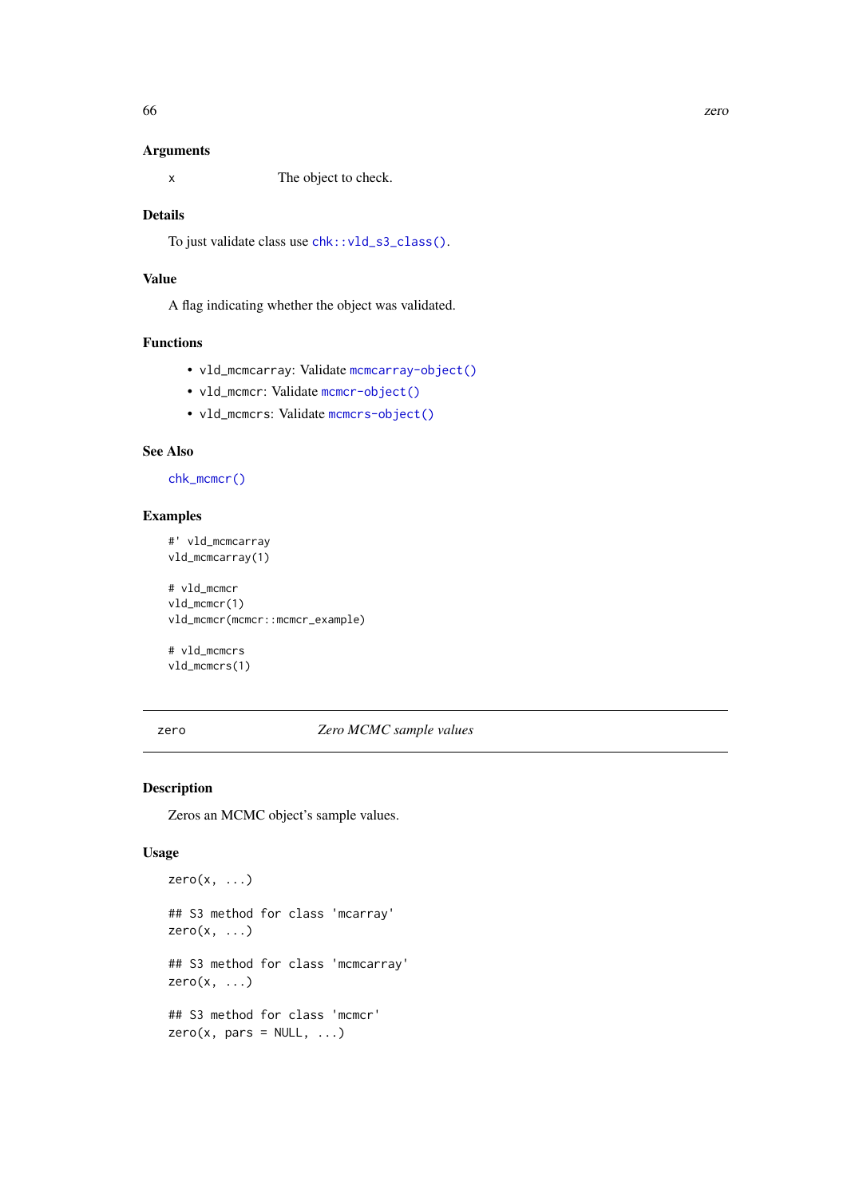### Arguments

x  The object to check.

### Details

To just validate class use `chk::vld_s3_class()`.

### Value

A flag indicating whether the object was validated.

### Functions

- `vld_mcmcarray`: Validate `mcmcarray-object()`
- `vld_mcmcr`: Validate `mcmcr-object()`
- `vld_mcmcrs`: Validate `mcmcrs-object()`

### See Also

`chk_mcmcr()`

### Examples

```
#' vld_mcmcarray
vld_mcmcarray(1)

# vld_mcmcr
vld_mcmcr(1)
vld_mcmcr(mcmcr::mcmcr_example)

# vld_mcmcrs
vld_mcmcrs(1)
```

---

## zero    *Zero MCMC sample values*

---

### Description

Zeros an MCMC object's sample values.

### Usage

```
zero(x, ...)

## S3 method for class 'mcarray'
zero(x, ...)

## S3 method for class 'mcmcarray'
zero(x, ...)

## S3 method for class 'mcmcr'
zero(x, pars = NULL, ...)
```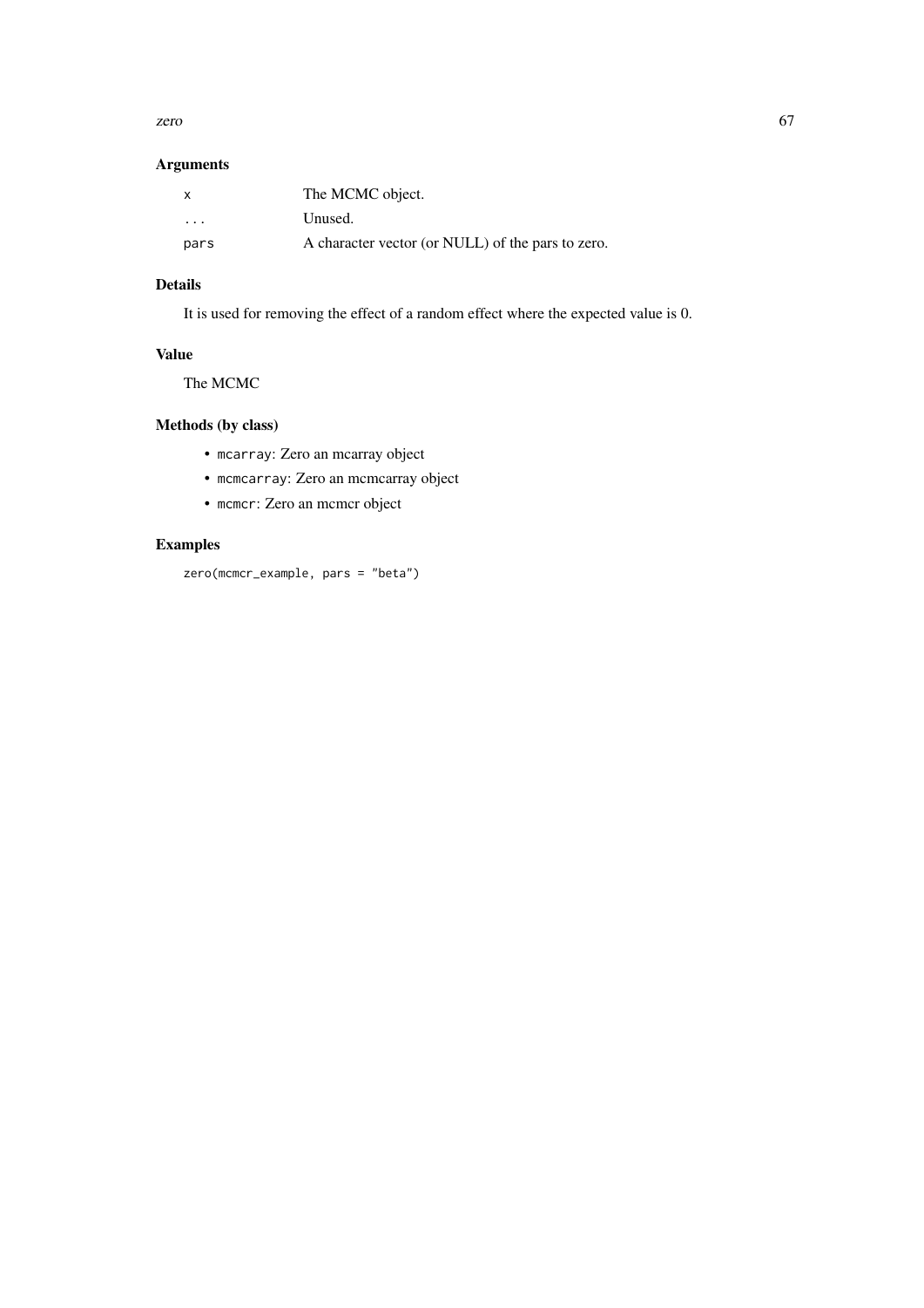## Arguments

| | |
|---|---|
| `x` | The MCMC object. |
| `...` | Unused. |
| `pars` | A character vector (or NULL) of the pars to zero. |

## Details

It is used for removing the effect of a random effect where the expected value is 0.

## Value

The MCMC

## Methods (by class)

- `mcarray`: Zero an mcarray object
- `mcmcarray`: Zero an mcmcarray object
- `mcmcr`: Zero an mcmcr object

## Examples

```
zero(mcmcr_example, pars = "beta")
```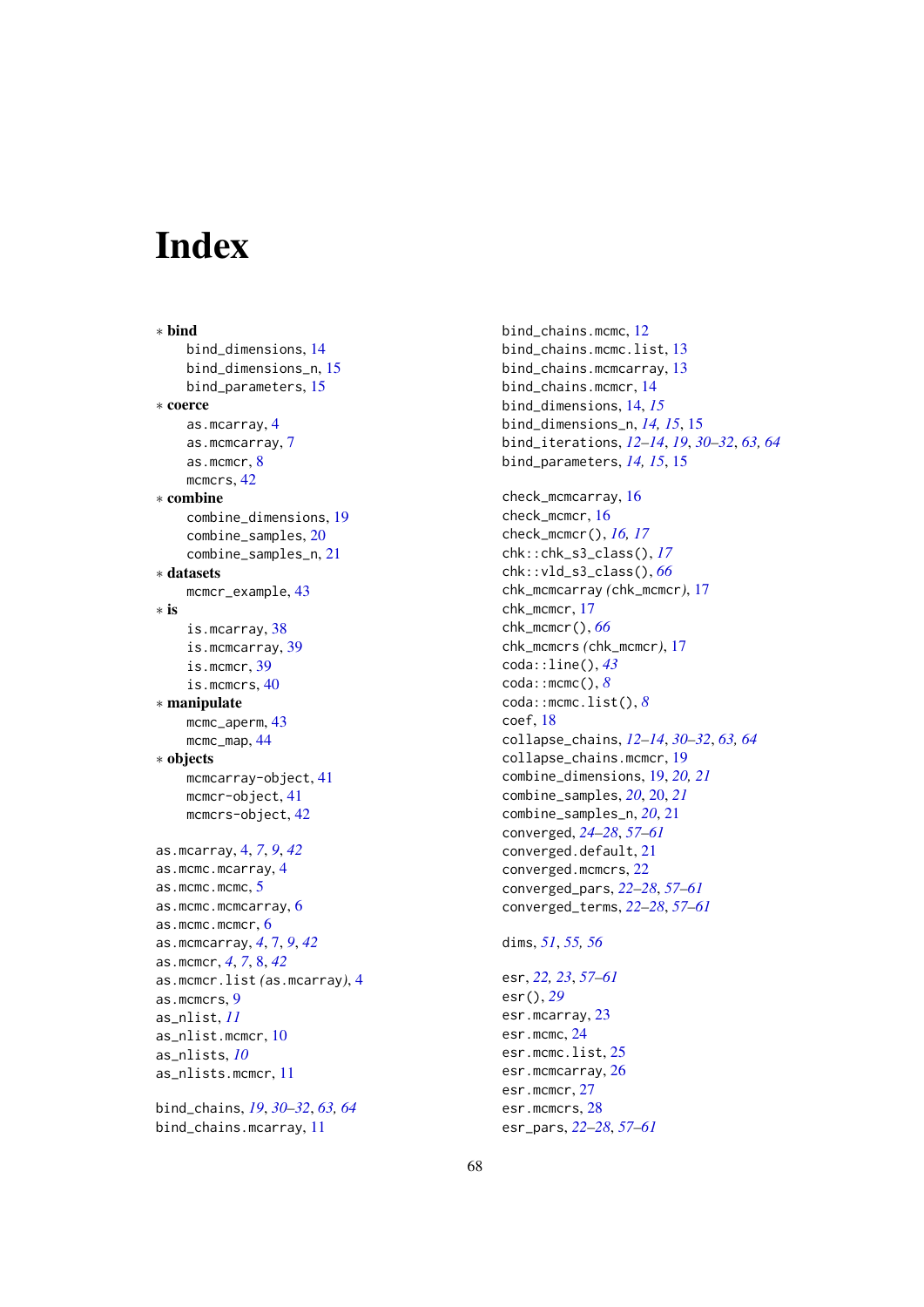# Index

∗ **bind**
  bind_dimensions, 14
  bind_dimensions_n, 15
  bind_parameters, 15

∗ **coerce**
  as.mcarray, 4
  as.mcmcarray, 7
  as.mcmcr, 8
  mcmcrs, 42

∗ **combine**
  combine_dimensions, 19
  combine_samples, 20
  combine_samples_n, 21

∗ **datasets**
  mcmcr_example, 43

∗ **is**
  is.mcarray, 38
  is.mcmcarray, 39
  is.mcmcr, 39
  is.mcmcrs, 40

∗ **manipulate**
  mcmc_aperm, 43
  mcmc_map, 44

∗ **objects**
  mcmcarray-object, 41
  mcmcr-object, 41
  mcmcrs-object, 42

as.mcarray, 4, *7*, *9*, *42*
as.mcmc.mcarray, 4
as.mcmc.mcmc, 5
as.mcmc.mcmcarray, 6
as.mcmc.mcmcr, 6
as.mcmcarray, *4*, 7, *9*, *42*
as.mcmcr, *4*, *7*, 8, *42*
as.mcmcr.list (as.mcarray), 4
as.mcmcrs, 9
as_nlist, *11*
as_nlist.mcmcr, 10
as_nlists, *10*
as_nlists.mcmcr, 11

bind_chains, *19*, *30–32*, *63*, *64*
bind_chains.mcarray, 11
bind_chains.mcmc, 12
bind_chains.mcmc.list, 13
bind_chains.mcmcarray, 13
bind_chains.mcmcr, 14
bind_dimensions, 14, *15*
bind_dimensions_n, *14*, *15*, 15
bind_iterations, *12–14*, *19*, *30–32*, *63*, *64*
bind_parameters, *14*, *15*, 15

check_mcmcarray, 16
check_mcmcr, 16
check_mcmcr(), *16*, *17*
chk::chk_s3_class(), *17*
chk::vld_s3_class(), *66*
chk_mcmcarray (chk_mcmcr), 17
chk_mcmcr, 17
chk_mcmcr(), *66*
chk_mcmcrs (chk_mcmcr), 17
coda::line(), *43*
coda::mcmc(), *8*
coda::mcmc.list(), *8*
coef, 18
collapse_chains, *12–14*, *30–32*, *63*, *64*
collapse_chains.mcmcr, 19
combine_dimensions, 19, *20*, *21*
combine_samples, *20*, 20, *21*
combine_samples_n, *20*, 21
converged, *24–28*, *57–61*
converged.default, 21
converged.mcmcrs, 22
converged_pars, *22–28*, *57–61*
converged_terms, *22–28*, *57–61*

dims, *51*, *55*, *56*

esr, *22*, *23*, *57–61*
esr(), *29*
esr.mcarray, 23
esr.mcmc, 24
esr.mcmc.list, 25
esr.mcmcarray, 26
esr.mcmcr, 27
esr.mcmcrs, 28
esr_pars, *22–28*, *57–61*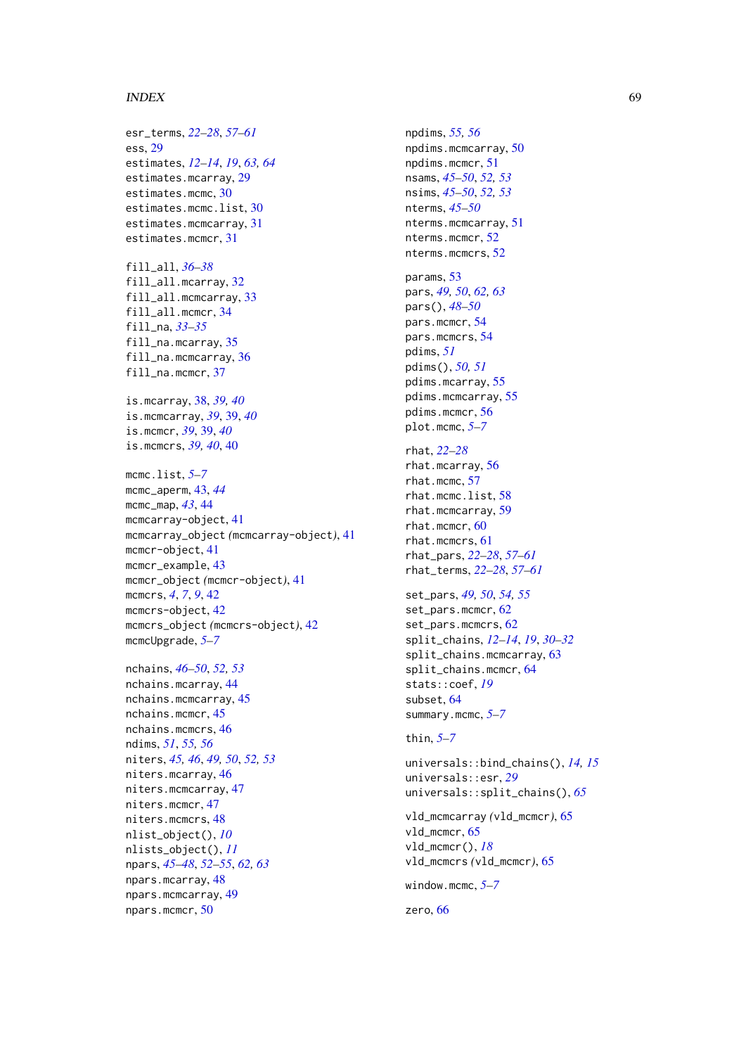esr_terms, *22–28*, *57–61*
ess, 29
estimates, *12–14*, *19*, *63, 64*
estimates.mcarray, 29
estimates.mcmc, 30
estimates.mcmc.list, 30
estimates.mcmcarray, 31
estimates.mcmcr, 31

fill_all, *36–38*
fill_all.mcarray, 32
fill_all.mcmcarray, 33
fill_all.mcmcr, 34
fill_na, *33–35*
fill_na.mcarray, 35
fill_na.mcmcarray, 36
fill_na.mcmcr, 37

is.mcarray, 38, *39, 40*
is.mcmcarray, *39*, 39, *40*
is.mcmcr, *39*, 39, *40*
is.mcmcrs, *39, 40*, 40

mcmc.list, *5–7*
mcmc_aperm, 43, *44*
mcmc_map, *43*, 44
mcmcarray-object, 41
mcmcarray_object *(mcmcarray-object)*, 41
mcmcr-object, 41
mcmcr_example, 43
mcmcr_object *(mcmcr-object)*, 41
mcmcrs, *4*, *7*, *9*, 42
mcmcrs-object, 42
mcmcrs_object *(mcmcrs-object)*, 42
mcmcUpgrade, *5–7*

nchains, *46–50*, *52, 53*
nchains.mcarray, 44
nchains.mcmcarray, 45
nchains.mcmcr, 45
nchains.mcmcrs, 46
ndims, *51*, *55, 56*
niters, *45, 46*, *49, 50*, *52, 53*
niters.mcarray, 46
niters.mcmcarray, 47
niters.mcmcr, 47
niters.mcmcrs, 48
nlist_object(), *10*
nlists_object(), *11*
npars, *45–48*, *52–55*, *62, 63*
npars.mcarray, 48
npars.mcmcarray, 49
npars.mcmcr, 50

npdims, *55, 56*
npdims.mcmcarray, 50
npdims.mcmcr, 51
nsams, *45–50*, *52, 53*
nsims, *45–50*, *52, 53*
nterms, *45–50*
nterms.mcmcarray, 51
nterms.mcmcr, 52
nterms.mcmcrs, 52

params, 53
pars, *49, 50*, *62, 63*
pars(), *48–50*
pars.mcmcr, 54
pars.mcmcrs, 54
pdims, *51*
pdims(), *50, 51*
pdims.mcarray, 55
pdims.mcmcarray, 55
pdims.mcmcr, 56
plot.mcmc, *5–7*

rhat, *22–28*
rhat.mcarray, 56
rhat.mcmc, 57
rhat.mcmc.list, 58
rhat.mcmcarray, 59
rhat.mcmcr, 60
rhat.mcmcrs, 61
rhat_pars, *22–28*, *57–61*
rhat_terms, *22–28*, *57–61*

set_pars, *49, 50*, *54, 55*
set_pars.mcmcr, 62
set_pars.mcmcrs, 62
split_chains, *12–14*, *19*, *30–32*
split_chains.mcmcarray, 63
split_chains.mcmcr, 64
stats::coef, *19*
subset, 64
summary.mcmc, *5–7*

thin, *5–7*

universals::bind_chains(), *14, 15*
universals::esr, *29*
universals::split_chains(), *65*

vld_mcmcarray *(vld_mcmcr)*, 65
vld_mcmcr, 65
vld_mcmcr(), *18*
vld_mcmcrs *(vld_mcmcr)*, 65

window.mcmc, *5–7*

zero, 66